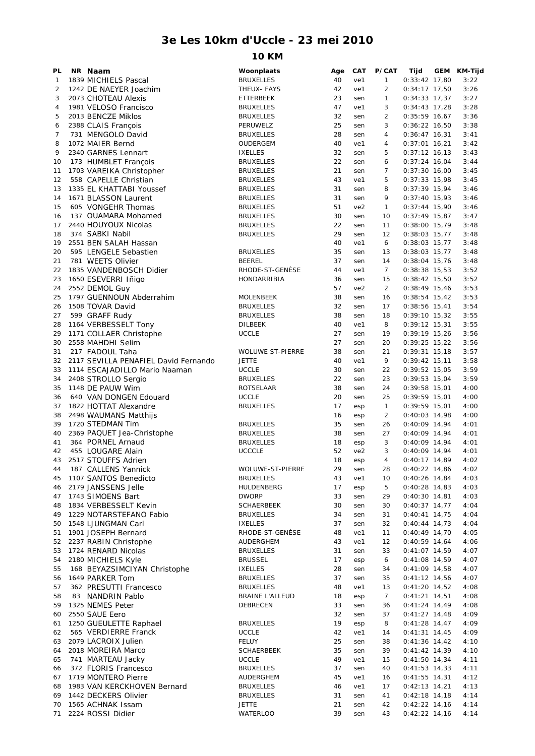# 3e Les 10km d'Uccle - 23 mei 2010

## 10 KM

| PL | NR | Naam | Woonplaats | Age | CAT | P/CAT | Tijd | GEM | KM-Tijd |
|---|---|---|---|---|---|---|---|---|---|
| 1 | 1839 | MICHIELS Pascal | BRUXELLES | 40 | ve1 | 1 | 0:33:42 | 17,80 | 3:22 |
| 2 | 1242 | DE NAEYER Joachim | THEUX- FAYS | 42 | ve1 | 2 | 0:34:17 | 17,50 | 3:26 |
| 3 | 2073 | CHOTEAU Alexis | ETTERBEEK | 23 | sen | 1 | 0:34:33 | 17,37 | 3:27 |
| 4 | 1981 | VELOSO Francisco | BRUXELLES | 47 | ve1 | 3 | 0:34:43 | 17,28 | 3:28 |
| 5 | 2013 | BENCZE Miklos | BRUXELLES | 32 | sen | 2 | 0:35:59 | 16,67 | 3:36 |
| 6 | 2388 | CLAIS François | PERUWELZ | 25 | sen | 3 | 0:36:22 | 16,50 | 3:38 |
| 7 | 731 | MENGOLO David | BRUXELLES | 28 | sen | 4 | 0:36:47 | 16,31 | 3:41 |
| 8 | 1072 | MAIER Bernd | OUDERGEM | 40 | ve1 | 4 | 0:37:01 | 16,21 | 3:42 |
| 9 | 2340 | GARNES Lennart | IXELLES | 32 | sen | 5 | 0:37:12 | 16,13 | 3:43 |
| 10 | 173 | HUMBLET François | BRUXELLES | 22 | sen | 6 | 0:37:24 | 16,04 | 3:44 |
| 11 | 1703 | VAREIKA Christopher | BRUXELLES | 21 | sen | 7 | 0:37:30 | 16,00 | 3:45 |
| 12 | 558 | CAPELLE Christian | BRUXELLES | 43 | ve1 | 5 | 0:37:33 | 15,98 | 3:45 |
| 13 | 1335 | EL KHATTABI Youssef | BRUXELLES | 31 | sen | 8 | 0:37:39 | 15,94 | 3:46 |
| 14 | 1671 | BLASSON Laurent | BRUXELLES | 31 | sen | 9 | 0:37:40 | 15,93 | 3:46 |
| 15 | 605 | VONGEHR Thomas | BRUXELLES | 51 | ve2 | 1 | 0:37:44 | 15,90 | 3:46 |
| 16 | 137 | OUAMARA Mohamed | BRUXELLES | 30 | sen | 10 | 0:37:49 | 15,87 | 3:47 |
| 17 | 2440 | HOUYOUX Nicolas | BRUXELLES | 22 | sen | 11 | 0:38:00 | 15,79 | 3:48 |
| 18 | 374 | SABKI Nabil | BRUXELLES | 29 | sen | 12 | 0:38:03 | 15,77 | 3:48 |
| 19 | 2551 | BEN SALAH Hassan | | 40 | ve1 | 6 | 0:38:03 | 15,77 | 3:48 |
| 20 | 595 | LENGELE Sebastien | BRUXELLES | 35 | sen | 13 | 0:38:03 | 15,77 | 3:48 |
| 21 | 781 | WEETS Olivier | BEEREL | 37 | sen | 14 | 0:38:04 | 15,76 | 3:48 |
| 22 | 1835 | VANDENBOSCH Didier | RHODE-ST-GENÈSE | 44 | ve1 | 7 | 0:38:38 | 15,53 | 3:52 |
| 23 | 1650 | ESEVERRI Iñigo | HONDARRIBIA | 36 | sen | 15 | 0:38:42 | 15,50 | 3:52 |
| 24 | 2552 | DEMOL Guy | | 57 | ve2 | 2 | 0:38:49 | 15,46 | 3:53 |
| 25 | 1797 | GUENNOUN Abderrahim | MOLENBEEK | 38 | sen | 16 | 0:38:54 | 15,42 | 3:53 |
| 26 | 1508 | TOVAR David | BRUXELLES | 32 | sen | 17 | 0:38:56 | 15,41 | 3:54 |
| 27 | 599 | GRAFF Rudy | BRUXELLES | 38 | sen | 18 | 0:39:10 | 15,32 | 3:55 |
| 28 | 1164 | VERBESSELT Tony | DILBEEK | 40 | ve1 | 8 | 0:39:12 | 15,31 | 3:55 |
| 29 | 1171 | COLLAER Christophe | UCCLE | 27 | sen | 19 | 0:39:19 | 15,26 | 3:56 |
| 30 | 2558 | MAHDHI Selim | | 27 | sen | 20 | 0:39:25 | 15,22 | 3:56 |
| 31 | 217 | FADOUL Taha | WOLUWE ST-PIERRE | 38 | sen | 21 | 0:39:31 | 15,18 | 3:57 |
| 32 | 2117 | SEVILLA PENAFIEL David Fernando | JETTE | 40 | ve1 | 9 | 0:39:42 | 15,11 | 3:58 |
| 33 | 1114 | ESCAJADILLO Mario Naaman | UCCLE | 30 | sen | 22 | 0:39:52 | 15,05 | 3:59 |
| 34 | 2408 | STROLLO Sergio | BRUXELLES | 22 | sen | 23 | 0:39:53 | 15,04 | 3:59 |
| 35 | 1148 | DE PAUW Wim | ROTSELAAR | 38 | sen | 24 | 0:39:58 | 15,01 | 4:00 |
| 36 | 640 | VAN DONGEN Edouard | UCCLE | 20 | sen | 25 | 0:39:59 | 15,01 | 4:00 |
| 37 | 1822 | HOTTAT Alexandre | BRUXELLES | 17 | esp | 1 | 0:39:59 | 15,01 | 4:00 |
| 38 | 2498 | WAUMANS Matthijs | | 16 | esp | 2 | 0:40:03 | 14,98 | 4:00 |
| 39 | 1720 | STEDMAN Tim | BRUXELLES | 35 | sen | 26 | 0:40:09 | 14,94 | 4:01 |
| 40 | 2369 | PAQUET Jea-Christophe | BRUXELLES | 38 | sen | 27 | 0:40:09 | 14,94 | 4:01 |
| 41 | 364 | PORNEL Arnaud | BRUXELLES | 18 | esp | 3 | 0:40:09 | 14,94 | 4:01 |
| 42 | 455 | LOUGARE Alain | UCCCLE | 52 | ve2 | 3 | 0:40:09 | 14,94 | 4:01 |
| 43 | 2517 | STOUFFS Adrien | | 18 | esp | 4 | 0:40:17 | 14,89 | 4:02 |
| 44 | 187 | CALLENS Yannick | WOLUWE-ST-PIERRE | 29 | sen | 28 | 0:40:22 | 14,86 | 4:02 |
| 45 | 1107 | SANTOS Benedicto | BRUXELLES | 43 | ve1 | 10 | 0:40:26 | 14,84 | 4:03 |
| 46 | 2179 | JANSSENS Jelle | HULDENBERG | 17 | esp | 5 | 0:40:28 | 14,83 | 4:03 |
| 47 | 1743 | SIMOENS Bart | DWORP | 33 | sen | 29 | 0:40:30 | 14,81 | 4:03 |
| 48 | 1834 | VERBESSELT Kevin | SCHAERBEEK | 30 | sen | 30 | 0:40:37 | 14,77 | 4:04 |
| 49 | 1229 | NOTARSTEFANO Fabio | BRUXELLES | 34 | sen | 31 | 0:40:41 | 14,75 | 4:04 |
| 50 | 1548 | LJUNGMAN Carl | IXELLES | 37 | sen | 32 | 0:40:44 | 14,73 | 4:04 |
| 51 | 1901 | JOSEPH Bernard | RHODE-ST-GENÈSE | 48 | ve1 | 11 | 0:40:49 | 14,70 | 4:05 |
| 52 | 2237 | RABIN Christophe | AUDERGHEM | 43 | ve1 | 12 | 0:40:59 | 14,64 | 4:06 |
| 53 | 1724 | RENARD Nicolas | BRUXELLES | 31 | sen | 33 | 0:41:07 | 14,59 | 4:07 |
| 54 | 2180 | MICHIELS Kyle | BRUSSEL | 17 | esp | 6 | 0:41:08 | 14,59 | 4:07 |
| 55 | 168 | BEYAZSIMCIYAN Christophe | IXELLES | 28 | sen | 34 | 0:41:09 | 14,58 | 4:07 |
| 56 | 1649 | PARKER Tom | BRUXELLES | 37 | sen | 35 | 0:41:12 | 14,56 | 4:07 |
| 57 | 362 | PRESUTTI Francesco | BRUXELLES | 48 | ve1 | 13 | 0:41:20 | 14,52 | 4:08 |
| 58 | 83 | NANDRIN Pablo | BRAINE L'ALLEUD | 18 | esp | 7 | 0:41:21 | 14,51 | 4:08 |
| 59 | 1325 | NEMES Peter | DEBRECEN | 33 | sen | 36 | 0:41:24 | 14,49 | 4:08 |
| 60 | 2550 | SAUE Eero | | 32 | sen | 37 | 0:41:27 | 14,48 | 4:09 |
| 61 | 1250 | GUEULETTE Raphael | BRUXELLES | 19 | esp | 8 | 0:41:28 | 14,47 | 4:09 |
| 62 | 565 | VERDIERRE Franck | UCCLE | 42 | ve1 | 14 | 0:41:31 | 14,45 | 4:09 |
| 63 | 2079 | LACROIX Julien | FELUY | 25 | sen | 38 | 0:41:36 | 14,42 | 4:10 |
| 64 | 2018 | MOREIRA Marco | SCHAERBEEK | 35 | sen | 39 | 0:41:42 | 14,39 | 4:10 |
| 65 | 741 | MARTEAU Jacky | UCCLE | 49 | ve1 | 15 | 0:41:50 | 14,34 | 4:11 |
| 66 | 372 | FLORIS Francesco | BRUXELLES | 37 | sen | 40 | 0:41:53 | 14,33 | 4:11 |
| 67 | 1719 | MONTERO Pierre | AUDERGHEM | 45 | ve1 | 16 | 0:41:55 | 14,31 | 4:12 |
| 68 | 1983 | VAN KERCKHOVEN Bernard | BRUXELLES | 46 | ve1 | 17 | 0:42:13 | 14,21 | 4:13 |
| 69 | 1442 | DECKERS Olivier | BRUXELLES | 31 | sen | 41 | 0:42:18 | 14,18 | 4:14 |
| 70 | 1565 | ACHNAK Issam | JETTE | 21 | sen | 42 | 0:42:22 | 14,16 | 4:14 |
| 71 | 2224 | ROSSI Didier | WATERLOO | 39 | sen | 43 | 0:42:22 | 14,16 | 4:14 |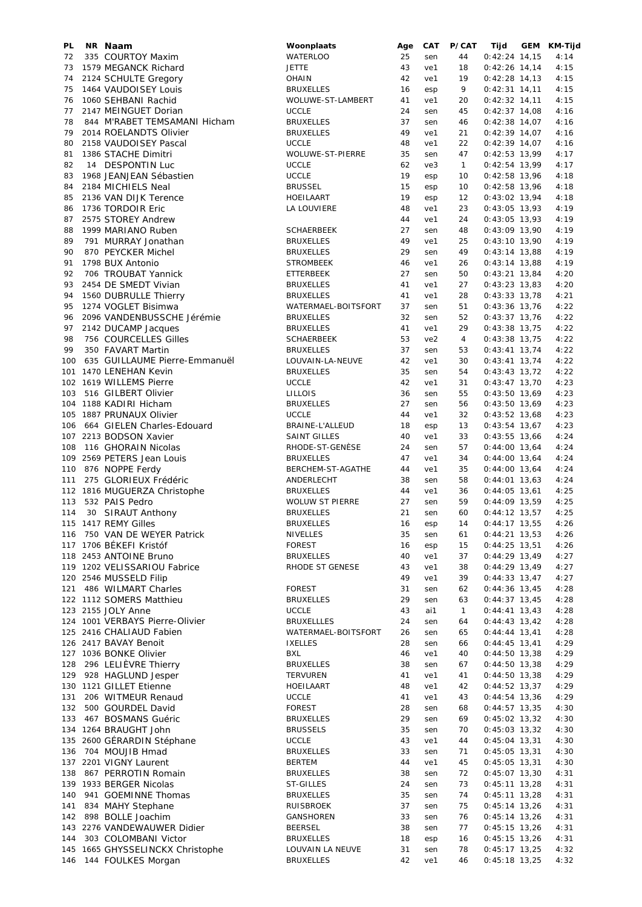| PL | NR | Naam | Woonplaats | Age | CAT | P/CAT | Tijd | GEM | KM-Tijd |
|---|---|---|---|---|---|---|---|---|---|
| 72 | 335 | COURTOY Maxim | WATERLOO | 25 | sen | 44 | 0:42:24 | 14,15 | 4:14 |
| 73 | 1579 | MEGANCK Richard | JETTE | 43 | ve1 | 18 | 0:42:26 | 14,14 | 4:15 |
| 74 | 2124 | SCHULTE Gregory | OHAIN | 42 | ve1 | 19 | 0:42:28 | 14,13 | 4:15 |
| 75 | 1464 | VAUDOISEY Louis | BRUXELLES | 16 | esp | 9 | 0:42:31 | 14,11 | 4:15 |
| 76 | 1060 | SEHBANI Rachid | WOLUWE-ST-LAMBERT | 41 | ve1 | 20 | 0:42:32 | 14,11 | 4:15 |
| 77 | 2147 | MEINGUET Dorian | UCCLE | 24 | sen | 45 | 0:42:37 | 14,08 | 4:16 |
| 78 | 844 | M'RABET TEMSAMANI Hicham | BRUXELLES | 37 | sen | 46 | 0:42:38 | 14,07 | 4:16 |
| 79 | 2014 | ROELANDTS Olivier | BRUXELLES | 49 | ve1 | 21 | 0:42:39 | 14,07 | 4:16 |
| 80 | 2158 | VAUDOISEY Pascal | UCCLE | 48 | ve1 | 22 | 0:42:39 | 14,07 | 4:16 |
| 81 | 1386 | STACHE Dimitri | WOLUWE-ST-PIERRE | 35 | sen | 47 | 0:42:53 | 13,99 | 4:17 |
| 82 | 14 | DESPONTIN Luc | UCCLE | 62 | ve3 | 1 | 0:42:54 | 13,99 | 4:17 |
| 83 | 1968 | JEANJEAN Sébastien | UCCLE | 19 | esp | 10 | 0:42:58 | 13,96 | 4:18 |
| 84 | 2184 | MICHIELS Neal | BRUSSEL | 15 | esp | 10 | 0:42:58 | 13,96 | 4:18 |
| 85 | 2136 | VAN DIJK Terence | HOEILAART | 19 | esp | 12 | 0:43:02 | 13,94 | 4:18 |
| 86 | 1736 | TORDOIR Eric | LA LOUVIERE | 48 | ve1 | 23 | 0:43:05 | 13,93 | 4:19 |
| 87 | 2575 | STOREY Andrew | | 44 | ve1 | 24 | 0:43:05 | 13,93 | 4:19 |
| 88 | 1999 | MARIANO Ruben | SCHAERBEEK | 27 | sen | 48 | 0:43:09 | 13,90 | 4:19 |
| 89 | 791 | MURRAY Jonathan | BRUXELLES | 49 | ve1 | 25 | 0:43:10 | 13,90 | 4:19 |
| 90 | 870 | PEYCKER Michel | BRUXELLES | 29 | sen | 49 | 0:43:14 | 13,88 | 4:19 |
| 91 | 1798 | BUX Antonio | STROMBEEK | 46 | ve1 | 26 | 0:43:14 | 13,88 | 4:19 |
| 92 | 706 | TROUBAT Yannick | ETTERBEEK | 27 | sen | 50 | 0:43:21 | 13,84 | 4:20 |
| 93 | 2454 | DE SMEDT Vivian | BRUXELLES | 41 | ve1 | 27 | 0:43:23 | 13,83 | 4:20 |
| 94 | 1560 | DUBRULLE Thierry | BRUXELLES | 41 | ve1 | 28 | 0:43:33 | 13,78 | 4:21 |
| 95 | 1274 | VOGLET Bisimwa | WATERMAEL-BOITSFORT | 37 | sen | 51 | 0:43:36 | 13,76 | 4:22 |
| 96 | 2096 | VANDENBUSSCHE Jérémie | BRUXELLES | 32 | sen | 52 | 0:43:37 | 13,76 | 4:22 |
| 97 | 2142 | DUCAMP Jacques | BRUXELLES | 41 | ve1 | 29 | 0:43:38 | 13,75 | 4:22 |
| 98 | 756 | COURCELLES Gilles | SCHAERBEEK | 53 | ve2 | 4 | 0:43:38 | 13,75 | 4:22 |
| 99 | 350 | FAVART Martin | BRUXELLES | 37 | sen | 53 | 0:43:41 | 13,74 | 4:22 |
| 100 | 635 | GUILLAUME Pierre-Emmanuël | LOUVAIN-LA-NEUVE | 42 | ve1 | 30 | 0:43:41 | 13,74 | 4:22 |
| 101 | 1470 | LENEHAN Kevin | BRUXELLES | 35 | sen | 54 | 0:43:43 | 13,72 | 4:22 |
| 102 | 1619 | WILLEMS Pierre | UCCLE | 42 | ve1 | 31 | 0:43:47 | 13,70 | 4:23 |
| 103 | 516 | GILBERT Olivier | LILLOIS | 36 | sen | 55 | 0:43:50 | 13,69 | 4:23 |
| 104 | 1188 | KADIRI Hicham | BRUXELLES | 27 | sen | 56 | 0:43:50 | 13,69 | 4:23 |
| 105 | 1887 | PRUNAUX Olivier | UCCLE | 44 | ve1 | 32 | 0:43:52 | 13,68 | 4:23 |
| 106 | 664 | GIELEN Charles-Edouard | BRAINE-L'ALLEUD | 18 | esp | 13 | 0:43:54 | 13,67 | 4:23 |
| 107 | 2213 | BODSON Xavier | SAINT GILLES | 40 | ve1 | 33 | 0:43:55 | 13,66 | 4:24 |
| 108 | 116 | GHORAIN Nicolas | RHODE-ST-GENÈSE | 24 | sen | 57 | 0:44:00 | 13,64 | 4:24 |
| 109 | 2569 | PETERS Jean Louis | BRUXELLES | 47 | ve1 | 34 | 0:44:00 | 13,64 | 4:24 |
| 110 | 876 | NOPPE Ferdy | BERCHEM-ST-AGATHE | 44 | ve1 | 35 | 0:44:00 | 13,64 | 4:24 |
| 111 | 275 | GLORIEUX Frédéric | ANDERLECHT | 38 | sen | 58 | 0:44:01 | 13,63 | 4:24 |
| 112 | 1816 | MUGUERZA Christophe | BRUXELLES | 44 | ve1 | 36 | 0:44:05 | 13,61 | 4:25 |
| 113 | 532 | PAIS Pedro | WOLUW ST PIERRE | 27 | sen | 59 | 0:44:09 | 13,59 | 4:25 |
| 114 | 30 | SIRAUT Anthony | BRUXELLES | 21 | sen | 60 | 0:44:12 | 13,57 | 4:25 |
| 115 | 1417 | REMY Gilles | BRUXELLES | 16 | esp | 14 | 0:44:17 | 13,55 | 4:26 |
| 116 | 750 | VAN DE WEYER Patrick | NIVELLES | 35 | sen | 61 | 0:44:21 | 13,53 | 4:26 |
| 117 | 1706 | BÉKEFI Kristóf | FOREST | 16 | esp | 15 | 0:44:25 | 13,51 | 4:26 |
| 118 | 2453 | ANTOINE Bruno | BRUXELLES | 40 | ve1 | 37 | 0:44:29 | 13,49 | 4:27 |
| 119 | 1202 | VELISSARIOU Fabrice | RHODE ST GENESE | 43 | ve1 | 38 | 0:44:29 | 13,49 | 4:27 |
| 120 | 2546 | MUSSELD Filip | | 49 | ve1 | 39 | 0:44:33 | 13,47 | 4:27 |
| 121 | 486 | WILMART Charles | FOREST | 31 | sen | 62 | 0:44:36 | 13,45 | 4:28 |
| 122 | 1112 | SOMERS Matthieu | BRUXELLES | 29 | sen | 63 | 0:44:37 | 13,45 | 4:28 |
| 123 | 2155 | JOLY Anne | UCCLE | 43 | ai1 | 1 | 0:44:41 | 13,43 | 4:28 |
| 124 | 1001 | VERBAYS Pierre-Olivier | BRUXELLLES | 24 | sen | 64 | 0:44:43 | 13,42 | 4:28 |
| 125 | 2416 | CHALIAUD Fabien | WATERMAEL-BOITSFORT | 26 | sen | 65 | 0:44:44 | 13,41 | 4:28 |
| 126 | 2417 | BAVAY Benoit | IXELLES | 28 | sen | 66 | 0:44:45 | 13,41 | 4:29 |
| 127 | 1036 | BONKE Olivier | BXL | 46 | ve1 | 40 | 0:44:50 | 13,38 | 4:29 |
| 128 | 296 | LELIÈVRE Thierry | BRUXELLES | 38 | sen | 67 | 0:44:50 | 13,38 | 4:29 |
| 129 | 928 | HAGLUND Jesper | TERVUREN | 41 | ve1 | 41 | 0:44:50 | 13,38 | 4:29 |
| 130 | 1121 | GILLET Etienne | HOEILAART | 48 | ve1 | 42 | 0:44:52 | 13,37 | 4:29 |
| 131 | 206 | WITMEUR Renaud | UCCLE | 41 | ve1 | 43 | 0:44:54 | 13,36 | 4:29 |
| 132 | 500 | GOURDEL David | FOREST | 28 | sen | 68 | 0:44:57 | 13,35 | 4:30 |
| 133 | 467 | BOSMANS Guéric | BRUXELLES | 29 | sen | 69 | 0:45:02 | 13,32 | 4:30 |
| 134 | 1264 | BRAUGHT John | BRUSSELS | 35 | sen | 70 | 0:45:03 | 13,32 | 4:30 |
| 135 | 2600 | GÉRARDIN Stéphane | UCCLE | 43 | ve1 | 44 | 0:45:04 | 13,31 | 4:30 |
| 136 | 704 | MOUJIB Hmad | BRUXELLES | 33 | sen | 71 | 0:45:05 | 13,31 | 4:30 |
| 137 | 2201 | VIGNY Laurent | BERTEM | 44 | ve1 | 45 | 0:45:05 | 13,31 | 4:30 |
| 138 | 867 | PERROTIN Romain | BRUXELLES | 38 | sen | 72 | 0:45:07 | 13,30 | 4:31 |
| 139 | 1933 | BERGER Nicolas | ST-GILLES | 24 | sen | 73 | 0:45:11 | 13,28 | 4:31 |
| 140 | 941 | GOEMINNE Thomas | BRUXELLES | 35 | sen | 74 | 0:45:11 | 13,28 | 4:31 |
| 141 | 834 | MAHY Stephane | RUISBROEK | 37 | sen | 75 | 0:45:14 | 13,26 | 4:31 |
| 142 | 898 | BOLLE Joachim | GANSHOREN | 33 | sen | 76 | 0:45:14 | 13,26 | 4:31 |
| 143 | 2276 | VANDEWAUWER Didier | BEERSEL | 38 | sen | 77 | 0:45:15 | 13,26 | 4:31 |
| 144 | 303 | COLOMBANI Victor | BRUXELLES | 18 | esp | 16 | 0:45:15 | 13,26 | 4:31 |
| 145 | 1665 | GHYSSELINCKX Christophe | LOUVAIN LA NEUVE | 31 | sen | 78 | 0:45:17 | 13,25 | 4:32 |
| 146 | 144 | FOULKES Morgan | BRUXELLES | 42 | ve1 | 46 | 0:45:18 | 13,25 | 4:32 |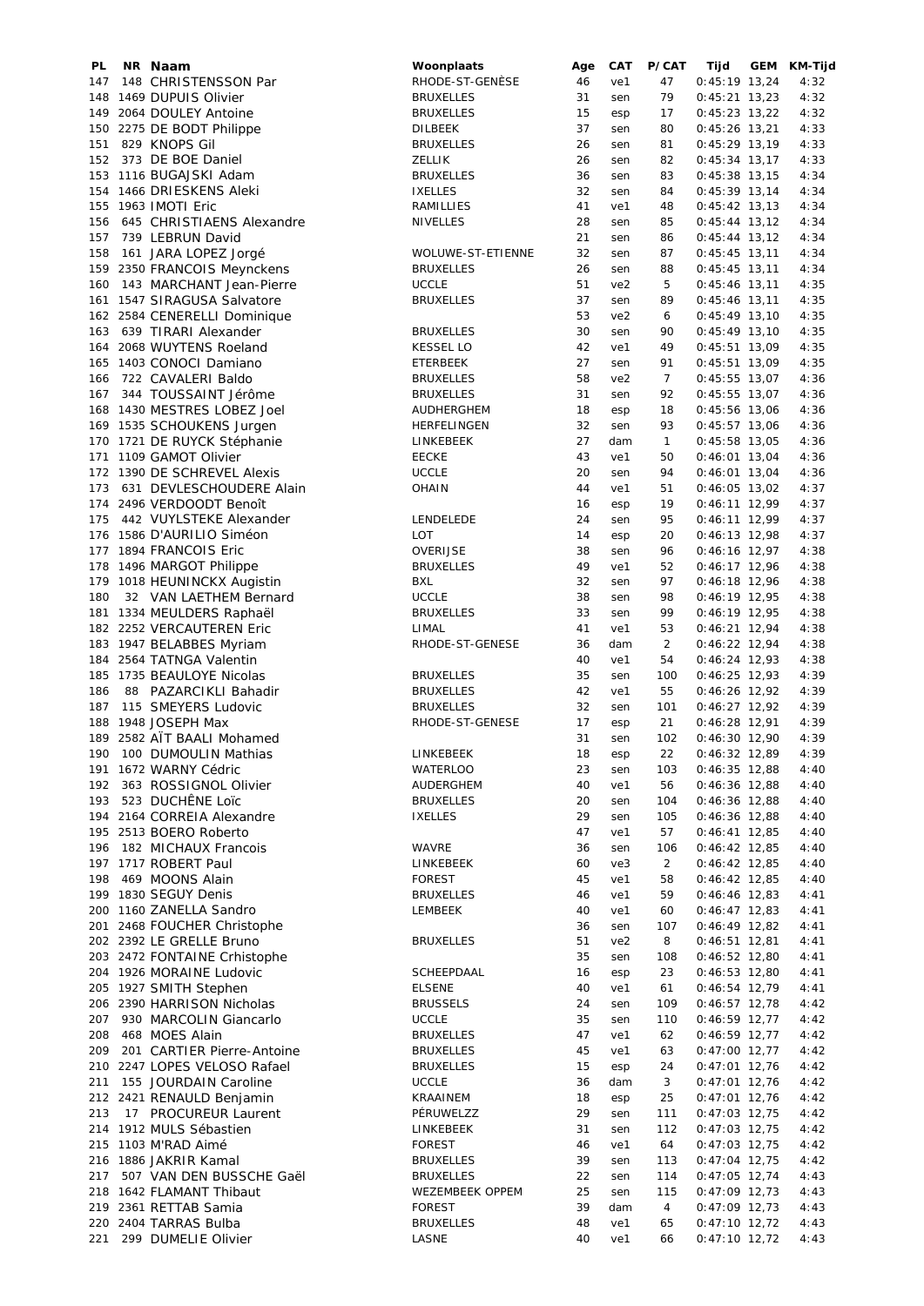| PL | NR | Naam | Woonplaats | Age | CAT | P/CAT | Tijd | GEM | KM-Tijd |
|---|---|---|---|---|---|---|---|---|---|
| 147 | 148 | CHRISTENSSON Par | RHODE-ST-GENÈSE | 46 | ve1 | 47 | 0:45:19 | 13,24 | 4:32 |
| 148 | 1469 | DUPUIS Olivier | BRUXELLES | 31 | sen | 79 | 0:45:21 | 13,23 | 4:32 |
| 149 | 2064 | DOULEY Antoine | BRUXELLES | 15 | esp | 17 | 0:45:23 | 13,22 | 4:32 |
| 150 | 2275 | DE BODT Philippe | DILBEEK | 37 | sen | 80 | 0:45:26 | 13,21 | 4:33 |
| 151 | 829 | KNOPS Gil | BRUXELLES | 26 | sen | 81 | 0:45:29 | 13,19 | 4:33 |
| 152 | 373 | DE BOE Daniel | ZELLIK | 26 | sen | 82 | 0:45:34 | 13,17 | 4:33 |
| 153 | 1116 | BUGAJSKI Adam | BRUXELLES | 36 | sen | 83 | 0:45:38 | 13,15 | 4:34 |
| 154 | 1466 | DRIESKENS Aleki | IXELLES | 32 | sen | 84 | 0:45:39 | 13,14 | 4:34 |
| 155 | 1963 | IMOTI Eric | RAMILLIES | 41 | ve1 | 48 | 0:45:42 | 13,13 | 4:34 |
| 156 | 645 | CHRISTIAENS Alexandre | NIVELLES | 28 | sen | 85 | 0:45:44 | 13,12 | 4:34 |
| 157 | 739 | LEBRUN David | | 21 | sen | 86 | 0:45:44 | 13,12 | 4:34 |
| 158 | 161 | JARA LOPEZ Jorgé | WOLUWE-ST-ETIENNE | 32 | sen | 87 | 0:45:45 | 13,11 | 4:34 |
| 159 | 2350 | FRANCOIS Meynckens | BRUXELLES | 26 | sen | 88 | 0:45:45 | 13,11 | 4:34 |
| 160 | 143 | MARCHANT Jean-Pierre | UCCLE | 51 | ve2 | 5 | 0:45:46 | 13,11 | 4:35 |
| 161 | 1547 | SIRAGUSA Salvatore | BRUXELLES | 37 | sen | 89 | 0:45:46 | 13,11 | 4:35 |
| 162 | 2584 | CENERELLI Dominique | | 53 | ve2 | 6 | 0:45:49 | 13,10 | 4:35 |
| 163 | 639 | TIRARI Alexander | BRUXELLES | 30 | sen | 90 | 0:45:49 | 13,10 | 4:35 |
| 164 | 2068 | WUYTENS Roeland | KESSEL LO | 42 | ve1 | 49 | 0:45:51 | 13,09 | 4:35 |
| 165 | 1403 | CONOCI Damiano | ETERBEEK | 27 | sen | 91 | 0:45:51 | 13,09 | 4:35 |
| 166 | 722 | CAVALERI Baldo | BRUXELLES | 58 | ve2 | 7 | 0:45:55 | 13,07 | 4:36 |
| 167 | 344 | TOUSSAINT Jérôme | BRUXELLES | 31 | sen | 92 | 0:45:55 | 13,07 | 4:36 |
| 168 | 1430 | MESTRES LOBEZ Joel | AUDHERGHEM | 18 | esp | 18 | 0:45:56 | 13,06 | 4:36 |
| 169 | 1535 | SCHOUKENS Jurgen | HERFELINGEN | 32 | sen | 93 | 0:45:57 | 13,06 | 4:36 |
| 170 | 1721 | DE RUYCK Stéphanie | LINKEBEEK | 27 | dam | 1 | 0:45:58 | 13,05 | 4:36 |
| 171 | 1109 | GAMOT Olivier | EECKE | 43 | ve1 | 50 | 0:46:01 | 13,04 | 4:36 |
| 172 | 1390 | DE SCHREVEL Alexis | UCCLE | 20 | sen | 94 | 0:46:01 | 13,04 | 4:36 |
| 173 | 631 | DEVLESCHOUDERE Alain | OHAIN | 44 | ve1 | 51 | 0:46:05 | 13,02 | 4:37 |
| 174 | 2496 | VERDOODT Benoît | | 16 | esp | 19 | 0:46:11 | 12,99 | 4:37 |
| 175 | 442 | VUYLSTEKE Alexander | LENDELEDE | 24 | sen | 95 | 0:46:11 | 12,99 | 4:37 |
| 176 | 1586 | D'AURILIO Siméon | LOT | 14 | esp | 20 | 0:46:13 | 12,98 | 4:37 |
| 177 | 1894 | FRANCOIS Eric | OVERIJSE | 38 | sen | 96 | 0:46:16 | 12,97 | 4:38 |
| 178 | 1496 | MARGOT Philippe | BRUXELLES | 49 | ve1 | 52 | 0:46:17 | 12,96 | 4:38 |
| 179 | 1018 | HEUNINCKX Augistin | BXL | 32 | sen | 97 | 0:46:18 | 12,96 | 4:38 |
| 180 | 32 | VAN LAETHEM Bernard | UCCLE | 38 | sen | 98 | 0:46:19 | 12,95 | 4:38 |
| 181 | 1334 | MEULDERS Raphaël | BRUXELLES | 33 | sen | 99 | 0:46:19 | 12,95 | 4:38 |
| 182 | 2252 | VERCAUTEREN Eric | LIMAL | 41 | ve1 | 53 | 0:46:21 | 12,94 | 4:38 |
| 183 | 1947 | BELABBES Myriam | RHODE-ST-GENESE | 36 | dam | 2 | 0:46:22 | 12,94 | 4:38 |
| 184 | 2564 | TATNGA Valentin | | 40 | ve1 | 54 | 0:46:24 | 12,93 | 4:38 |
| 185 | 1735 | BEAULOYE Nicolas | BRUXELLES | 35 | sen | 100 | 0:46:25 | 12,93 | 4:39 |
| 186 | 88 | PAZARCIKLI Bahadir | BRUXELLES | 42 | ve1 | 55 | 0:46:26 | 12,92 | 4:39 |
| 187 | 115 | SMEYERS Ludovic | BRUXELLES | 32 | sen | 101 | 0:46:27 | 12,92 | 4:39 |
| 188 | 1948 | JOSEPH Max | RHODE-ST-GENESE | 17 | esp | 21 | 0:46:28 | 12,91 | 4:39 |
| 189 | 2582 | AÏT BAALI Mohamed | | 31 | sen | 102 | 0:46:30 | 12,90 | 4:39 |
| 190 | 100 | DUMOULIN Mathias | LINKEBEEK | 18 | esp | 22 | 0:46:32 | 12,89 | 4:39 |
| 191 | 1672 | WARNY Cédric | WATERLOO | 23 | sen | 103 | 0:46:35 | 12,88 | 4:40 |
| 192 | 363 | ROSSIGNOL Olivier | AUDERGHEM | 40 | ve1 | 56 | 0:46:36 | 12,88 | 4:40 |
| 193 | 523 | DUCHÊNE Loïc | BRUXELLES | 20 | sen | 104 | 0:46:36 | 12,88 | 4:40 |
| 194 | 2164 | CORREIA Alexandre | IXELLES | 29 | sen | 105 | 0:46:36 | 12,88 | 4:40 |
| 195 | 2513 | BOERO Roberto | | 47 | ve1 | 57 | 0:46:41 | 12,85 | 4:40 |
| 196 | 182 | MICHAUX Francois | WAVRE | 36 | sen | 106 | 0:46:42 | 12,85 | 4:40 |
| 197 | 1717 | ROBERT Paul | LINKEBEEK | 60 | ve3 | 2 | 0:46:42 | 12,85 | 4:40 |
| 198 | 469 | MOONS Alain | FOREST | 45 | ve1 | 58 | 0:46:42 | 12,85 | 4:40 |
| 199 | 1830 | SEGUY Denis | BRUXELLES | 46 | ve1 | 59 | 0:46:46 | 12,83 | 4:41 |
| 200 | 1160 | ZANELLA Sandro | LEMBEEK | 40 | ve1 | 60 | 0:46:47 | 12,83 | 4:41 |
| 201 | 2468 | FOUCHER Christophe | | 36 | sen | 107 | 0:46:49 | 12,82 | 4:41 |
| 202 | 2392 | LE GRELLE Bruno | BRUXELLES | 51 | ve2 | 8 | 0:46:51 | 12,81 | 4:41 |
| 203 | 2472 | FONTAINE Crhistophe | | 35 | sen | 108 | 0:46:52 | 12,80 | 4:41 |
| 204 | 1926 | MORAINE Ludovic | SCHEEPDAAL | 16 | esp | 23 | 0:46:53 | 12,80 | 4:41 |
| 205 | 1927 | SMITH Stephen | ELSENE | 40 | ve1 | 61 | 0:46:54 | 12,79 | 4:41 |
| 206 | 2390 | HARRISON Nicholas | BRUSSELS | 24 | sen | 109 | 0:46:57 | 12,78 | 4:42 |
| 207 | 930 | MARCOLIN Giancarlo | UCCLE | 35 | sen | 110 | 0:46:59 | 12,77 | 4:42 |
| 208 | 468 | MOES Alain | BRUXELLES | 47 | ve1 | 62 | 0:46:59 | 12,77 | 4:42 |
| 209 | 201 | CARTIER Pierre-Antoine | BRUXELLES | 45 | ve1 | 63 | 0:47:00 | 12,77 | 4:42 |
| 210 | 2247 | LOPES VELOSO Rafael | BRUXELLES | 15 | esp | 24 | 0:47:01 | 12,76 | 4:42 |
| 211 | 155 | JOURDAIN Caroline | UCCLE | 36 | dam | 3 | 0:47:01 | 12,76 | 4:42 |
| 212 | 2421 | RENAULD Benjamin | KRAAINEM | 18 | esp | 25 | 0:47:01 | 12,76 | 4:42 |
| 213 | 17 | PROCUREUR Laurent | PÉRUWELZZ | 29 | sen | 111 | 0:47:03 | 12,75 | 4:42 |
| 214 | 1912 | MULS Sébastien | LINKEBEEK | 31 | sen | 112 | 0:47:03 | 12,75 | 4:42 |
| 215 | 1103 | M'RAD Aimé | FOREST | 46 | ve1 | 64 | 0:47:03 | 12,75 | 4:42 |
| 216 | 1886 | JAKRIR Kamal | BRUXELLES | 39 | sen | 113 | 0:47:04 | 12,75 | 4:42 |
| 217 | 507 | VAN DEN BUSSCHE Gaël | BRUXELLES | 22 | sen | 114 | 0:47:05 | 12,74 | 4:43 |
| 218 | 1642 | FLAMANT Thibaut | WEZEMBEEK OPPEM | 25 | sen | 115 | 0:47:09 | 12,73 | 4:43 |
| 219 | 2361 | RETTAB Samia | FOREST | 39 | dam | 4 | 0:47:09 | 12,73 | 4:43 |
| 220 | 2404 | TARRAS Bulba | BRUXELLES | 48 | ve1 | 65 | 0:47:10 | 12,72 | 4:43 |
| 221 | 299 | DUMELIE Olivier | LASNE | 40 | ve1 | 66 | 0:47:10 | 12,72 | 4:43 |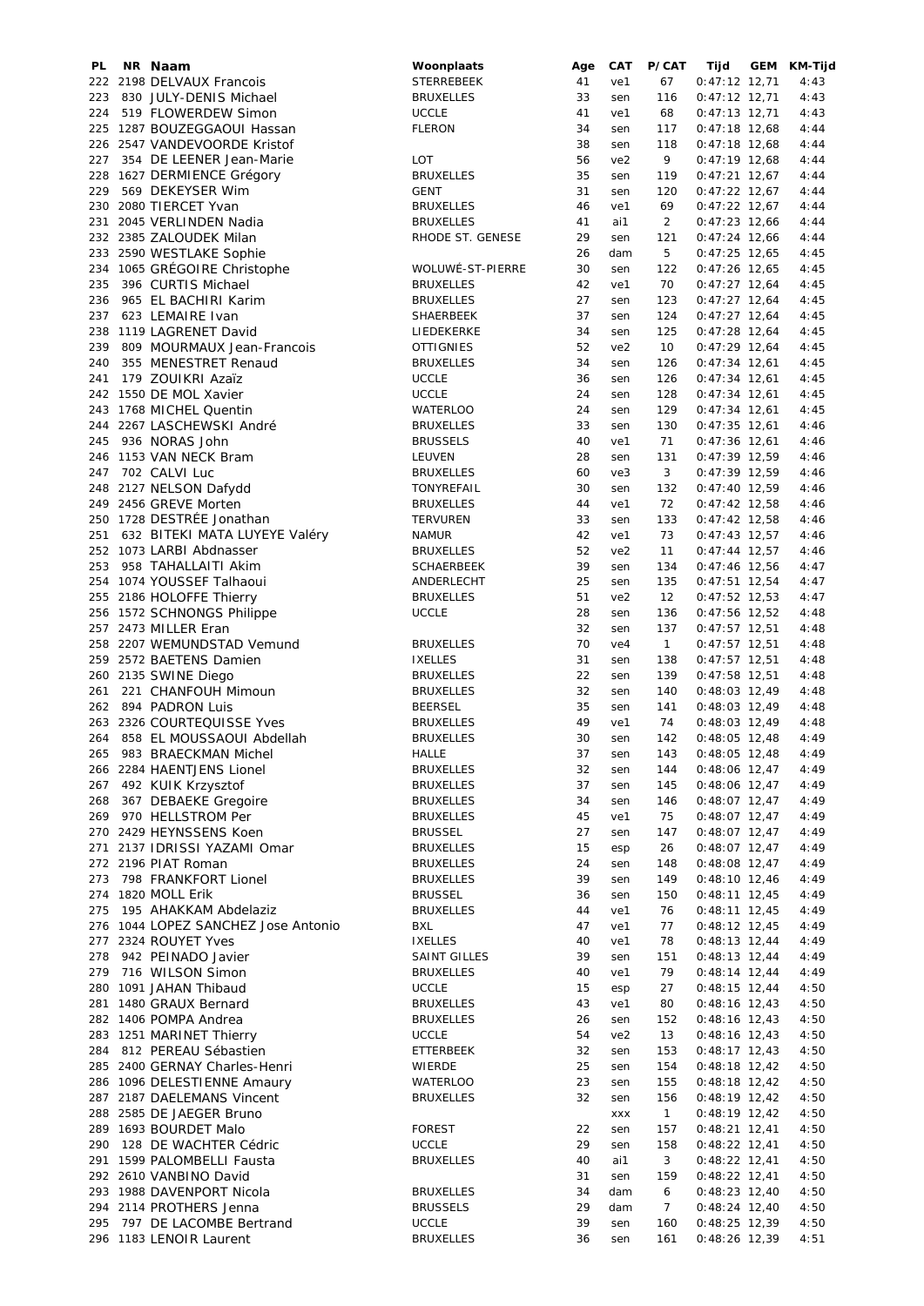| PL | NR | Naam | Woonplaats | Age | CAT | P/CAT | Tijd | GEM | KM-Tijd |
|---|---|---|---|---|---|---|---|---|---|
| 222 | 2198 | DELVAUX Francois | STERREBEEK | 41 | ve1 | 67 | 0:47:12 | 12,71 | 4:43 |
| 223 | 830 | JULY-DENIS Michael | BRUXELLES | 33 | sen | 116 | 0:47:12 | 12,71 | 4:43 |
| 224 | 519 | FLOWERDEW Simon | UCCLE | 41 | ve1 | 68 | 0:47:13 | 12,71 | 4:43 |
| 225 | 1287 | BOUZEGGAOUI Hassan | FLERON | 34 | sen | 117 | 0:47:18 | 12,68 | 4:44 |
| 226 | 2547 | VANDEVOORDE Kristof | | 38 | sen | 118 | 0:47:18 | 12,68 | 4:44 |
| 227 | 354 | DE LEENER Jean-Marie | LOT | 56 | ve2 | 9 | 0:47:19 | 12,68 | 4:44 |
| 228 | 1627 | DERMIENCE Grégory | BRUXELLES | 35 | sen | 119 | 0:47:21 | 12,67 | 4:44 |
| 229 | 569 | DEKEYSER Wim | GENT | 31 | sen | 120 | 0:47:22 | 12,67 | 4:44 |
| 230 | 2080 | TIERCET Yvan | BRUXELLES | 46 | ve1 | 69 | 0:47:22 | 12,67 | 4:44 |
| 231 | 2045 | VERLINDEN Nadia | BRUXELLES | 41 | ai1 | 2 | 0:47:23 | 12,66 | 4:44 |
| 232 | 2385 | ZALOUDEK Milan | RHODE ST. GENESE | 29 | sen | 121 | 0:47:24 | 12,66 | 4:44 |
| 233 | 2590 | WESTLAKE Sophie | | 26 | dam | 5 | 0:47:25 | 12,65 | 4:45 |
| 234 | 1065 | GRÉGOIRE Christophe | WOLUWÉ-ST-PIERRE | 30 | sen | 122 | 0:47:26 | 12,65 | 4:45 |
| 235 | 396 | CURTIS Michael | BRUXELLES | 42 | ve1 | 70 | 0:47:27 | 12,64 | 4:45 |
| 236 | 965 | EL BACHIRI Karim | BRUXELLES | 27 | sen | 123 | 0:47:27 | 12,64 | 4:45 |
| 237 | 623 | LEMAIRE Ivan | SHAERBEEK | 37 | sen | 124 | 0:47:27 | 12,64 | 4:45 |
| 238 | 1119 | LAGRENET David | LIEDEKERKE | 34 | sen | 125 | 0:47:28 | 12,64 | 4:45 |
| 239 | 809 | MOURMAUX Jean-Francois | OTTIGNIES | 52 | ve2 | 10 | 0:47:29 | 12,64 | 4:45 |
| 240 | 355 | MENESTRET Renaud | BRUXELLES | 34 | sen | 126 | 0:47:34 | 12,61 | 4:45 |
| 241 | 179 | ZOUIKRI Azaïz | UCCLE | 36 | sen | 126 | 0:47:34 | 12,61 | 4:45 |
| 242 | 1550 | DE MOL Xavier | UCCLE | 24 | sen | 128 | 0:47:34 | 12,61 | 4:45 |
| 243 | 1768 | MICHEL Quentin | WATERLOO | 24 | sen | 129 | 0:47:34 | 12,61 | 4:45 |
| 244 | 2267 | LASCHEWSKI André | BRUXELLES | 33 | sen | 130 | 0:47:35 | 12,61 | 4:46 |
| 245 | 936 | NORAS John | BRUSSELS | 40 | ve1 | 71 | 0:47:36 | 12,61 | 4:46 |
| 246 | 1153 | VAN NECK Bram | LEUVEN | 28 | sen | 131 | 0:47:39 | 12,59 | 4:46 |
| 247 | 702 | CALVI Luc | BRUXELLES | 60 | ve3 | 3 | 0:47:39 | 12,59 | 4:46 |
| 248 | 2127 | NELSON Dafydd | TONYREFAIL | 30 | sen | 132 | 0:47:40 | 12,59 | 4:46 |
| 249 | 2456 | GREVE Morten | BRUXELLES | 44 | ve1 | 72 | 0:47:42 | 12,58 | 4:46 |
| 250 | 1728 | DESTRÉE Jonathan | TERVUREN | 33 | sen | 133 | 0:47:42 | 12,58 | 4:46 |
| 251 | 632 | BITEKI MATA LUYEYE Valéry | NAMUR | 42 | ve1 | 73 | 0:47:43 | 12,57 | 4:46 |
| 252 | 1073 | LARBI Abdnasser | BRUXELLES | 52 | ve2 | 11 | 0:47:44 | 12,57 | 4:46 |
| 253 | 958 | TAHALLAITI Akim | SCHAERBEEK | 39 | sen | 134 | 0:47:46 | 12,56 | 4:47 |
| 254 | 1074 | YOUSSEF Talhaoui | ANDERLECHT | 25 | sen | 135 | 0:47:51 | 12,54 | 4:47 |
| 255 | 2186 | HOLOFFE Thierry | BRUXELLES | 51 | ve2 | 12 | 0:47:52 | 12,53 | 4:47 |
| 256 | 1572 | SCHNONGS Philippe | UCCLE | 28 | sen | 136 | 0:47:56 | 12,52 | 4:48 |
| 257 | 2473 | MILLER Eran | | 32 | sen | 137 | 0:47:57 | 12,51 | 4:48 |
| 258 | 2207 | WEMUNDSTAD Vemund | BRUXELLES | 70 | ve4 | 1 | 0:47:57 | 12,51 | 4:48 |
| 259 | 2572 | BAETENS Damien | IXELLES | 31 | sen | 138 | 0:47:57 | 12,51 | 4:48 |
| 260 | 2135 | SWINE Diego | BRUXELLES | 22 | sen | 139 | 0:47:58 | 12,51 | 4:48 |
| 261 | 221 | CHANFOUH Mimoun | BRUXELLES | 32 | sen | 140 | 0:48:03 | 12,49 | 4:48 |
| 262 | 894 | PADRON Luis | BEERSEL | 35 | sen | 141 | 0:48:03 | 12,49 | 4:48 |
| 263 | 2326 | COURTEQUISSE Yves | BRUXELLES | 49 | ve1 | 74 | 0:48:03 | 12,49 | 4:48 |
| 264 | 858 | EL MOUSSAOUI Abdellah | BRUXELLES | 30 | sen | 142 | 0:48:05 | 12,48 | 4:49 |
| 265 | 983 | BRAECKMAN Michel | HALLE | 37 | sen | 143 | 0:48:05 | 12,48 | 4:49 |
| 266 | 2284 | HAENTJENS Lionel | BRUXELLES | 32 | sen | 144 | 0:48:06 | 12,47 | 4:49 |
| 267 | 492 | KUIK Krzysztof | BRUXELLES | 37 | sen | 145 | 0:48:06 | 12,47 | 4:49 |
| 268 | 367 | DEBAEKE Gregoire | BRUXELLES | 34 | sen | 146 | 0:48:07 | 12,47 | 4:49 |
| 269 | 970 | HELLSTROM Per | BRUXELLES | 45 | ve1 | 75 | 0:48:07 | 12,47 | 4:49 |
| 270 | 2429 | HEYNSSENS Koen | BRUSSEL | 27 | sen | 147 | 0:48:07 | 12,47 | 4:49 |
| 271 | 2137 | IDRISSI YAZAMI Omar | BRUXELLES | 15 | esp | 26 | 0:48:07 | 12,47 | 4:49 |
| 272 | 2196 | PIAT Roman | BRUXELLES | 24 | sen | 148 | 0:48:08 | 12,47 | 4:49 |
| 273 | 798 | FRANKFORT Lionel | BRUXELLES | 39 | sen | 149 | 0:48:10 | 12,46 | 4:49 |
| 274 | 1820 | MOLL Erik | BRUSSEL | 36 | sen | 150 | 0:48:11 | 12,45 | 4:49 |
| 275 | 195 | AHAKKAM Abdelaziz | BRUXELLES | 44 | ve1 | 76 | 0:48:11 | 12,45 | 4:49 |
| 276 | 1044 | LOPEZ SANCHEZ Jose Antonio | BXL | 47 | ve1 | 77 | 0:48:12 | 12,45 | 4:49 |
| 277 | 2324 | ROUYET Yves | IXELLES | 40 | ve1 | 78 | 0:48:13 | 12,44 | 4:49 |
| 278 | 942 | PEINADO Javier | SAINT GILLES | 39 | sen | 151 | 0:48:13 | 12,44 | 4:49 |
| 279 | 716 | WILSON Simon | BRUXELLES | 40 | ve1 | 79 | 0:48:14 | 12,44 | 4:49 |
| 280 | 1091 | JAHAN Thibaud | UCCLE | 15 | esp | 27 | 0:48:15 | 12,44 | 4:50 |
| 281 | 1480 | GRAUX Bernard | BRUXELLES | 43 | ve1 | 80 | 0:48:16 | 12,43 | 4:50 |
| 282 | 1406 | POMPA Andrea | BRUXELLES | 26 | sen | 152 | 0:48:16 | 12,43 | 4:50 |
| 283 | 1251 | MARINET Thierry | UCCLE | 54 | ve2 | 13 | 0:48:16 | 12,43 | 4:50 |
| 284 | 812 | PEREAU Sébastien | ETTERBEEK | 32 | sen | 153 | 0:48:17 | 12,43 | 4:50 |
| 285 | 2400 | GERNAY Charles-Henri | WIERDE | 25 | sen | 154 | 0:48:18 | 12,42 | 4:50 |
| 286 | 1096 | DELESTIENNE Amaury | WATERLOO | 23 | sen | 155 | 0:48:18 | 12,42 | 4:50 |
| 287 | 2187 | DAELEMANS Vincent | BRUXELLES | 32 | sen | 156 | 0:48:19 | 12,42 | 4:50 |
| 288 | 2585 | DE JAEGER Bruno | | | xxx | 1 | 0:48:19 | 12,42 | 4:50 |
| 289 | 1693 | BOURDET Malo | FOREST | 22 | sen | 157 | 0:48:21 | 12,41 | 4:50 |
| 290 | 128 | DE WACHTER Cédric | UCCLE | 29 | sen | 158 | 0:48:22 | 12,41 | 4:50 |
| 291 | 1599 | PALOMBELLI Fausta | BRUXELLES | 40 | ai1 | 3 | 0:48:22 | 12,41 | 4:50 |
| 292 | 2610 | VANBINO David | | 31 | sen | 159 | 0:48:22 | 12,41 | 4:50 |
| 293 | 1988 | DAVENPORT Nicola | BRUXELLES | 34 | dam | 6 | 0:48:23 | 12,40 | 4:50 |
| 294 | 2114 | PROTHERS Jenna | BRUSSELS | 29 | dam | 7 | 0:48:24 | 12,40 | 4:50 |
| 295 | 797 | DE LACOMBE Bertrand | UCCLE | 39 | sen | 160 | 0:48:25 | 12,39 | 4:50 |
| 296 | 1183 | LENOIR Laurent | BRUXELLES | 36 | sen | 161 | 0:48:26 | 12,39 | 4:51 |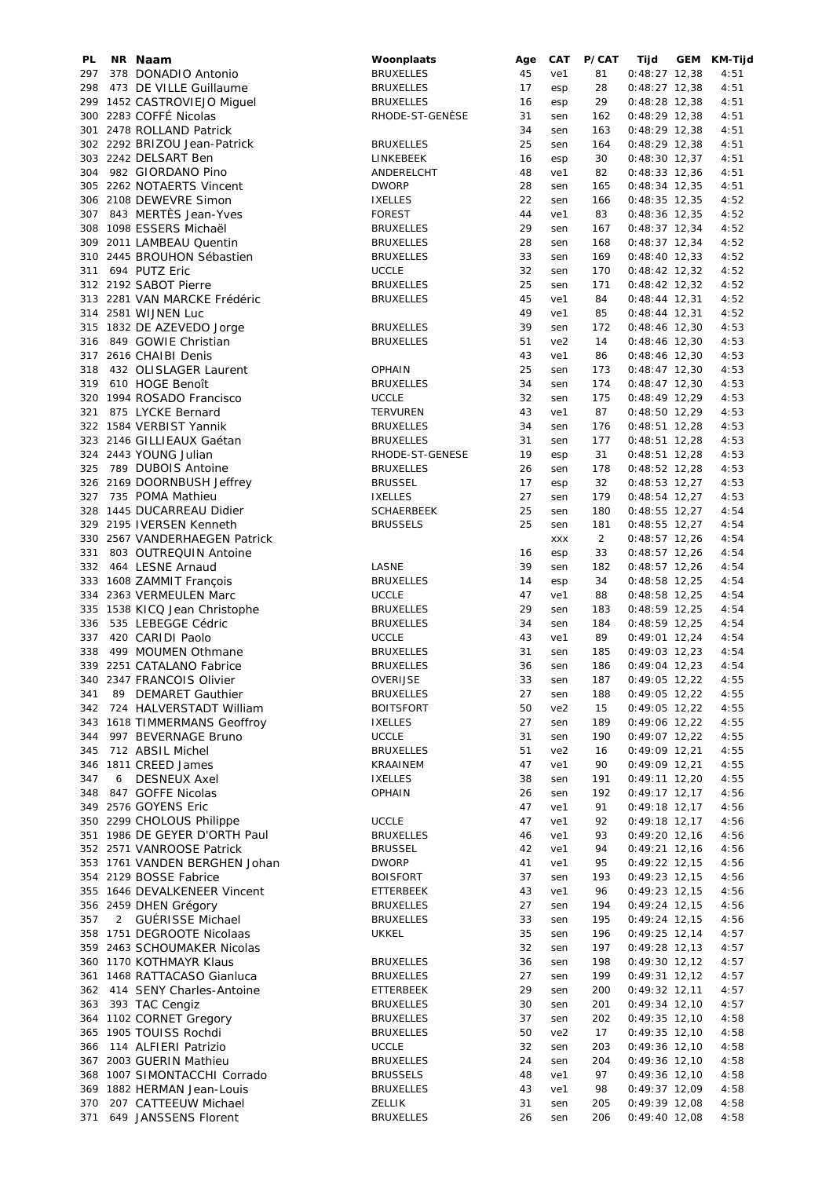| PL | NR | Naam | Woonplaats | Age | CAT | P/CAT | Tijd | GEM | KM-Tijd |
|---|---|---|---|---|---|---|---|---|---|
| 297 | 378 | DONADIO Antonio | BRUXELLES | 45 | ve1 | 81 | 0:48:27 | 12,38 | 4:51 |
| 298 | 473 | DE VILLE Guillaume | BRUXELLES | 17 | esp | 28 | 0:48:27 | 12,38 | 4:51 |
| 299 | 1452 | CASTROVIEJO Miguel | BRUXELLES | 16 | esp | 29 | 0:48:28 | 12,38 | 4:51 |
| 300 | 2283 | COFFÉ Nicolas | RHODE-ST-GENÈSE | 31 | sen | 162 | 0:48:29 | 12,38 | 4:51 |
| 301 | 2478 | ROLLAND Patrick | | 34 | sen | 163 | 0:48:29 | 12,38 | 4:51 |
| 302 | 2292 | BRIZOU Jean-Patrick | BRUXELLES | 25 | sen | 164 | 0:48:29 | 12,38 | 4:51 |
| 303 | 2242 | DELSART Ben | LINKEBEEK | 16 | esp | 30 | 0:48:30 | 12,37 | 4:51 |
| 304 | 982 | GIORDANO Pino | ANDERELCHT | 48 | ve1 | 82 | 0:48:33 | 12,36 | 4:51 |
| 305 | 2262 | NOTAERTS Vincent | DWORP | 28 | sen | 165 | 0:48:34 | 12,35 | 4:51 |
| 306 | 2108 | DEWEVRE Simon | IXELLES | 22 | sen | 166 | 0:48:35 | 12,35 | 4:52 |
| 307 | 843 | MERTÈS Jean-Yves | FOREST | 44 | ve1 | 83 | 0:48:36 | 12,35 | 4:52 |
| 308 | 1098 | ESSERS Michaël | BRUXELLES | 29 | sen | 167 | 0:48:37 | 12,34 | 4:52 |
| 309 | 2011 | LAMBEAU Quentin | BRUXELLES | 28 | sen | 168 | 0:48:37 | 12,34 | 4:52 |
| 310 | 2445 | BROUHON Sébastien | BRUXELLES | 33 | sen | 169 | 0:48:40 | 12,33 | 4:52 |
| 311 | 694 | PUTZ Eric | UCCLE | 32 | sen | 170 | 0:48:42 | 12,32 | 4:52 |
| 312 | 2192 | SABOT Pierre | BRUXELLES | 25 | sen | 171 | 0:48:42 | 12,32 | 4:52 |
| 313 | 2281 | VAN MARCKE Frédéric | BRUXELLES | 45 | ve1 | 84 | 0:48:44 | 12,31 | 4:52 |
| 314 | 2581 | WIJNEN Luc | | 49 | ve1 | 85 | 0:48:44 | 12,31 | 4:52 |
| 315 | 1832 | DE AZEVEDO Jorge | BRUXELLES | 39 | sen | 172 | 0:48:46 | 12,30 | 4:53 |
| 316 | 849 | GOWIE Christian | BRUXELLES | 51 | ve2 | 14 | 0:48:46 | 12,30 | 4:53 |
| 317 | 2616 | CHAIBI Denis | | 43 | ve1 | 86 | 0:48:46 | 12,30 | 4:53 |
| 318 | 432 | OLISLAGER Laurent | OPHAIN | 25 | sen | 173 | 0:48:47 | 12,30 | 4:53 |
| 319 | 610 | HOGE Benoît | BRUXELLES | 34 | sen | 174 | 0:48:47 | 12,30 | 4:53 |
| 320 | 1994 | ROSADO Francisco | UCCLE | 32 | sen | 175 | 0:48:49 | 12,29 | 4:53 |
| 321 | 875 | LYCKE Bernard | TERVUREN | 43 | ve1 | 87 | 0:48:50 | 12,29 | 4:53 |
| 322 | 1584 | VERBIST Yannik | BRUXELLES | 34 | sen | 176 | 0:48:51 | 12,28 | 4:53 |
| 323 | 2146 | GILLIEAUX Gaétan | BRUXELLES | 31 | sen | 177 | 0:48:51 | 12,28 | 4:53 |
| 324 | 2443 | YOUNG Julian | RHODE-ST-GENESE | 19 | esp | 31 | 0:48:51 | 12,28 | 4:53 |
| 325 | 789 | DUBOIS Antoine | BRUXELLES | 26 | sen | 178 | 0:48:52 | 12,28 | 4:53 |
| 326 | 2169 | DOORNBUSH Jeffrey | BRUSSEL | 17 | esp | 32 | 0:48:53 | 12,27 | 4:53 |
| 327 | 735 | POMA Mathieu | IXELLES | 27 | sen | 179 | 0:48:54 | 12,27 | 4:53 |
| 328 | 1445 | DUCARREAU Didier | SCHAERBEEK | 25 | sen | 180 | 0:48:55 | 12,27 | 4:54 |
| 329 | 2195 | IVERSEN Kenneth | BRUSSELS | 25 | sen | 181 | 0:48:55 | 12,27 | 4:54 |
| 330 | 2567 | VANDERHAEGEN Patrick | | | xxx | 2 | 0:48:57 | 12,26 | 4:54 |
| 331 | 803 | OUTREQUIN Antoine | | 16 | esp | 33 | 0:48:57 | 12,26 | 4:54 |
| 332 | 464 | LESNE Arnaud | LASNE | 39 | sen | 182 | 0:48:57 | 12,26 | 4:54 |
| 333 | 1608 | ZAMMIT François | BRUXELLES | 14 | esp | 34 | 0:48:58 | 12,25 | 4:54 |
| 334 | 2363 | VERMEULEN Marc | UCCLE | 47 | ve1 | 88 | 0:48:58 | 12,25 | 4:54 |
| 335 | 1538 | KICQ Jean Christophe | BRUXELLES | 29 | sen | 183 | 0:48:59 | 12,25 | 4:54 |
| 336 | 535 | LEBEGGE Cédric | BRUXELLES | 34 | sen | 184 | 0:48:59 | 12,25 | 4:54 |
| 337 | 420 | CARIDI Paolo | UCCLE | 43 | ve1 | 89 | 0:49:01 | 12,24 | 4:54 |
| 338 | 499 | MOUMEN Othmane | BRUXELLES | 31 | sen | 185 | 0:49:03 | 12,23 | 4:54 |
| 339 | 2251 | CATALANO Fabrice | BRUXELLES | 36 | sen | 186 | 0:49:04 | 12,23 | 4:54 |
| 340 | 2347 | FRANCOIS Olivier | OVERIJSE | 33 | sen | 187 | 0:49:05 | 12,22 | 4:55 |
| 341 | 89 | DEMARET Gauthier | BRUXELLES | 27 | sen | 188 | 0:49:05 | 12,22 | 4:55 |
| 342 | 724 | HALVERSTADT William | BOITSFORT | 50 | ve2 | 15 | 0:49:05 | 12,22 | 4:55 |
| 343 | 1618 | TIMMERMANS Geoffroy | IXELLES | 27 | sen | 189 | 0:49:06 | 12,22 | 4:55 |
| 344 | 997 | BEVERNAGE Bruno | UCCLE | 31 | sen | 190 | 0:49:07 | 12,22 | 4:55 |
| 345 | 712 | ABSIL Michel | BRUXELLES | 51 | ve2 | 16 | 0:49:09 | 12,21 | 4:55 |
| 346 | 1811 | CREED James | KRAAINEM | 47 | ve1 | 90 | 0:49:09 | 12,21 | 4:55 |
| 347 | 6 | DESNEUX Axel | IXELLES | 38 | sen | 191 | 0:49:11 | 12,20 | 4:55 |
| 348 | 847 | GOFFE Nicolas | OPHAIN | 26 | sen | 192 | 0:49:17 | 12,17 | 4:56 |
| 349 | 2576 | GOYENS Eric | | 47 | ve1 | 91 | 0:49:18 | 12,17 | 4:56 |
| 350 | 2299 | CHOLOUS Philippe | UCCLE | 47 | ve1 | 92 | 0:49:18 | 12,17 | 4:56 |
| 351 | 1986 | DE GEYER D'ORTH Paul | BRUXELLES | 46 | ve1 | 93 | 0:49:20 | 12,16 | 4:56 |
| 352 | 2571 | VANROOSE Patrick | BRUSSEL | 42 | ve1 | 94 | 0:49:21 | 12,16 | 4:56 |
| 353 | 1761 | VANDEN BERGHEN Johan | DWORP | 41 | ve1 | 95 | 0:49:22 | 12,15 | 4:56 |
| 354 | 2129 | BOSSE Fabrice | BOISFORT | 37 | sen | 193 | 0:49:23 | 12,15 | 4:56 |
| 355 | 1646 | DEVALKENEER Vincent | ETTERBEEK | 43 | ve1 | 96 | 0:49:23 | 12,15 | 4:56 |
| 356 | 2459 | DHEN Grégory | BRUXELLES | 27 | sen | 194 | 0:49:24 | 12,15 | 4:56 |
| 357 | 2 | GUÉRISSE Michael | BRUXELLES | 33 | sen | 195 | 0:49:24 | 12,15 | 4:56 |
| 358 | 1751 | DEGROOTE Nicolaas | UKKEL | 35 | sen | 196 | 0:49:25 | 12,14 | 4:57 |
| 359 | 2463 | SCHOUMAKER Nicolas | | 32 | sen | 197 | 0:49:28 | 12,13 | 4:57 |
| 360 | 1170 | KOTHMAYR Klaus | BRUXELLES | 36 | sen | 198 | 0:49:30 | 12,12 | 4:57 |
| 361 | 1468 | RATTACASO Gianluca | BRUXELLES | 27 | sen | 199 | 0:49:31 | 12,12 | 4:57 |
| 362 | 414 | SENY Charles-Antoine | ETTERBEEK | 29 | sen | 200 | 0:49:32 | 12,11 | 4:57 |
| 363 | 393 | TAC Cengiz | BRUXELLES | 30 | sen | 201 | 0:49:34 | 12,10 | 4:57 |
| 364 | 1102 | CORNET Gregory | BRUXELLES | 37 | sen | 202 | 0:49:35 | 12,10 | 4:58 |
| 365 | 1905 | TOUISS Rochdi | BRUXELLES | 50 | ve2 | 17 | 0:49:35 | 12,10 | 4:58 |
| 366 | 114 | ALFIERI Patrizio | UCCLE | 32 | sen | 203 | 0:49:36 | 12,10 | 4:58 |
| 367 | 2003 | GUERIN Mathieu | BRUXELLES | 24 | sen | 204 | 0:49:36 | 12,10 | 4:58 |
| 368 | 1007 | SIMONTACCHI Corrado | BRUSSELS | 48 | ve1 | 97 | 0:49:36 | 12,10 | 4:58 |
| 369 | 1882 | HERMAN Jean-Louis | BRUXELLES | 43 | ve1 | 98 | 0:49:37 | 12,09 | 4:58 |
| 370 | 207 | CATTEEUW Michael | ZELLIK | 31 | sen | 205 | 0:49:39 | 12,08 | 4:58 |
| 371 | 649 | JANSSENS Florent | BRUXELLES | 26 | sen | 206 | 0:49:40 | 12,08 | 4:58 |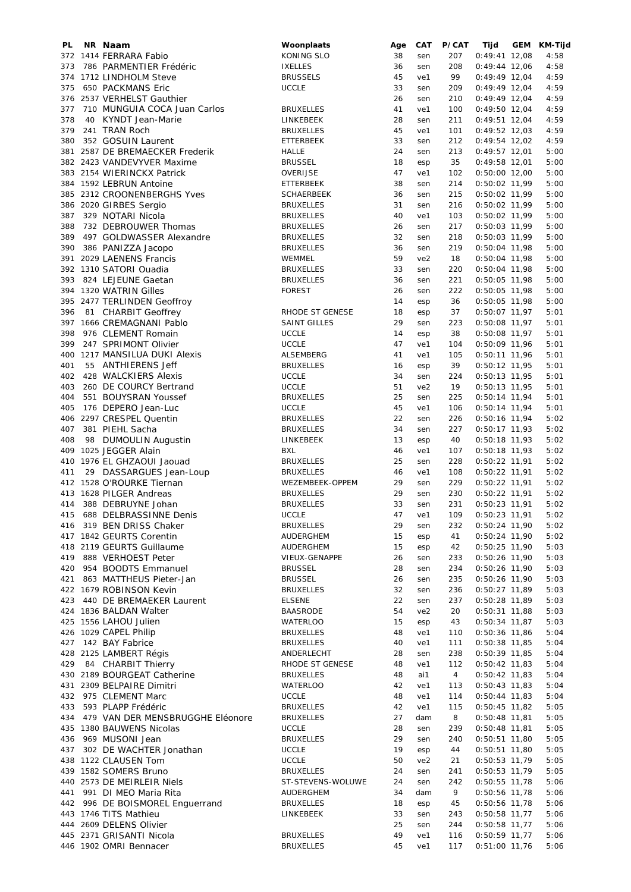| PL | NR | Naam | Woonplaats | Age | CAT | P/CAT | Tijd | GEM | KM-Tijd |
|---|---|---|---|---|---|---|---|---|---|
| 372 | 1414 | FERRARA Fabio | KONING SLO | 38 | sen | 207 | 0:49:41 | 12,08 | 4:58 |
| 373 | 786 | PARMENTIER Frédéric | IXELLES | 36 | sen | 208 | 0:49:44 | 12,06 | 4:58 |
| 374 | 1712 | LINDHOLM Steve | BRUSSELS | 45 | ve1 | 99 | 0:49:49 | 12,04 | 4:59 |
| 375 | 650 | PACKMANS Eric | UCCLE | 33 | sen | 209 | 0:49:49 | 12,04 | 4:59 |
| 376 | 2537 | VERHELST Gauthier | | 26 | sen | 210 | 0:49:49 | 12,04 | 4:59 |
| 377 | 710 | MUNGUIA COCA Juan Carlos | BRUXELLES | 41 | ve1 | 100 | 0:49:50 | 12,04 | 4:59 |
| 378 | 40 | KYNDT Jean-Marie | LINKEBEEK | 28 | sen | 211 | 0:49:51 | 12,04 | 4:59 |
| 379 | 241 | TRAN Roch | BRUXELLES | 45 | ve1 | 101 | 0:49:52 | 12,03 | 4:59 |
| 380 | 352 | GOSUIN Laurent | ETTERBEEK | 33 | sen | 212 | 0:49:54 | 12,02 | 4:59 |
| 381 | 2587 | DE BREMAECKER Frederik | HALLE | 24 | sen | 213 | 0:49:57 | 12,01 | 5:00 |
| 382 | 2423 | VANDEVYVER Maxime | BRUSSEL | 18 | esp | 35 | 0:49:58 | 12,01 | 5:00 |
| 383 | 2154 | WIERINCKX Patrick | OVERIJSE | 47 | ve1 | 102 | 0:50:00 | 12,00 | 5:00 |
| 384 | 1592 | LEBRUN Antoine | ETTERBEEK | 38 | sen | 214 | 0:50:02 | 11,99 | 5:00 |
| 385 | 2312 | CROONENBERGHS Yves | SCHAERBEEK | 36 | sen | 215 | 0:50:02 | 11,99 | 5:00 |
| 386 | 2020 | GIRBES Sergio | BRUXELLES | 31 | sen | 216 | 0:50:02 | 11,99 | 5:00 |
| 387 | 329 | NOTARI Nicola | BRUXELLES | 40 | ve1 | 103 | 0:50:02 | 11,99 | 5:00 |
| 388 | 732 | DEBROUWER Thomas | BRUXELLES | 26 | sen | 217 | 0:50:03 | 11,99 | 5:00 |
| 389 | 497 | GOLDWASSER Alexandre | BRUXELLES | 32 | sen | 218 | 0:50:03 | 11,99 | 5:00 |
| 390 | 386 | PANIZZA Jacopo | BRUXELLES | 36 | sen | 219 | 0:50:04 | 11,98 | 5:00 |
| 391 | 2029 | LAENENS Francis | WEMMEL | 59 | ve2 | 18 | 0:50:04 | 11,98 | 5:00 |
| 392 | 1310 | SATORI Ouadia | BRUXELLES | 33 | sen | 220 | 0:50:04 | 11,98 | 5:00 |
| 393 | 824 | LEJEUNE Gaetan | BRUXELLES | 36 | sen | 221 | 0:50:05 | 11,98 | 5:00 |
| 394 | 1320 | WATRIN Gilles | FOREST | 26 | sen | 222 | 0:50:05 | 11,98 | 5:00 |
| 395 | 2477 | TERLINDEN Geoffroy | | 14 | esp | 36 | 0:50:05 | 11,98 | 5:00 |
| 396 | 81 | CHARBIT Geoffrey | RHODE ST GENESE | 18 | esp | 37 | 0:50:07 | 11,97 | 5:01 |
| 397 | 1666 | CREMAGNANI Pablo | SAINT GILLES | 29 | sen | 223 | 0:50:08 | 11,97 | 5:01 |
| 398 | 976 | CLEMENT Romain | UCCLE | 14 | esp | 38 | 0:50:08 | 11,97 | 5:01 |
| 399 | 247 | SPRIMONT Olivier | UCCLE | 47 | ve1 | 104 | 0:50:09 | 11,96 | 5:01 |
| 400 | 1217 | MANSILUA DUKI Alexis | ALSEMBERG | 41 | ve1 | 105 | 0:50:11 | 11,96 | 5:01 |
| 401 | 55 | ANTHIERENS Jeff | BRUXELLES | 16 | esp | 39 | 0:50:12 | 11,95 | 5:01 |
| 402 | 428 | WALCKIERS Alexis | UCCLE | 34 | sen | 224 | 0:50:13 | 11,95 | 5:01 |
| 403 | 260 | DE COURCY Bertrand | UCCLE | 51 | ve2 | 19 | 0:50:13 | 11,95 | 5:01 |
| 404 | 551 | BOUYSRAN Youssef | BRUXELLES | 25 | sen | 225 | 0:50:14 | 11,94 | 5:01 |
| 405 | 176 | DEPERO Jean-Luc | UCCLE | 45 | ve1 | 106 | 0:50:14 | 11,94 | 5:01 |
| 406 | 2297 | CRESPEL Quentin | BRUXELLES | 22 | sen | 226 | 0:50:16 | 11,94 | 5:02 |
| 407 | 381 | PIEHL Sacha | BRUXELLES | 34 | sen | 227 | 0:50:17 | 11,93 | 5:02 |
| 408 | 98 | DUMOULIN Augustin | LINKEBEEK | 13 | esp | 40 | 0:50:18 | 11,93 | 5:02 |
| 409 | 1025 | JEGGER Alain | BXL | 46 | ve1 | 107 | 0:50:18 | 11,93 | 5:02 |
| 410 | 1976 | EL GHZAOUI Jaouad | BRUXELLES | 25 | sen | 228 | 0:50:22 | 11,91 | 5:02 |
| 411 | 29 | DASSARGUES Jean-Loup | BRUXELLES | 46 | ve1 | 108 | 0:50:22 | 11,91 | 5:02 |
| 412 | 1528 | O'ROURKE Tiernan | WEZEMBEEK-OPPEM | 29 | sen | 229 | 0:50:22 | 11,91 | 5:02 |
| 413 | 1628 | PILGER Andreas | BRUXELLES | 29 | sen | 230 | 0:50:22 | 11,91 | 5:02 |
| 414 | 388 | DEBRUYNE Johan | BRUXELLES | 33 | sen | 231 | 0:50:23 | 11,91 | 5:02 |
| 415 | 688 | DELBRASSINNE Denis | UCCLE | 47 | ve1 | 109 | 0:50:23 | 11,91 | 5:02 |
| 416 | 319 | BEN DRISS Chaker | BRUXELLES | 29 | sen | 232 | 0:50:24 | 11,90 | 5:02 |
| 417 | 1842 | GEURTS Corentin | AUDERGHEM | 15 | esp | 41 | 0:50:24 | 11,90 | 5:02 |
| 418 | 2119 | GEURTS Guillaume | AUDERGHEM | 15 | esp | 42 | 0:50:25 | 11,90 | 5:03 |
| 419 | 888 | VERHOEST Peter | VIEUX-GENAPPE | 26 | sen | 233 | 0:50:26 | 11,90 | 5:03 |
| 420 | 954 | BOODTS Emmanuel | BRUSSEL | 28 | sen | 234 | 0:50:26 | 11,90 | 5:03 |
| 421 | 863 | MATTHEUS Pieter-Jan | BRUSSEL | 26 | sen | 235 | 0:50:26 | 11,90 | 5:03 |
| 422 | 1679 | ROBINSON Kevin | BRUXELLES | 32 | sen | 236 | 0:50:27 | 11,89 | 5:03 |
| 423 | 440 | DE BREMAEKER Laurent | ELSENE | 22 | sen | 237 | 0:50:28 | 11,89 | 5:03 |
| 424 | 1836 | BALDAN Walter | BAASRODE | 54 | ve2 | 20 | 0:50:31 | 11,88 | 5:03 |
| 425 | 1556 | LAHOU Julien | WATERLOO | 15 | esp | 43 | 0:50:34 | 11,87 | 5:03 |
| 426 | 1029 | CAPEL Philip | BRUXELLES | 48 | ve1 | 110 | 0:50:36 | 11,86 | 5:04 |
| 427 | 142 | BAY Fabrice | BRUXELLES | 40 | ve1 | 111 | 0:50:38 | 11,85 | 5:04 |
| 428 | 2125 | LAMBERT Régis | ANDERLECHT | 28 | sen | 238 | 0:50:39 | 11,85 | 5:04 |
| 429 | 84 | CHARBIT Thierry | RHODE ST GENESE | 48 | ve1 | 112 | 0:50:42 | 11,83 | 5:04 |
| 430 | 2189 | BOURGEAT Catherine | BRUXELLES | 48 | ai1 | 4 | 0:50:42 | 11,83 | 5:04 |
| 431 | 2309 | BELPAIRE Dimitri | WATERLOO | 42 | ve1 | 113 | 0:50:43 | 11,83 | 5:04 |
| 432 | 975 | CLEMENT Marc | UCCLE | 48 | ve1 | 114 | 0:50:44 | 11,83 | 5:04 |
| 433 | 593 | PLAPP Frédéric | BRUXELLES | 42 | ve1 | 115 | 0:50:45 | 11,82 | 5:05 |
| 434 | 479 | VAN DER MENSBRUGGHE Eléonore | BRUXELLES | 27 | dam | 8 | 0:50:48 | 11,81 | 5:05 |
| 435 | 1380 | BAUWENS Nicolas | UCCLE | 28 | sen | 239 | 0:50:48 | 11,81 | 5:05 |
| 436 | 969 | MUSONI Jean | BRUXELLES | 29 | sen | 240 | 0:50:51 | 11,80 | 5:05 |
| 437 | 302 | DE WACHTER Jonathan | UCCLE | 19 | esp | 44 | 0:50:51 | 11,80 | 5:05 |
| 438 | 1122 | CLAUSEN Tom | UCCLE | 50 | ve2 | 21 | 0:50:53 | 11,79 | 5:05 |
| 439 | 1582 | SOMERS Bruno | BRUXELLES | 24 | sen | 241 | 0:50:53 | 11,79 | 5:05 |
| 440 | 2573 | DE MEIRLEIR Niels | ST-STEVENS-WOLUWE | 24 | sen | 242 | 0:50:55 | 11,78 | 5:06 |
| 441 | 991 | DI MEO Maria Rita | AUDERGHEM | 34 | dam | 9 | 0:50:56 | 11,78 | 5:06 |
| 442 | 996 | DE BOISMOREL Enguerrand | BRUXELLES | 18 | esp | 45 | 0:50:56 | 11,78 | 5:06 |
| 443 | 1746 | TITS Mathieu | LINKEBEEK | 33 | sen | 243 | 0:50:58 | 11,77 | 5:06 |
| 444 | 2609 | DELENS Olivier | | 25 | sen | 244 | 0:50:58 | 11,77 | 5:06 |
| 445 | 2371 | GRISANTI Nicola | BRUXELLES | 49 | ve1 | 116 | 0:50:59 | 11,77 | 5:06 |
| 446 | 1902 | OMRI Bennacer | BRUXELLES | 45 | ve1 | 117 | 0:51:00 | 11,76 | 5:06 |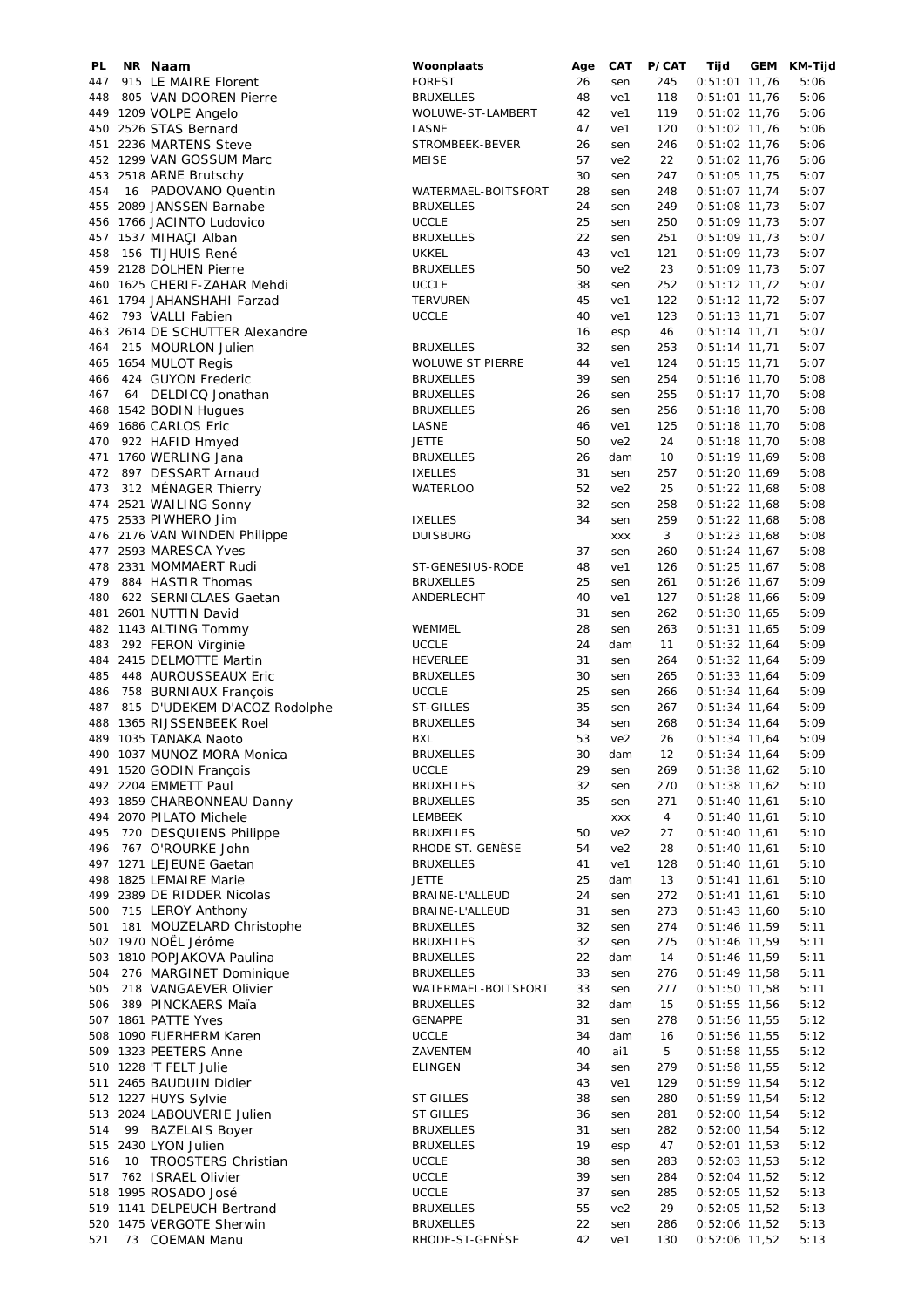| PL | NR | Naam | Woonplaats | Age | CAT | P/CAT | Tijd | GEM | KM-Tijd |
|---|---|---|---|---|---|---|---|---|---|
| 447 | 915 | LE MAIRE Florent | FOREST | 26 | sen | 245 | 0:51:01 | 11,76 | 5:06 |
| 448 | 805 | VAN DOOREN Pierre | BRUXELLES | 48 | ve1 | 118 | 0:51:01 | 11,76 | 5:06 |
| 449 | 1209 | VOLPE Angelo | WOLUWE-ST-LAMBERT | 42 | ve1 | 119 | 0:51:02 | 11,76 | 5:06 |
| 450 | 2526 | STAS Bernard | LASNE | 47 | ve1 | 120 | 0:51:02 | 11,76 | 5:06 |
| 451 | 2236 | MARTENS Steve | STROMBEEK-BEVER | 26 | sen | 246 | 0:51:02 | 11,76 | 5:06 |
| 452 | 1299 | VAN GOSSUM Marc | MEISE | 57 | ve2 | 22 | 0:51:02 | 11,76 | 5:06 |
| 453 | 2518 | ARNE Brutschy | | 30 | sen | 247 | 0:51:05 | 11,75 | 5:07 |
| 454 | 16 | PADOVANO Quentin | WATERMAEL-BOITSFORT | 28 | sen | 248 | 0:51:07 | 11,74 | 5:07 |
| 455 | 2089 | JANSSEN Barnabe | BRUXELLES | 24 | sen | 249 | 0:51:08 | 11,73 | 5:07 |
| 456 | 1766 | JACINTO Ludovico | UCCLE | 25 | sen | 250 | 0:51:09 | 11,73 | 5:07 |
| 457 | 1537 | MIHAÇI Alban | BRUXELLES | 22 | sen | 251 | 0:51:09 | 11,73 | 5:07 |
| 458 | 156 | TIJHUIS René | UKKEL | 43 | ve1 | 121 | 0:51:09 | 11,73 | 5:07 |
| 459 | 2128 | DOLHEN Pierre | BRUXELLES | 50 | ve2 | 23 | 0:51:09 | 11,73 | 5:07 |
| 460 | 1625 | CHERIF-ZAHAR Mehdi | UCCLE | 38 | sen | 252 | 0:51:12 | 11,72 | 5:07 |
| 461 | 1794 | JAHANSHAHI Farzad | TERVUREN | 45 | ve1 | 122 | 0:51:12 | 11,72 | 5:07 |
| 462 | 793 | VALLI Fabien | UCCLE | 40 | ve1 | 123 | 0:51:13 | 11,71 | 5:07 |
| 463 | 2614 | DE SCHUTTER Alexandre | | 16 | esp | 46 | 0:51:14 | 11,71 | 5:07 |
| 464 | 215 | MOURLON Julien | BRUXELLES | 32 | sen | 253 | 0:51:14 | 11,71 | 5:07 |
| 465 | 1654 | MULOT Regis | WOLUWE ST PIERRE | 44 | ve1 | 124 | 0:51:15 | 11,71 | 5:07 |
| 466 | 424 | GUYON Frederic | BRUXELLES | 39 | sen | 254 | 0:51:16 | 11,70 | 5:08 |
| 467 | 64 | DELDICQ Jonathan | BRUXELLES | 26 | sen | 255 | 0:51:17 | 11,70 | 5:08 |
| 468 | 1542 | BODIN Hugues | BRUXELLES | 26 | sen | 256 | 0:51:18 | 11,70 | 5:08 |
| 469 | 1686 | CARLOS Eric | LASNE | 46 | ve1 | 125 | 0:51:18 | 11,70 | 5:08 |
| 470 | 922 | HAFID Hmyed | JETTE | 50 | ve2 | 24 | 0:51:18 | 11,70 | 5:08 |
| 471 | 1760 | WERLING Jana | BRUXELLES | 26 | dam | 10 | 0:51:19 | 11,69 | 5:08 |
| 472 | 897 | DESSART Arnaud | IXELLES | 31 | sen | 257 | 0:51:20 | 11,69 | 5:08 |
| 473 | 312 | MÉNAGER Thierry | WATERLOO | 52 | ve2 | 25 | 0:51:22 | 11,68 | 5:08 |
| 474 | 2521 | WAILING Sonny | | 32 | sen | 258 | 0:51:22 | 11,68 | 5:08 |
| 475 | 2533 | PIWHERO Jim | IXELLES | 34 | sen | 259 | 0:51:22 | 11,68 | 5:08 |
| 476 | 2176 | VAN WINDEN Philippe | DUISBURG | | xxx | 3 | 0:51:23 | 11,68 | 5:08 |
| 477 | 2593 | MARESCA Yves | | 37 | sen | 260 | 0:51:24 | 11,67 | 5:08 |
| 478 | 2331 | MOMMAERT Rudi | ST-GENESIUS-RODE | 48 | ve1 | 126 | 0:51:25 | 11,67 | 5:08 |
| 479 | 884 | HASTIR Thomas | BRUXELLES | 25 | sen | 261 | 0:51:26 | 11,67 | 5:09 |
| 480 | 622 | SERNICLAES Gaetan | ANDERLECHT | 40 | ve1 | 127 | 0:51:28 | 11,66 | 5:09 |
| 481 | 2601 | NUTTIN David | | 31 | sen | 262 | 0:51:30 | 11,65 | 5:09 |
| 482 | 1143 | ALTING Tommy | WEMMEL | 28 | sen | 263 | 0:51:31 | 11,65 | 5:09 |
| 483 | 292 | FERON Virginie | UCCLE | 24 | dam | 11 | 0:51:32 | 11,64 | 5:09 |
| 484 | 2415 | DELMOTTE Martin | HEVERLEE | 31 | sen | 264 | 0:51:32 | 11,64 | 5:09 |
| 485 | 448 | AUROUSSEAUX Eric | BRUXELLES | 30 | sen | 265 | 0:51:33 | 11,64 | 5:09 |
| 486 | 758 | BURNIAUX François | UCCLE | 25 | sen | 266 | 0:51:34 | 11,64 | 5:09 |
| 487 | 815 | D'UDEKEM D'ACOZ Rodolphe | ST-GILLES | 35 | sen | 267 | 0:51:34 | 11,64 | 5:09 |
| 488 | 1365 | RIJSSENBEEK Roel | BRUXELLES | 34 | sen | 268 | 0:51:34 | 11,64 | 5:09 |
| 489 | 1035 | TANAKA Naoto | BXL | 53 | ve2 | 26 | 0:51:34 | 11,64 | 5:09 |
| 490 | 1037 | MUNOZ MORA Monica | BRUXELLES | 30 | dam | 12 | 0:51:34 | 11,64 | 5:09 |
| 491 | 1520 | GODIN François | UCCLE | 29 | sen | 269 | 0:51:38 | 11,62 | 5:10 |
| 492 | 2204 | EMMETT Paul | BRUXELLES | 32 | sen | 270 | 0:51:38 | 11,62 | 5:10 |
| 493 | 1859 | CHARBONNEAU Danny | BRUXELLES | 35 | sen | 271 | 0:51:40 | 11,61 | 5:10 |
| 494 | 2070 | PILATO Michele | LEMBEEK | | xxx | 4 | 0:51:40 | 11,61 | 5:10 |
| 495 | 720 | DESQUIENS Philippe | BRUXELLES | 50 | ve2 | 27 | 0:51:40 | 11,61 | 5:10 |
| 496 | 767 | O'ROURKE John | RHODE ST. GENÈSE | 54 | ve2 | 28 | 0:51:40 | 11,61 | 5:10 |
| 497 | 1271 | LEJEUNE Gaetan | BRUXELLES | 41 | ve1 | 128 | 0:51:40 | 11,61 | 5:10 |
| 498 | 1825 | LEMAIRE Marie | JETTE | 25 | dam | 13 | 0:51:41 | 11,61 | 5:10 |
| 499 | 2389 | DE RIDDER Nicolas | BRAINE-L'ALLEUD | 24 | sen | 272 | 0:51:41 | 11,61 | 5:10 |
| 500 | 715 | LEROY Anthony | BRAINE-L'ALLEUD | 31 | sen | 273 | 0:51:43 | 11,60 | 5:10 |
| 501 | 181 | MOUZELARD Christophe | BRUXELLES | 32 | sen | 274 | 0:51:46 | 11,59 | 5:11 |
| 502 | 1970 | NOËL Jérôme | BRUXELLES | 32 | sen | 275 | 0:51:46 | 11,59 | 5:11 |
| 503 | 1810 | POPJAKOVA Paulina | BRUXELLES | 22 | dam | 14 | 0:51:46 | 11,59 | 5:11 |
| 504 | 276 | MARGINET Dominique | BRUXELLES | 33 | sen | 276 | 0:51:49 | 11,58 | 5:11 |
| 505 | 218 | VANGAEVER Olivier | WATERMAEL-BOITSFORT | 33 | sen | 277 | 0:51:50 | 11,58 | 5:11 |
| 506 | 389 | PINCKAERS Maïa | BRUXELLES | 32 | dam | 15 | 0:51:55 | 11,56 | 5:12 |
| 507 | 1861 | PATTE Yves | GENAPPE | 31 | sen | 278 | 0:51:56 | 11,55 | 5:12 |
| 508 | 1090 | FUERHERM Karen | UCCLE | 34 | dam | 16 | 0:51:56 | 11,55 | 5:12 |
| 509 | 1323 | PEETERS Anne | ZAVENTEM | 40 | ai1 | 5 | 0:51:58 | 11,55 | 5:12 |
| 510 | 1228 | 'T FELT Julie | ELINGEN | 34 | sen | 279 | 0:51:58 | 11,55 | 5:12 |
| 511 | 2465 | BAUDUIN Didier | | 43 | ve1 | 129 | 0:51:59 | 11,54 | 5:12 |
| 512 | 1227 | HUYS Sylvie | ST GILLES | 38 | sen | 280 | 0:51:59 | 11,54 | 5:12 |
| 513 | 2024 | LABOUVERIE Julien | ST GILLES | 36 | sen | 281 | 0:52:00 | 11,54 | 5:12 |
| 514 | 99 | BAZELAIS Boyer | BRUXELLES | 31 | sen | 282 | 0:52:00 | 11,54 | 5:12 |
| 515 | 2430 | LYON Julien | BRUXELLES | 19 | esp | 47 | 0:52:01 | 11,53 | 5:12 |
| 516 | 10 | TROOSTERS Christian | UCCLE | 38 | sen | 283 | 0:52:03 | 11,53 | 5:12 |
| 517 | 762 | ISRAEL Olivier | UCCLE | 39 | sen | 284 | 0:52:04 | 11,52 | 5:12 |
| 518 | 1995 | ROSADO José | UCCLE | 37 | sen | 285 | 0:52:05 | 11,52 | 5:13 |
| 519 | 1141 | DELPEUCH Bertrand | BRUXELLES | 55 | ve2 | 29 | 0:52:05 | 11,52 | 5:13 |
| 520 | 1475 | VERGOTE Sherwin | BRUXELLES | 22 | sen | 286 | 0:52:06 | 11,52 | 5:13 |
| 521 | 73 | COEMAN Manu | RHODE-ST-GENÈSE | 42 | ve1 | 130 | 0:52:06 | 11,52 | 5:13 |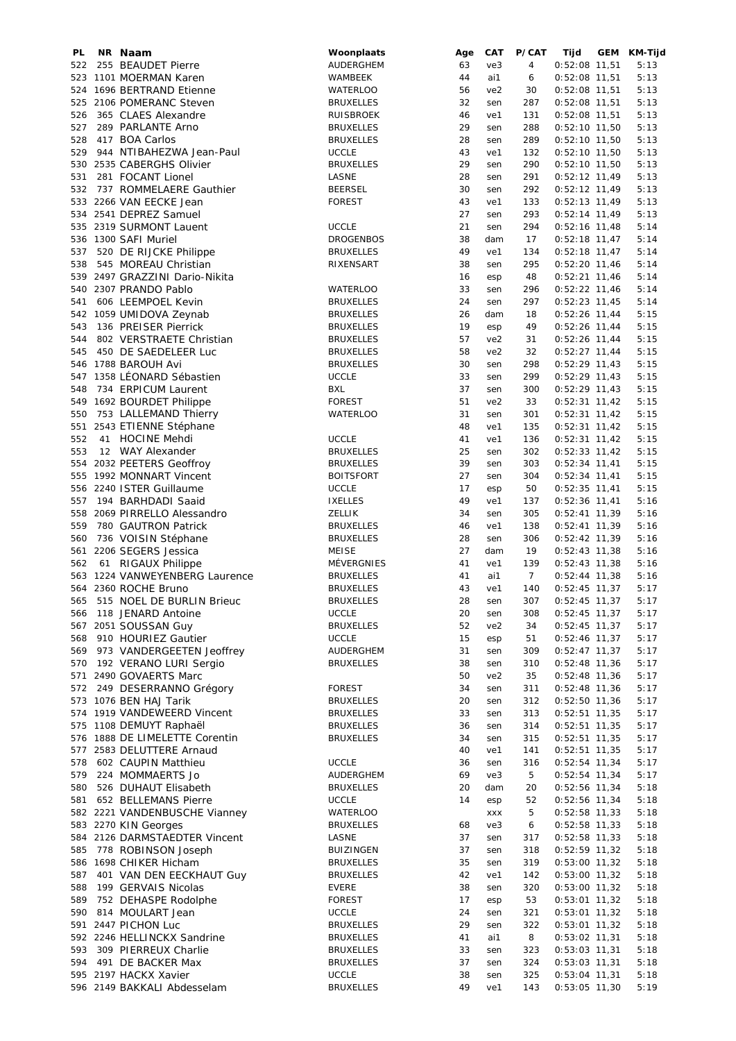| PL | NR | Naam | Woonplaats | Age | CAT | P/CAT | Tijd | GEM | KM-Tijd |
|---|---|---|---|---|---|---|---|---|---|
| 522 | 255 | BEAUDET Pierre | AUDERGHEM | 63 | ve3 | 4 | 0:52:08 | 11,51 | 5:13 |
| 523 | 1101 | MOERMAN Karen | WAMBEEK | 44 | ai1 | 6 | 0:52:08 | 11,51 | 5:13 |
| 524 | 1696 | BERTRAND Etienne | WATERLOO | 56 | ve2 | 30 | 0:52:08 | 11,51 | 5:13 |
| 525 | 2106 | POMERANC Steven | BRUXELLES | 32 | sen | 287 | 0:52:08 | 11,51 | 5:13 |
| 526 | 365 | CLAES Alexandre | RUISBROEK | 46 | ve1 | 131 | 0:52:08 | 11,51 | 5:13 |
| 527 | 289 | PARLANTE Arno | BRUXELLES | 29 | sen | 288 | 0:52:10 | 11,50 | 5:13 |
| 528 | 417 | BOA Carlos | BRUXELLES | 28 | sen | 289 | 0:52:10 | 11,50 | 5:13 |
| 529 | 944 | NTIBAHEZWA Jean-Paul | UCCLE | 43 | ve1 | 132 | 0:52:10 | 11,50 | 5:13 |
| 530 | 2535 | CABERGHS Olivier | BRUXELLES | 29 | sen | 290 | 0:52:10 | 11,50 | 5:13 |
| 531 | 281 | FOCANT Lionel | LASNE | 28 | sen | 291 | 0:52:12 | 11,49 | 5:13 |
| 532 | 737 | ROMMELAERE Gauthier | BEERSEL | 30 | sen | 292 | 0:52:12 | 11,49 | 5:13 |
| 533 | 2266 | VAN EECKE Jean | FOREST | 43 | ve1 | 133 | 0:52:13 | 11,49 | 5:13 |
| 534 | 2541 | DEPREZ Samuel | | 27 | sen | 293 | 0:52:14 | 11,49 | 5:13 |
| 535 | 2319 | SURMONT Lauent | UCCLE | 21 | sen | 294 | 0:52:16 | 11,48 | 5:14 |
| 536 | 1300 | SAFI Muriel | DROGENBOS | 38 | dam | 17 | 0:52:18 | 11,47 | 5:14 |
| 537 | 520 | DE RIJCKE Philippe | BRUXELLES | 49 | ve1 | 134 | 0:52:18 | 11,47 | 5:14 |
| 538 | 545 | MOREAU Christian | RIXENSART | 38 | sen | 295 | 0:52:20 | 11,46 | 5:14 |
| 539 | 2497 | GRAZZINI Dario-Nikita | | 16 | esp | 48 | 0:52:21 | 11,46 | 5:14 |
| 540 | 2307 | PRANDO Pablo | WATERLOO | 33 | sen | 296 | 0:52:22 | 11,46 | 5:14 |
| 541 | 606 | LEEMPOEL Kevin | BRUXELLES | 24 | sen | 297 | 0:52:23 | 11,45 | 5:14 |
| 542 | 1059 | UMIDOVA Zeynab | BRUXELLES | 26 | dam | 18 | 0:52:26 | 11,44 | 5:15 |
| 543 | 136 | PREISER Pierrick | BRUXELLES | 19 | esp | 49 | 0:52:26 | 11,44 | 5:15 |
| 544 | 802 | VERSTRAETE Christian | BRUXELLES | 57 | ve2 | 31 | 0:52:26 | 11,44 | 5:15 |
| 545 | 450 | DE SAEDELEER Luc | BRUXELLES | 58 | ve2 | 32 | 0:52:27 | 11,44 | 5:15 |
| 546 | 1788 | BAROUH Avi | BRUXELLES | 30 | sen | 298 | 0:52:29 | 11,43 | 5:15 |
| 547 | 1358 | LÉONARD Sébastien | UCCLE | 33 | sen | 299 | 0:52:29 | 11,43 | 5:15 |
| 548 | 734 | ERPICUM Laurent | BXL | 37 | sen | 300 | 0:52:29 | 11,43 | 5:15 |
| 549 | 1692 | BOURDET Philippe | FOREST | 51 | ve2 | 33 | 0:52:31 | 11,42 | 5:15 |
| 550 | 753 | LALLEMAND Thierry | WATERLOO | 31 | sen | 301 | 0:52:31 | 11,42 | 5:15 |
| 551 | 2543 | ETIENNE Stéphane | | 48 | ve1 | 135 | 0:52:31 | 11,42 | 5:15 |
| 552 | 41 | HOCINE Mehdi | UCCLE | 41 | ve1 | 136 | 0:52:31 | 11,42 | 5:15 |
| 553 | 12 | WAY Alexander | BRUXELLES | 25 | sen | 302 | 0:52:33 | 11,42 | 5:15 |
| 554 | 2032 | PEETERS Geoffroy | BRUXELLES | 39 | sen | 303 | 0:52:34 | 11,41 | 5:15 |
| 555 | 1992 | MONNART Vincent | BOITSFORT | 27 | sen | 304 | 0:52:34 | 11,41 | 5:15 |
| 556 | 2240 | ISTER Guillaume | UCCLE | 17 | esp | 50 | 0:52:35 | 11,41 | 5:15 |
| 557 | 194 | BARHDADI Saaid | IXELLES | 49 | ve1 | 137 | 0:52:36 | 11,41 | 5:16 |
| 558 | 2069 | PIRRELLO Alessandro | ZELLIK | 34 | sen | 305 | 0:52:41 | 11,39 | 5:16 |
| 559 | 780 | GAUTRON Patrick | BRUXELLES | 46 | ve1 | 138 | 0:52:41 | 11,39 | 5:16 |
| 560 | 736 | VOISIN Stéphane | BRUXELLES | 28 | sen | 306 | 0:52:42 | 11,39 | 5:16 |
| 561 | 2206 | SEGERS Jessica | MEISE | 27 | dam | 19 | 0:52:43 | 11,38 | 5:16 |
| 562 | 61 | RIGAUX Philippe | MÉVERGNIES | 41 | ve1 | 139 | 0:52:43 | 11,38 | 5:16 |
| 563 | 1224 | VANWEYENBERG Laurence | BRUXELLES | 41 | ai1 | 7 | 0:52:44 | 11,38 | 5:16 |
| 564 | 2360 | ROCHE Bruno | BRUXELLES | 43 | ve1 | 140 | 0:52:45 | 11,37 | 5:17 |
| 565 | 515 | NOEL DE BURLIN Brieuc | BRUXELLES | 28 | sen | 307 | 0:52:45 | 11,37 | 5:17 |
| 566 | 118 | JENARD Antoine | UCCLE | 20 | sen | 308 | 0:52:45 | 11,37 | 5:17 |
| 567 | 2051 | SOUSSAN Guy | BRUXELLES | 52 | ve2 | 34 | 0:52:45 | 11,37 | 5:17 |
| 568 | 910 | HOURIEZ Gautier | UCCLE | 15 | esp | 51 | 0:52:46 | 11,37 | 5:17 |
| 569 | 973 | VANDERGEETEN Jeoffrey | AUDERGHEM | 31 | sen | 309 | 0:52:47 | 11,37 | 5:17 |
| 570 | 192 | VERANO LURI Sergio | BRUXELLES | 38 | sen | 310 | 0:52:48 | 11,36 | 5:17 |
| 571 | 2490 | GOVAERTS Marc | | 50 | ve2 | 35 | 0:52:48 | 11,36 | 5:17 |
| 572 | 249 | DESERRANNO Grégory | FOREST | 34 | sen | 311 | 0:52:48 | 11,36 | 5:17 |
| 573 | 1076 | BEN HAJ Tarik | BRUXELLES | 20 | sen | 312 | 0:52:50 | 11,36 | 5:17 |
| 574 | 1919 | VANDEWEERD Vincent | BRUXELLES | 33 | sen | 313 | 0:52:51 | 11,35 | 5:17 |
| 575 | 1108 | DEMUYT Raphaël | BRUXELLES | 36 | sen | 314 | 0:52:51 | 11,35 | 5:17 |
| 576 | 1888 | DE LIMELETTE Corentin | BRUXELLES | 34 | sen | 315 | 0:52:51 | 11,35 | 5:17 |
| 577 | 2583 | DELUTTERE Arnaud | | 40 | ve1 | 141 | 0:52:51 | 11,35 | 5:17 |
| 578 | 602 | CAUPIN Matthieu | UCCLE | 36 | sen | 316 | 0:52:54 | 11,34 | 5:17 |
| 579 | 224 | MOMMAERTS Jo | AUDERGHEM | 69 | ve3 | 5 | 0:52:54 | 11,34 | 5:17 |
| 580 | 526 | DUHAUT Elisabeth | BRUXELLES | 20 | dam | 20 | 0:52:56 | 11,34 | 5:18 |
| 581 | 652 | BELLEMANS Pierre | UCCLE | 14 | esp | 52 | 0:52:56 | 11,34 | 5:18 |
| 582 | 2221 | VANDENBUSCHE Vianney | WATERLOO | | xxx | 5 | 0:52:58 | 11,33 | 5:18 |
| 583 | 2270 | KIN Georges | BRUXELLES | 68 | ve3 | 6 | 0:52:58 | 11,33 | 5:18 |
| 584 | 2126 | DARMSTAEDTER Vincent | LASNE | 37 | sen | 317 | 0:52:58 | 11,33 | 5:18 |
| 585 | 778 | ROBINSON Joseph | BUIZINGEN | 37 | sen | 318 | 0:52:59 | 11,32 | 5:18 |
| 586 | 1698 | CHIKER Hicham | BRUXELLES | 35 | sen | 319 | 0:53:00 | 11,32 | 5:18 |
| 587 | 401 | VAN DEN EECKHAUT Guy | BRUXELLES | 42 | ve1 | 142 | 0:53:00 | 11,32 | 5:18 |
| 588 | 199 | GERVAIS Nicolas | EVERE | 38 | sen | 320 | 0:53:00 | 11,32 | 5:18 |
| 589 | 752 | DEHASPE Rodolphe | FOREST | 17 | esp | 53 | 0:53:01 | 11,32 | 5:18 |
| 590 | 814 | MOULART Jean | UCCLE | 24 | sen | 321 | 0:53:01 | 11,32 | 5:18 |
| 591 | 2447 | PICHON Luc | BRUXELLES | 29 | sen | 322 | 0:53:01 | 11,32 | 5:18 |
| 592 | 2246 | HELLINCKX Sandrine | BRUXELLES | 41 | ai1 | 8 | 0:53:02 | 11,31 | 5:18 |
| 593 | 309 | PIERREUX Charlie | BRUXELLES | 33 | sen | 323 | 0:53:03 | 11,31 | 5:18 |
| 594 | 491 | DE BACKER Max | BRUXELLES | 37 | sen | 324 | 0:53:03 | 11,31 | 5:18 |
| 595 | 2197 | HACKX Xavier | UCCLE | 38 | sen | 325 | 0:53:04 | 11,31 | 5:18 |
| 596 | 2149 | BAKKALI Abdesselam | BRUXELLES | 49 | ve1 | 143 | 0:53:05 | 11,30 | 5:19 |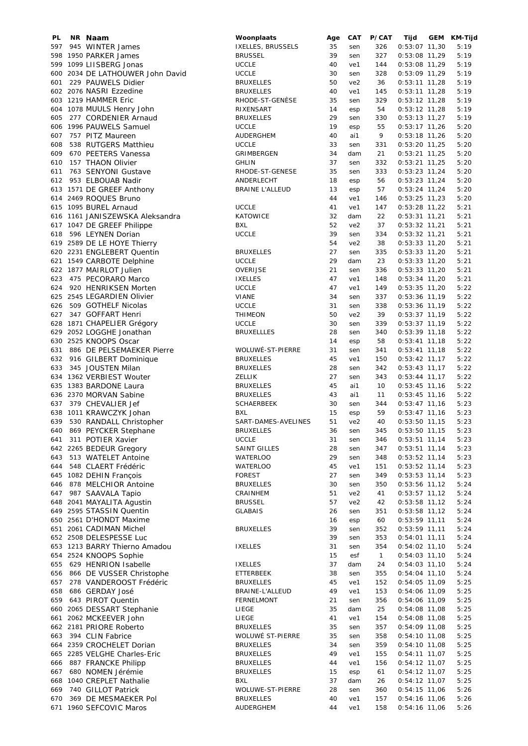| PL | NR | Naam | Woonplaats | Age | CAT | P/CAT | Tijd | GEM | KM-Tijd |
|---|---|---|---|---|---|---|---|---|---|
| 597 | 945 | WINTER James | IXELLES, BRUSSELS | 35 | sen | 326 | 0:53:07 | 11,30 | 5:19 |
| 598 | 1950 | PARKER James | BRUSSEL | 39 | sen | 327 | 0:53:08 | 11,29 | 5:19 |
| 599 | 1099 | LIISBERG Jonas | UCCLE | 40 | ve1 | 144 | 0:53:08 | 11,29 | 5:19 |
| 600 | 2034 | DE LATHOUWER John David | UCCLE | 30 | sen | 328 | 0:53:09 | 11,29 | 5:19 |
| 601 | 229 | PAUWELS Didier | BRUXELLES | 50 | ve2 | 36 | 0:53:11 | 11,28 | 5:19 |
| 602 | 2076 | NASRI Ezzedine | BRUXELLES | 40 | ve1 | 145 | 0:53:11 | 11,28 | 5:19 |
| 603 | 1219 | HAMMER Eric | RHODE-ST-GENÈSE | 35 | sen | 329 | 0:53:12 | 11,28 | 5:19 |
| 604 | 1078 | MUULS Henry John | RIXENSART | 14 | esp | 54 | 0:53:12 | 11,28 | 5:19 |
| 605 | 277 | CORDENIER Arnaud | BRUXELLES | 29 | sen | 330 | 0:53:13 | 11,27 | 5:19 |
| 606 | 1996 | PAUWELS Samuel | UCCLE | 19 | esp | 55 | 0:53:17 | 11,26 | 5:20 |
| 607 | 757 | PITZ Maureen | AUDERGHEM | 40 | ai1 | 9 | 0:53:18 | 11,26 | 5:20 |
| 608 | 538 | RUTGERS Matthieu | UCCLE | 33 | sen | 331 | 0:53:20 | 11,25 | 5:20 |
| 609 | 670 | PEETERS Vanessa | GRIMBERGEN | 34 | dam | 21 | 0:53:21 | 11,25 | 5:20 |
| 610 | 157 | THAON Olivier | GHLIN | 37 | sen | 332 | 0:53:21 | 11,25 | 5:20 |
| 611 | 763 | SENYONI Gustave | RHODE-ST-GENESE | 35 | sen | 333 | 0:53:23 | 11,24 | 5:20 |
| 612 | 953 | ELBOUAB Nadir | ANDERLECHT | 18 | esp | 56 | 0:53:23 | 11,24 | 5:20 |
| 613 | 1571 | DE GREEF Anthony | BRAINE L'ALLEUD | 13 | esp | 57 | 0:53:24 | 11,24 | 5:20 |
| 614 | 2469 | ROQUES Bruno | | 44 | ve1 | 146 | 0:53:25 | 11,23 | 5:20 |
| 615 | 1095 | BUREL Arnaud | UCCLE | 41 | ve1 | 147 | 0:53:28 | 11,22 | 5:21 |
| 616 | 1161 | JANISZEWSKA Aleksandra | KATOWICE | 32 | dam | 22 | 0:53:31 | 11,21 | 5:21 |
| 617 | 1047 | DE GREEF Philippe | BXL | 52 | ve2 | 37 | 0:53:32 | 11,21 | 5:21 |
| 618 | 596 | LEYNEN Dorian | UCCLE | 39 | sen | 334 | 0:53:32 | 11,21 | 5:21 |
| 619 | 2589 | DE LE HOYE Thierry | | 54 | ve2 | 38 | 0:53:33 | 11,20 | 5:21 |
| 620 | 2231 | ENGLEBERT Quentin | BRUXELLES | 27 | sen | 335 | 0:53:33 | 11,20 | 5:21 |
| 621 | 1549 | CARBOTE Delphine | UCCLE | 29 | dam | 23 | 0:53:33 | 11,20 | 5:21 |
| 622 | 1877 | MAIRLOT Julien | OVERIJSE | 21 | sen | 336 | 0:53:33 | 11,20 | 5:21 |
| 623 | 475 | PECORARO Marco | IXELLES | 47 | ve1 | 148 | 0:53:34 | 11,20 | 5:21 |
| 624 | 920 | HENRIKSEN Morten | UCCLE | 47 | ve1 | 149 | 0:53:35 | 11,20 | 5:22 |
| 625 | 2545 | LEGARDIEN Olivier | VIANE | 34 | sen | 337 | 0:53:36 | 11,19 | 5:22 |
| 626 | 509 | GOTHELF Nicolas | UCCLE | 31 | sen | 338 | 0:53:36 | 11,19 | 5:22 |
| 627 | 347 | GOFFART Henri | THIMEON | 50 | ve2 | 39 | 0:53:37 | 11,19 | 5:22 |
| 628 | 1871 | CHAPELIER Grégory | UCCLE | 30 | sen | 339 | 0:53:37 | 11,19 | 5:22 |
| 629 | 2052 | LOGGHE Jonathan | BRUXELLLES | 28 | sen | 340 | 0:53:39 | 11,18 | 5:22 |
| 630 | 2525 | KNOOPS Oscar | | 14 | esp | 58 | 0:53:41 | 11,18 | 5:22 |
| 631 | 886 | DE PELSEMAEKER Pierre | WOLUWÉ-ST-PIERRE | 31 | sen | 341 | 0:53:41 | 11,18 | 5:22 |
| 632 | 916 | GILBERT Dominique | BRUXELLES | 45 | ve1 | 150 | 0:53:42 | 11,17 | 5:22 |
| 633 | 345 | JOUSTEN Milan | BRUXELLES | 28 | sen | 342 | 0:53:43 | 11,17 | 5:22 |
| 634 | 1362 | VERBIEST Wouter | ZELLIK | 27 | sen | 343 | 0:53:44 | 11,17 | 5:22 |
| 635 | 1383 | BARDONE Laura | BRUXELLES | 45 | ai1 | 10 | 0:53:45 | 11,16 | 5:22 |
| 636 | 2370 | MORVAN Sabine | BRUXELLES | 43 | ai1 | 11 | 0:53:45 | 11,16 | 5:22 |
| 637 | 379 | CHEVALIER Jef | SCHAERBEEK | 30 | sen | 344 | 0:53:47 | 11,16 | 5:23 |
| 638 | 1011 | KRAWCZYK Johan | BXL | 15 | esp | 59 | 0:53:47 | 11,16 | 5:23 |
| 639 | 530 | RANDALL Christopher | SART-DAMES-AVELINES | 51 | ve2 | 40 | 0:53:50 | 11,15 | 5:23 |
| 640 | 869 | PEYCKER Stephane | BRUXELLES | 36 | sen | 345 | 0:53:50 | 11,15 | 5:23 |
| 641 | 311 | POTIER Xavier | UCCLE | 31 | sen | 346 | 0:53:51 | 11,14 | 5:23 |
| 642 | 2265 | BEDEUR Gregory | SAINT GILLES | 28 | sen | 347 | 0:53:51 | 11,14 | 5:23 |
| 643 | 513 | WATELET Antoine | WATERLOO | 29 | sen | 348 | 0:53:52 | 11,14 | 5:23 |
| 644 | 548 | CLAERT Frédéric | WATERLOO | 45 | ve1 | 151 | 0:53:52 | 11,14 | 5:23 |
| 645 | 1082 | DEHIN François | FOREST | 27 | sen | 349 | 0:53:53 | 11,14 | 5:23 |
| 646 | 878 | MELCHIOR Antoine | BRUXELLES | 30 | sen | 350 | 0:53:56 | 11,12 | 5:24 |
| 647 | 987 | SAAVALA Tapio | CRAINHEM | 51 | ve2 | 41 | 0:53:57 | 11,12 | 5:24 |
| 648 | 2041 | MAYALITA Agustin | BRUSSEL | 57 | ve2 | 42 | 0:53:58 | 11,12 | 5:24 |
| 649 | 2595 | STASSIN Quentin | GLABAIS | 26 | sen | 351 | 0:53:58 | 11,12 | 5:24 |
| 650 | 2561 | D'HONDT Maxime | | 16 | esp | 60 | 0:53:59 | 11,11 | 5:24 |
| 651 | 2061 | CADIMAN Michel | BRUXELLES | 39 | sen | 352 | 0:53:59 | 11,11 | 5:24 |
| 652 | 2508 | DELESPESSE Luc | | 39 | sen | 353 | 0:54:01 | 11,11 | 5:24 |
| 653 | 1213 | BARRY Thierno Amadou | IXELLES | 31 | sen | 354 | 0:54:02 | 11,10 | 5:24 |
| 654 | 2524 | KNOOPS Sophie | | 15 | esf | 1 | 0:54:03 | 11,10 | 5:24 |
| 655 | 629 | HENRION Isabelle | IXELLES | 37 | dam | 24 | 0:54:03 | 11,10 | 5:24 |
| 656 | 866 | DE VUSSER Christophe | ETTERBEEK | 38 | sen | 355 | 0:54:04 | 11,10 | 5:24 |
| 657 | 278 | VANDEROOST Frédéric | BRUXELLES | 45 | ve1 | 152 | 0:54:05 | 11,09 | 5:25 |
| 658 | 686 | GERDAY José | BRAINE-L'ALLEUD | 49 | ve1 | 153 | 0:54:06 | 11,09 | 5:25 |
| 659 | 643 | PIROT Quentin | FERNELMONT | 21 | sen | 356 | 0:54:06 | 11,09 | 5:25 |
| 660 | 2065 | DESSART Stephanie | LIEGE | 35 | dam | 25 | 0:54:08 | 11,08 | 5:25 |
| 661 | 2062 | MCKEEVER John | LIEGE | 41 | ve1 | 154 | 0:54:08 | 11,08 | 5:25 |
| 662 | 2181 | PRIORE Roberto | BRUXELLES | 35 | sen | 357 | 0:54:09 | 11,08 | 5:25 |
| 663 | 394 | CLIN Fabrice | WOLUWÉ ST-PIERRE | 35 | sen | 358 | 0:54:10 | 11,08 | 5:25 |
| 664 | 2359 | CROCHELET Dorian | BRUXELLES | 34 | sen | 359 | 0:54:10 | 11,08 | 5:25 |
| 665 | 2285 | VELGHE Charles-Eric | BRUXELLES | 49 | ve1 | 155 | 0:54:11 | 11,07 | 5:25 |
| 666 | 887 | FRANCKE Philipp | BRUXELLES | 44 | ve1 | 156 | 0:54:12 | 11,07 | 5:25 |
| 667 | 680 | NOMEN Jérémie | BRUXELLES | 15 | esp | 61 | 0:54:12 | 11,07 | 5:25 |
| 668 | 1040 | CREPLET Nathalie | BXL | 37 | dam | 26 | 0:54:12 | 11,07 | 5:25 |
| 669 | 740 | GILLOT Patrick | WOLUWE-ST-PIERRE | 28 | sen | 360 | 0:54:15 | 11,06 | 5:26 |
| 670 | 369 | DE MESMAEKER Pol | BRUXELLES | 40 | ve1 | 157 | 0:54:16 | 11,06 | 5:26 |
| 671 | 1960 | SEFCOVIC Maros | AUDERGHEM | 44 | ve1 | 158 | 0:54:16 | 11,06 | 5:26 |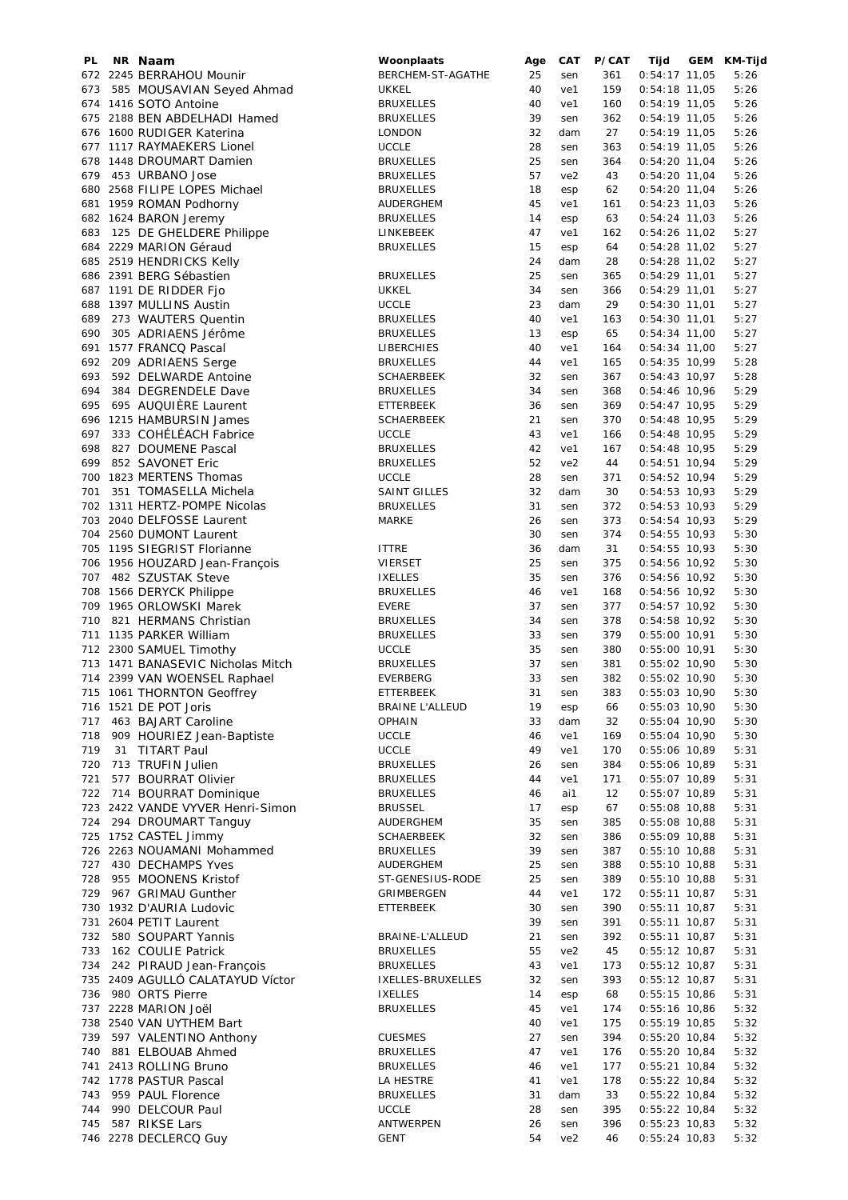| PL | NR | Naam | Woonplaats | Age | CAT | P/CAT | Tijd | GEM | KM-Tijd |
|---|---|---|---|---|---|---|---|---|---|
| 672 | 2245 | BERRAHOU Mounir | BERCHEM-ST-AGATHE | 25 | sen | 361 | 0:54:17 | 11,05 | 5:26 |
| 673 | 585 | MOUSAVIAN Seyed Ahmad | UKKEL | 40 | ve1 | 159 | 0:54:18 | 11,05 | 5:26 |
| 674 | 1416 | SOTO Antoine | BRUXELLES | 40 | ve1 | 160 | 0:54:19 | 11,05 | 5:26 |
| 675 | 2188 | BEN ABDELHADI Hamed | BRUXELLES | 39 | sen | 362 | 0:54:19 | 11,05 | 5:26 |
| 676 | 1600 | RUDIGER Katerina | LONDON | 32 | dam | 27 | 0:54:19 | 11,05 | 5:26 |
| 677 | 1117 | RAYMAEKERS Lionel | UCCLE | 28 | sen | 363 | 0:54:19 | 11,05 | 5:26 |
| 678 | 1448 | DROUMART Damien | BRUXELLES | 25 | sen | 364 | 0:54:20 | 11,04 | 5:26 |
| 679 | 453 | URBANO Jose | BRUXELLES | 57 | ve2 | 43 | 0:54:20 | 11,04 | 5:26 |
| 680 | 2568 | FILIPE LOPES Michael | BRUXELLES | 18 | esp | 62 | 0:54:20 | 11,04 | 5:26 |
| 681 | 1959 | ROMAN Podhorny | AUDERGHEM | 45 | ve1 | 161 | 0:54:23 | 11,03 | 5:26 |
| 682 | 1624 | BARON Jeremy | BRUXELLES | 14 | esp | 63 | 0:54:24 | 11,03 | 5:26 |
| 683 | 125 | DE GHELDERE Philippe | LINKEBEEK | 47 | ve1 | 162 | 0:54:26 | 11,02 | 5:27 |
| 684 | 2229 | MARION Géraud | BRUXELLES | 15 | esp | 64 | 0:54:28 | 11,02 | 5:27 |
| 685 | 2519 | HENDRICKS Kelly | | 24 | dam | 28 | 0:54:28 | 11,02 | 5:27 |
| 686 | 2391 | BERG Sébastien | BRUXELLES | 25 | sen | 365 | 0:54:29 | 11,01 | 5:27 |
| 687 | 1191 | DE RIDDER Fjo | UKKEL | 34 | sen | 366 | 0:54:29 | 11,01 | 5:27 |
| 688 | 1397 | MULLINS Austin | UCCLE | 23 | dam | 29 | 0:54:30 | 11,01 | 5:27 |
| 689 | 273 | WAUTERS Quentin | BRUXELLES | 40 | ve1 | 163 | 0:54:30 | 11,01 | 5:27 |
| 690 | 305 | ADRIAENS Jérôme | BRUXELLES | 13 | esp | 65 | 0:54:34 | 11,00 | 5:27 |
| 691 | 1577 | FRANCQ Pascal | LIBERCHIES | 40 | ve1 | 164 | 0:54:34 | 11,00 | 5:27 |
| 692 | 209 | ADRIAENS Serge | BRUXELLES | 44 | ve1 | 165 | 0:54:35 | 10,99 | 5:28 |
| 693 | 592 | DELWARDE Antoine | SCHAERBEEK | 32 | sen | 367 | 0:54:43 | 10,97 | 5:28 |
| 694 | 384 | DEGRENDELE Dave | BRUXELLES | 34 | sen | 368 | 0:54:46 | 10,96 | 5:29 |
| 695 | 695 | AUQUIÈRE Laurent | ETTERBEEK | 36 | sen | 369 | 0:54:47 | 10,95 | 5:29 |
| 696 | 1215 | HAMBURSIN James | SCHAERBEEK | 21 | sen | 370 | 0:54:48 | 10,95 | 5:29 |
| 697 | 333 | COHÉLÉACH Fabrice | UCCLE | 43 | ve1 | 166 | 0:54:48 | 10,95 | 5:29 |
| 698 | 827 | DOUMENE Pascal | BRUXELLES | 42 | ve1 | 167 | 0:54:48 | 10,95 | 5:29 |
| 699 | 852 | SAVONET Eric | BRUXELLES | 52 | ve2 | 44 | 0:54:51 | 10,94 | 5:29 |
| 700 | 1823 | MERTENS Thomas | UCCLE | 28 | sen | 371 | 0:54:52 | 10,94 | 5:29 |
| 701 | 351 | TOMASELLA Michela | SAINT GILLES | 32 | dam | 30 | 0:54:53 | 10,93 | 5:29 |
| 702 | 1311 | HERTZ-POMPE Nicolas | BRUXELLES | 31 | sen | 372 | 0:54:53 | 10,93 | 5:29 |
| 703 | 2040 | DELFOSSE Laurent | MARKE | 26 | sen | 373 | 0:54:54 | 10,93 | 5:29 |
| 704 | 2560 | DUMONT Laurent | | 30 | sen | 374 | 0:54:55 | 10,93 | 5:30 |
| 705 | 1195 | SIEGRIST Florianne | ITTRE | 36 | dam | 31 | 0:54:55 | 10,93 | 5:30 |
| 706 | 1956 | HOUZARD Jean-François | VIERSET | 25 | sen | 375 | 0:54:56 | 10,92 | 5:30 |
| 707 | 482 | SZUSTAK Steve | IXELLES | 35 | sen | 376 | 0:54:56 | 10,92 | 5:30 |
| 708 | 1566 | DERYCK Philippe | BRUXELLES | 46 | ve1 | 168 | 0:54:56 | 10,92 | 5:30 |
| 709 | 1965 | ORLOWSKI Marek | EVERE | 37 | sen | 377 | 0:54:57 | 10,92 | 5:30 |
| 710 | 821 | HERMANS Christian | BRUXELLES | 34 | sen | 378 | 0:54:58 | 10,92 | 5:30 |
| 711 | 1135 | PARKER William | BRUXELLES | 33 | sen | 379 | 0:55:00 | 10,91 | 5:30 |
| 712 | 2300 | SAMUEL Timothy | UCCLE | 35 | sen | 380 | 0:55:00 | 10,91 | 5:30 |
| 713 | 1471 | BANASEVIC Nicholas Mitch | BRUXELLES | 37 | sen | 381 | 0:55:02 | 10,90 | 5:30 |
| 714 | 2399 | VAN WOENSEL Raphael | EVERBERG | 33 | sen | 382 | 0:55:02 | 10,90 | 5:30 |
| 715 | 1061 | THORNTON Geoffrey | ETTERBEEK | 31 | sen | 383 | 0:55:03 | 10,90 | 5:30 |
| 716 | 1521 | DE POT Joris | BRAINE L'ALLEUD | 19 | esp | 66 | 0:55:03 | 10,90 | 5:30 |
| 717 | 463 | BAJART Caroline | OPHAIN | 33 | dam | 32 | 0:55:04 | 10,90 | 5:30 |
| 718 | 909 | HOURIEZ Jean-Baptiste | UCCLE | 46 | ve1 | 169 | 0:55:04 | 10,90 | 5:30 |
| 719 | 31 | TITART Paul | UCCLE | 49 | ve1 | 170 | 0:55:06 | 10,89 | 5:31 |
| 720 | 713 | TRUFIN Julien | BRUXELLES | 26 | sen | 384 | 0:55:06 | 10,89 | 5:31 |
| 721 | 577 | BOURRAT Olivier | BRUXELLES | 44 | ve1 | 171 | 0:55:07 | 10,89 | 5:31 |
| 722 | 714 | BOURRAT Dominique | BRUXELLES | 46 | ai1 | 12 | 0:55:07 | 10,89 | 5:31 |
| 723 | 2422 | VANDE VYVER Henri-Simon | BRUSSEL | 17 | esp | 67 | 0:55:08 | 10,88 | 5:31 |
| 724 | 294 | DROUMART Tanguy | AUDERGHEM | 35 | sen | 385 | 0:55:08 | 10,88 | 5:31 |
| 725 | 1752 | CASTEL Jimmy | SCHAERBEEK | 32 | sen | 386 | 0:55:09 | 10,88 | 5:31 |
| 726 | 2263 | NOUAMANI Mohammed | BRUXELLES | 39 | sen | 387 | 0:55:10 | 10,88 | 5:31 |
| 727 | 430 | DECHAMPS Yves | AUDERGHEM | 25 | sen | 388 | 0:55:10 | 10,88 | 5:31 |
| 728 | 955 | MOONENS Kristof | ST-GENESIUS-RODE | 25 | sen | 389 | 0:55:10 | 10,88 | 5:31 |
| 729 | 967 | GRIMAU Gunther | GRIMBERGEN | 44 | ve1 | 172 | 0:55:11 | 10,87 | 5:31 |
| 730 | 1932 | D'AURIA Ludovic | ETTERBEEK | 30 | sen | 390 | 0:55:11 | 10,87 | 5:31 |
| 731 | 2604 | PETIT Laurent | | 39 | sen | 391 | 0:55:11 | 10,87 | 5:31 |
| 732 | 580 | SOUPART Yannis | BRAINE-L'ALLEUD | 21 | sen | 392 | 0:55:11 | 10,87 | 5:31 |
| 733 | 162 | COULIE Patrick | BRUXELLES | 55 | ve2 | 45 | 0:55:12 | 10,87 | 5:31 |
| 734 | 242 | PIRAUD Jean-François | BRUXELLES | 43 | ve1 | 173 | 0:55:12 | 10,87 | 5:31 |
| 735 | 2409 | AGULLÓ CALATAYUD Víctor | IXELLES-BRUXELLES | 32 | sen | 393 | 0:55:12 | 10,87 | 5:31 |
| 736 | 980 | ORTS Pierre | IXELLES | 14 | esp | 68 | 0:55:15 | 10,86 | 5:31 |
| 737 | 2228 | MARION Joël | BRUXELLES | 45 | ve1 | 174 | 0:55:16 | 10,86 | 5:32 |
| 738 | 2540 | VAN UYTHEM Bart | | 40 | ve1 | 175 | 0:55:19 | 10,85 | 5:32 |
| 739 | 597 | VALENTINO Anthony | CUESMES | 27 | sen | 394 | 0:55:20 | 10,84 | 5:32 |
| 740 | 881 | ELBOUAB Ahmed | BRUXELLES | 47 | ve1 | 176 | 0:55:20 | 10,84 | 5:32 |
| 741 | 2413 | ROLLING Bruno | BRUXELLES | 46 | ve1 | 177 | 0:55:21 | 10,84 | 5:32 |
| 742 | 1778 | PASTUR Pascal | LA HESTRE | 41 | ve1 | 178 | 0:55:22 | 10,84 | 5:32 |
| 743 | 959 | PAUL Florence | BRUXELLES | 31 | dam | 33 | 0:55:22 | 10,84 | 5:32 |
| 744 | 990 | DELCOUR Paul | UCCLE | 28 | sen | 395 | 0:55:22 | 10,84 | 5:32 |
| 745 | 587 | RIKSE Lars | ANTWERPEN | 26 | sen | 396 | 0:55:23 | 10,83 | 5:32 |
| 746 | 2278 | DECLERCQ Guy | GENT | 54 | ve2 | 46 | 0:55:24 | 10,83 | 5:32 |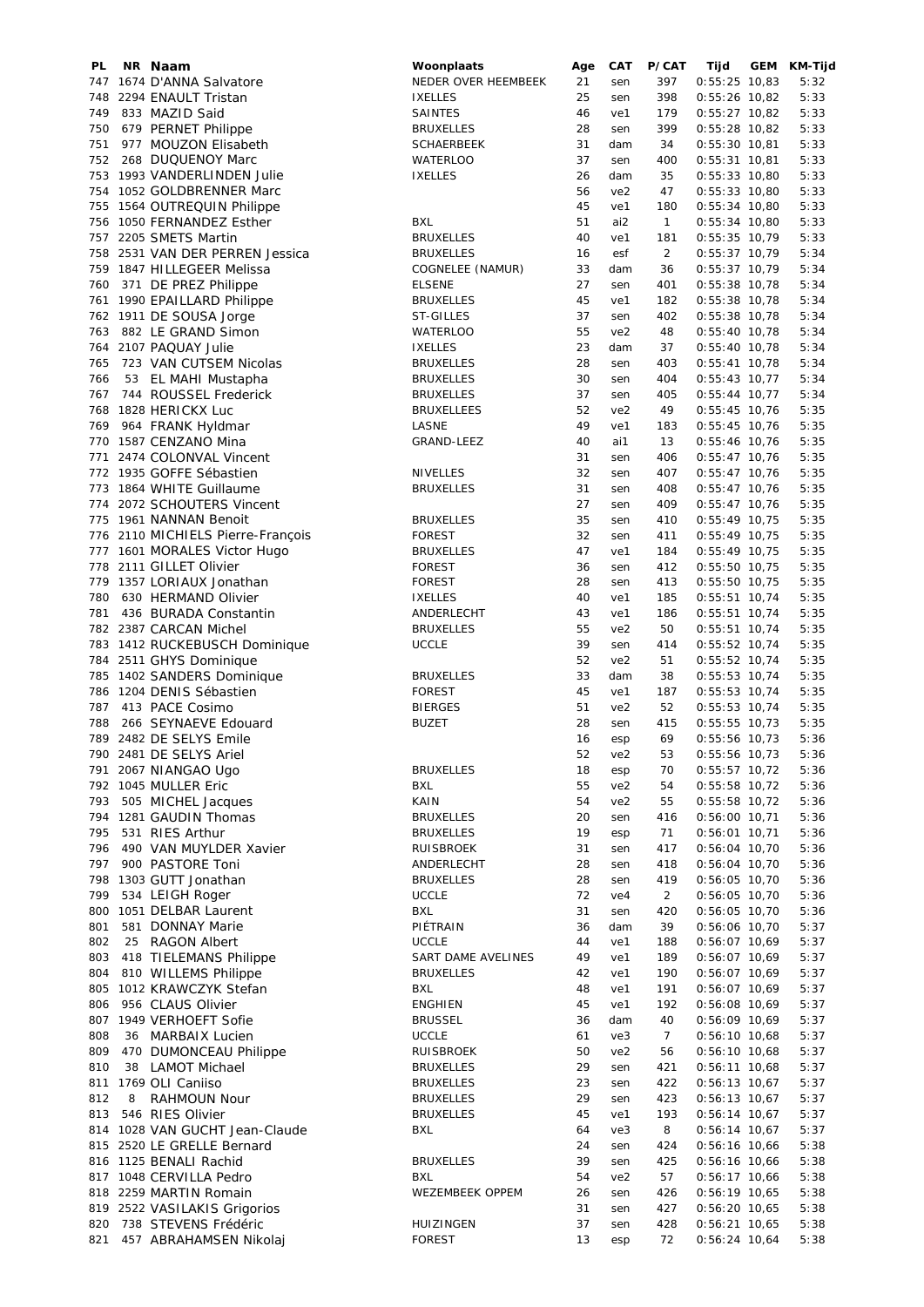| PL | NR | Naam | Woonplaats | Age | CAT | P/CAT | Tijd | GEM | KM-Tijd |
|---|---|---|---|---|---|---|---|---|---|
| 747 | 1674 | D'ANNA Salvatore | NEDER OVER HEEMBEEK | 21 | sen | 397 | 0:55:25 | 10,83 | 5:32 |
| 748 | 2294 | ENAULT Tristan | IXELLES | 25 | sen | 398 | 0:55:26 | 10,82 | 5:33 |
| 749 | 833 | MAZID Said | SAINTES | 46 | ve1 | 179 | 0:55:27 | 10,82 | 5:33 |
| 750 | 679 | PERNET Philippe | BRUXELLES | 28 | sen | 399 | 0:55:28 | 10,82 | 5:33 |
| 751 | 977 | MOUZON Elisabeth | SCHAERBEEK | 31 | dam | 34 | 0:55:30 | 10,81 | 5:33 |
| 752 | 268 | DUQUENOY Marc | WATERLOO | 37 | sen | 400 | 0:55:31 | 10,81 | 5:33 |
| 753 | 1993 | VANDERLINDEN Julie | IXELLES | 26 | dam | 35 | 0:55:33 | 10,80 | 5:33 |
| 754 | 1052 | GOLDBRENNER Marc | | 56 | ve2 | 47 | 0:55:33 | 10,80 | 5:33 |
| 755 | 1564 | OUTREQUIN Philippe | | 45 | ve1 | 180 | 0:55:34 | 10,80 | 5:33 |
| 756 | 1050 | FERNANDEZ Esther | BXL | 51 | ai2 | 1 | 0:55:34 | 10,80 | 5:33 |
| 757 | 2205 | SMETS Martin | BRUXELLES | 40 | ve1 | 181 | 0:55:35 | 10,79 | 5:33 |
| 758 | 2531 | VAN DER PERREN Jessica | BRUXELLES | 16 | esf | 2 | 0:55:37 | 10,79 | 5:34 |
| 759 | 1847 | HILLEGEER Melissa | COGNELEE (NAMUR) | 33 | dam | 36 | 0:55:37 | 10,79 | 5:34 |
| 760 | 371 | DE PREZ Philippe | ELSENE | 27 | sen | 401 | 0:55:38 | 10,78 | 5:34 |
| 761 | 1990 | EPAILLARD Philippe | BRUXELLES | 45 | ve1 | 182 | 0:55:38 | 10,78 | 5:34 |
| 762 | 1911 | DE SOUSA Jorge | ST-GILLES | 37 | sen | 402 | 0:55:38 | 10,78 | 5:34 |
| 763 | 882 | LE GRAND Simon | WATERLOO | 55 | ve2 | 48 | 0:55:40 | 10,78 | 5:34 |
| 764 | 2107 | PAQUAY Julie | IXELLES | 23 | dam | 37 | 0:55:40 | 10,78 | 5:34 |
| 765 | 723 | VAN CUTSEM Nicolas | BRUXELLES | 28 | sen | 403 | 0:55:41 | 10,78 | 5:34 |
| 766 | 53 | EL MAHI Mustapha | BRUXELLES | 30 | sen | 404 | 0:55:43 | 10,77 | 5:34 |
| 767 | 744 | ROUSSEL Frederick | BRUXELLES | 37 | sen | 405 | 0:55:44 | 10,77 | 5:34 |
| 768 | 1828 | HERICKX Luc | BRUXELLEES | 52 | ve2 | 49 | 0:55:45 | 10,76 | 5:35 |
| 769 | 964 | FRANK Hyldmar | LASNE | 49 | ve1 | 183 | 0:55:45 | 10,76 | 5:35 |
| 770 | 1587 | CENZANO Mina | GRAND-LEEZ | 40 | ai1 | 13 | 0:55:46 | 10,76 | 5:35 |
| 771 | 2474 | COLONVAL Vincent | | 31 | sen | 406 | 0:55:47 | 10,76 | 5:35 |
| 772 | 1935 | GOFFE Sébastien | NIVELLES | 32 | sen | 407 | 0:55:47 | 10,76 | 5:35 |
| 773 | 1864 | WHITE Guillaume | BRUXELLES | 31 | sen | 408 | 0:55:47 | 10,76 | 5:35 |
| 774 | 2072 | SCHOUTERS Vincent | | 27 | sen | 409 | 0:55:47 | 10,76 | 5:35 |
| 775 | 1961 | NANNAN Benoit | BRUXELLES | 35 | sen | 410 | 0:55:49 | 10,75 | 5:35 |
| 776 | 2110 | MICHIELS Pierre-François | FOREST | 32 | sen | 411 | 0:55:49 | 10,75 | 5:35 |
| 777 | 1601 | MORALES Victor Hugo | BRUXELLES | 47 | ve1 | 184 | 0:55:49 | 10,75 | 5:35 |
| 778 | 2111 | GILLET Olivier | FOREST | 36 | sen | 412 | 0:55:50 | 10,75 | 5:35 |
| 779 | 1357 | LORIAUX Jonathan | FOREST | 28 | sen | 413 | 0:55:50 | 10,75 | 5:35 |
| 780 | 630 | HERMAND Olivier | IXELLES | 40 | ve1 | 185 | 0:55:51 | 10,74 | 5:35 |
| 781 | 436 | BURADA Constantin | ANDERLECHT | 43 | ve1 | 186 | 0:55:51 | 10,74 | 5:35 |
| 782 | 2387 | CARCAN Michel | BRUXELLES | 55 | ve2 | 50 | 0:55:51 | 10,74 | 5:35 |
| 783 | 1412 | RUCKEBUSCH Dominique | UCCLE | 39 | sen | 414 | 0:55:52 | 10,74 | 5:35 |
| 784 | 2511 | GHYS Dominique | | 52 | ve2 | 51 | 0:55:52 | 10,74 | 5:35 |
| 785 | 1402 | SANDERS Dominique | BRUXELLES | 33 | dam | 38 | 0:55:53 | 10,74 | 5:35 |
| 786 | 1204 | DENIS Sébastien | FOREST | 45 | ve1 | 187 | 0:55:53 | 10,74 | 5:35 |
| 787 | 413 | PACE Cosimo | BIERGES | 51 | ve2 | 52 | 0:55:53 | 10,74 | 5:35 |
| 788 | 266 | SEYNAEVE Edouard | BUZET | 28 | sen | 415 | 0:55:55 | 10,73 | 5:35 |
| 789 | 2482 | DE SELYS Emile | | 16 | esp | 69 | 0:55:56 | 10,73 | 5:36 |
| 790 | 2481 | DE SELYS Ariel | | 52 | ve2 | 53 | 0:55:56 | 10,73 | 5:36 |
| 791 | 2067 | NIANGAO Ugo | BRUXELLES | 18 | esp | 70 | 0:55:57 | 10,72 | 5:36 |
| 792 | 1045 | MULLER Eric | BXL | 55 | ve2 | 54 | 0:55:58 | 10,72 | 5:36 |
| 793 | 505 | MICHEL Jacques | KAIN | 54 | ve2 | 55 | 0:55:58 | 10,72 | 5:36 |
| 794 | 1281 | GAUDIN Thomas | BRUXELLES | 20 | sen | 416 | 0:56:00 | 10,71 | 5:36 |
| 795 | 531 | RIES Arthur | BRUXELLES | 19 | esp | 71 | 0:56:01 | 10,71 | 5:36 |
| 796 | 490 | VAN MUYLDER Xavier | RUISBROEK | 31 | sen | 417 | 0:56:04 | 10,70 | 5:36 |
| 797 | 900 | PASTORE Toni | ANDERLECHT | 28 | sen | 418 | 0:56:04 | 10,70 | 5:36 |
| 798 | 1303 | GUTT Jonathan | BRUXELLES | 28 | sen | 419 | 0:56:05 | 10,70 | 5:36 |
| 799 | 534 | LEIGH Roger | UCCLE | 72 | ve4 | 2 | 0:56:05 | 10,70 | 5:36 |
| 800 | 1051 | DELBAR Laurent | BXL | 31 | sen | 420 | 0:56:05 | 10,70 | 5:36 |
| 801 | 581 | DONNAY Marie | PIÉTRAIN | 36 | dam | 39 | 0:56:06 | 10,70 | 5:37 |
| 802 | 25 | RAGON Albert | UCCLE | 44 | ve1 | 188 | 0:56:07 | 10,69 | 5:37 |
| 803 | 418 | TIELEMANS Philippe | SART DAME AVELINES | 49 | ve1 | 189 | 0:56:07 | 10,69 | 5:37 |
| 804 | 810 | WILLEMS Philippe | BRUXELLES | 42 | ve1 | 190 | 0:56:07 | 10,69 | 5:37 |
| 805 | 1012 | KRAWCZYK Stefan | BXL | 48 | ve1 | 191 | 0:56:07 | 10,69 | 5:37 |
| 806 | 956 | CLAUS Olivier | ENGHIEN | 45 | ve1 | 192 | 0:56:08 | 10,69 | 5:37 |
| 807 | 1949 | VERHOEFT Sofie | BRUSSEL | 36 | dam | 40 | 0:56:09 | 10,69 | 5:37 |
| 808 | 36 | MARBAIX Lucien | UCCLE | 61 | ve3 | 7 | 0:56:10 | 10,68 | 5:37 |
| 809 | 470 | DUMONCEAU Philippe | RUISBROEK | 50 | ve2 | 56 | 0:56:10 | 10,68 | 5:37 |
| 810 | 38 | LAMOT Michael | BRUXELLES | 29 | sen | 421 | 0:56:11 | 10,68 | 5:37 |
| 811 | 1769 | OLI Caniiso | BRUXELLES | 23 | sen | 422 | 0:56:13 | 10,67 | 5:37 |
| 812 | 8 | RAHMOUN Nour | BRUXELLES | 29 | sen | 423 | 0:56:13 | 10,67 | 5:37 |
| 813 | 546 | RIES Olivier | BRUXELLES | 45 | ve1 | 193 | 0:56:14 | 10,67 | 5:37 |
| 814 | 1028 | VAN GUCHT Jean-Claude | BXL | 64 | ve3 | 8 | 0:56:14 | 10,67 | 5:37 |
| 815 | 2520 | LE GRELLE Bernard | | 24 | sen | 424 | 0:56:16 | 10,66 | 5:38 |
| 816 | 1125 | BENALI Rachid | BRUXELLES | 39 | sen | 425 | 0:56:16 | 10,66 | 5:38 |
| 817 | 1048 | CERVILLA Pedro | BXL | 54 | ve2 | 57 | 0:56:17 | 10,66 | 5:38 |
| 818 | 2259 | MARTIN Romain | WEZEMBEEK OPPEM | 26 | sen | 426 | 0:56:19 | 10,65 | 5:38 |
| 819 | 2522 | VASILAKIS Grigorios | | 31 | sen | 427 | 0:56:20 | 10,65 | 5:38 |
| 820 | 738 | STEVENS Frédéric | HUIZINGEN | 37 | sen | 428 | 0:56:21 | 10,65 | 5:38 |
| 821 | 457 | ABRAHAMSEN Nikolaj | FOREST | 13 | esp | 72 | 0:56:24 | 10,64 | 5:38 |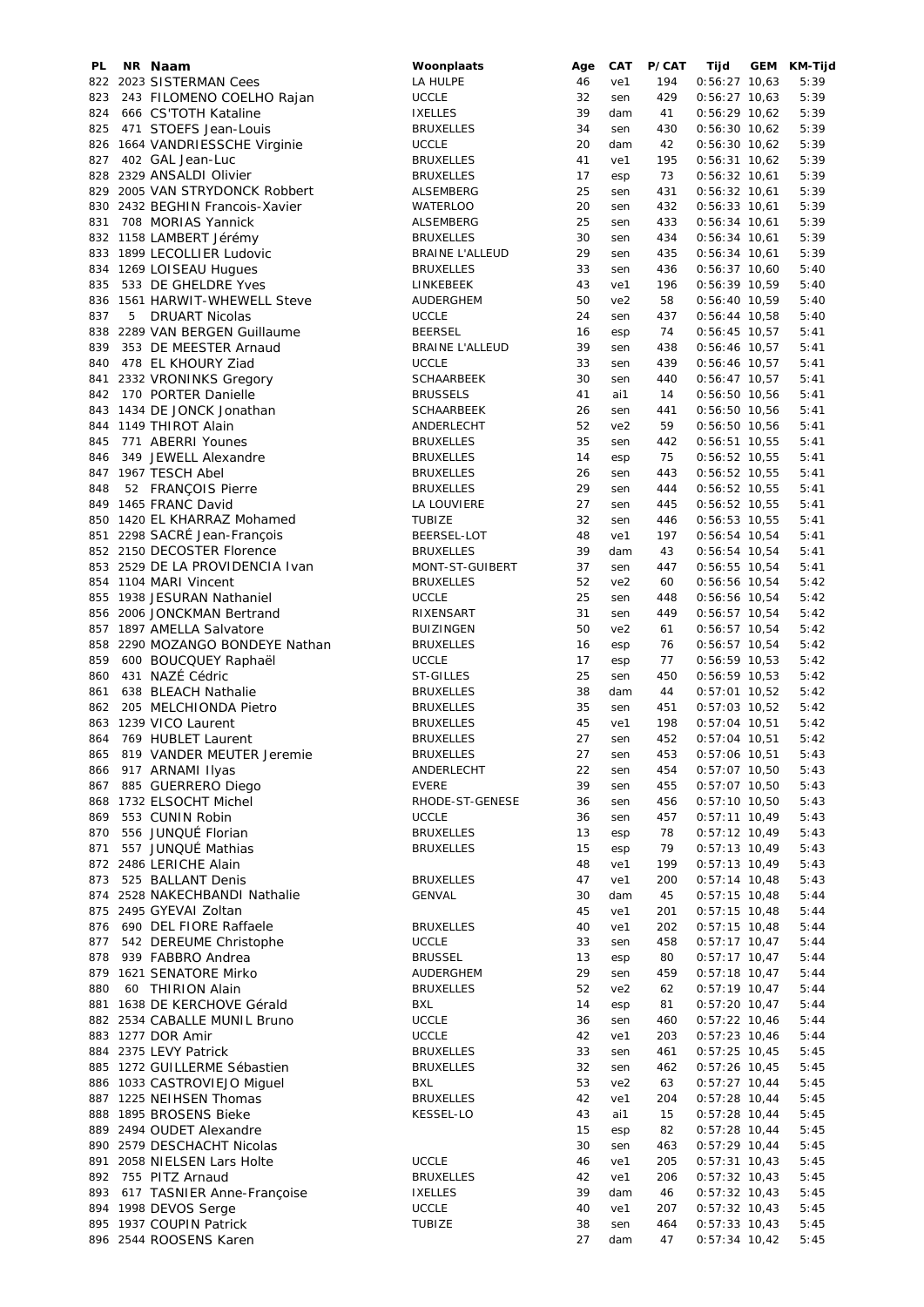| PL | NR | Naam | Woonplaats | Age | CAT | P/CAT | Tijd | GEM | KM-Tijd |
|---|---|---|---|---|---|---|---|---|---|
| 822 | 2023 | SISTERMAN Cees | LA HULPE | 46 | ve1 | 194 | 0:56:27 | 10,63 | 5:39 |
| 823 | 243 | FILOMENO COELHO Rajan | UCCLE | 32 | sen | 429 | 0:56:27 | 10,63 | 5:39 |
| 824 | 666 | CS'TOTH Kataline | IXELLES | 39 | dam | 41 | 0:56:29 | 10,62 | 5:39 |
| 825 | 471 | STOEFS Jean-Louis | BRUXELLES | 34 | sen | 430 | 0:56:30 | 10,62 | 5:39 |
| 826 | 1664 | VANDRIESSCHE Virginie | UCCLE | 20 | dam | 42 | 0:56:30 | 10,62 | 5:39 |
| 827 | 402 | GAL Jean-Luc | BRUXELLES | 41 | ve1 | 195 | 0:56:31 | 10,62 | 5:39 |
| 828 | 2329 | ANSALDI Olivier | BRUXELLES | 17 | esp | 73 | 0:56:32 | 10,61 | 5:39 |
| 829 | 2005 | VAN STRYDONCK Robbert | ALSEMBERG | 25 | sen | 431 | 0:56:32 | 10,61 | 5:39 |
| 830 | 2432 | BEGHIN Francois-Xavier | WATERLOO | 20 | sen | 432 | 0:56:33 | 10,61 | 5:39 |
| 831 | 708 | MORIAS Yannick | ALSEMBERG | 25 | sen | 433 | 0:56:34 | 10,61 | 5:39 |
| 832 | 1158 | LAMBERT Jérémy | BRUXELLES | 30 | sen | 434 | 0:56:34 | 10,61 | 5:39 |
| 833 | 1899 | LECOLLIER Ludovic | BRAINE L'ALLEUD | 29 | sen | 435 | 0:56:34 | 10,61 | 5:39 |
| 834 | 1269 | LOISEAU Hugues | BRUXELLES | 33 | sen | 436 | 0:56:37 | 10,60 | 5:40 |
| 835 | 533 | DE GHELDRE Yves | LINKEBEEK | 43 | ve1 | 196 | 0:56:39 | 10,59 | 5:40 |
| 836 | 1561 | HARWIT-WHEWELL Steve | AUDERGHEM | 50 | ve2 | 58 | 0:56:40 | 10,59 | 5:40 |
| 837 | 5 | DRUART Nicolas | UCCLE | 24 | sen | 437 | 0:56:44 | 10,58 | 5:40 |
| 838 | 2289 | VAN BERGEN Guillaume | BEERSEL | 16 | esp | 74 | 0:56:45 | 10,57 | 5:41 |
| 839 | 353 | DE MEESTER Arnaud | BRAINE L'ALLEUD | 39 | sen | 438 | 0:56:46 | 10,57 | 5:41 |
| 840 | 478 | EL KHOURY Ziad | UCCLE | 33 | sen | 439 | 0:56:46 | 10,57 | 5:41 |
| 841 | 2332 | VRONINKS Gregory | SCHAARBEEK | 30 | sen | 440 | 0:56:47 | 10,57 | 5:41 |
| 842 | 170 | PORTER Danielle | BRUSSELS | 41 | ai1 | 14 | 0:56:50 | 10,56 | 5:41 |
| 843 | 1434 | DE JONCK Jonathan | SCHAARBEEK | 26 | sen | 441 | 0:56:50 | 10,56 | 5:41 |
| 844 | 1149 | THIROT Alain | ANDERLECHT | 52 | ve2 | 59 | 0:56:50 | 10,56 | 5:41 |
| 845 | 771 | ABERRI Younes | BRUXELLES | 35 | sen | 442 | 0:56:51 | 10,55 | 5:41 |
| 846 | 349 | JEWELL Alexandre | BRUXELLES | 14 | esp | 75 | 0:56:52 | 10,55 | 5:41 |
| 847 | 1967 | TESCH Abel | BRUXELLES | 26 | sen | 443 | 0:56:52 | 10,55 | 5:41 |
| 848 | 52 | FRANÇOIS Pierre | BRUXELLES | 29 | sen | 444 | 0:56:52 | 10,55 | 5:41 |
| 849 | 1465 | FRANC David | LA LOUVIERE | 27 | sen | 445 | 0:56:52 | 10,55 | 5:41 |
| 850 | 1420 | EL KHARRAZ Mohamed | TUBIZE | 32 | sen | 446 | 0:56:53 | 10,55 | 5:41 |
| 851 | 2298 | SACRÉ Jean-François | BEERSEL-LOT | 48 | ve1 | 197 | 0:56:54 | 10,54 | 5:41 |
| 852 | 2150 | DECOSTER Florence | BRUXELLES | 39 | dam | 43 | 0:56:54 | 10,54 | 5:41 |
| 853 | 2529 | DE LA PROVIDENCIA Ivan | MONT-ST-GUIBERT | 37 | sen | 447 | 0:56:55 | 10,54 | 5:41 |
| 854 | 1104 | MARI Vincent | BRUXELLES | 52 | ve2 | 60 | 0:56:56 | 10,54 | 5:42 |
| 855 | 1938 | JESURAN Nathaniel | UCCLE | 25 | sen | 448 | 0:56:56 | 10,54 | 5:42 |
| 856 | 2006 | JONCKMAN Bertrand | RIXENSART | 31 | sen | 449 | 0:56:57 | 10,54 | 5:42 |
| 857 | 1897 | AMELLA Salvatore | BUIZINGEN | 50 | ve2 | 61 | 0:56:57 | 10,54 | 5:42 |
| 858 | 2290 | MOZANGO BONDEYE Nathan | BRUXELLES | 16 | esp | 76 | 0:56:57 | 10,54 | 5:42 |
| 859 | 600 | BOUCQUEY Raphaël | UCCLE | 17 | esp | 77 | 0:56:59 | 10,53 | 5:42 |
| 860 | 431 | NAZÉ Cédric | ST-GILLES | 25 | sen | 450 | 0:56:59 | 10,53 | 5:42 |
| 861 | 638 | BLEACH Nathalie | BRUXELLES | 38 | dam | 44 | 0:57:01 | 10,52 | 5:42 |
| 862 | 205 | MELCHIONDA Pietro | BRUXELLES | 35 | sen | 451 | 0:57:03 | 10,52 | 5:42 |
| 863 | 1239 | VICO Laurent | BRUXELLES | 45 | ve1 | 198 | 0:57:04 | 10,51 | 5:42 |
| 864 | 769 | HUBLET Laurent | BRUXELLES | 27 | sen | 452 | 0:57:04 | 10,51 | 5:42 |
| 865 | 819 | VANDER MEUTER Jeremie | BRUXELLES | 27 | sen | 453 | 0:57:06 | 10,51 | 5:43 |
| 866 | 917 | ARNAMI Ilyas | ANDERLECHT | 22 | sen | 454 | 0:57:07 | 10,50 | 5:43 |
| 867 | 885 | GUERRERO Diego | EVERE | 39 | sen | 455 | 0:57:07 | 10,50 | 5:43 |
| 868 | 1732 | ELSOCHT Michel | RHODE-ST-GENESE | 36 | sen | 456 | 0:57:10 | 10,50 | 5:43 |
| 869 | 553 | CUNIN Robin | UCCLE | 36 | sen | 457 | 0:57:11 | 10,49 | 5:43 |
| 870 | 556 | JUNQUÉ Florian | BRUXELLES | 13 | esp | 78 | 0:57:12 | 10,49 | 5:43 |
| 871 | 557 | JUNQUÉ Mathias | BRUXELLES | 15 | esp | 79 | 0:57:13 | 10,49 | 5:43 |
| 872 | 2486 | LERICHE Alain | | 48 | ve1 | 199 | 0:57:13 | 10,49 | 5:43 |
| 873 | 525 | BALLANT Denis | BRUXELLES | 47 | ve1 | 200 | 0:57:14 | 10,48 | 5:43 |
| 874 | 2528 | NAKECHBANDI Nathalie | GENVAL | 30 | dam | 45 | 0:57:15 | 10,48 | 5:44 |
| 875 | 2495 | GYEVAI Zoltan | | 45 | ve1 | 201 | 0:57:15 | 10,48 | 5:44 |
| 876 | 690 | DEL FIORE Raffaele | BRUXELLES | 40 | ve1 | 202 | 0:57:15 | 10,48 | 5:44 |
| 877 | 542 | DEREUME Christophe | UCCLE | 33 | sen | 458 | 0:57:17 | 10,47 | 5:44 |
| 878 | 939 | FABBRO Andrea | BRUSSEL | 13 | esp | 80 | 0:57:17 | 10,47 | 5:44 |
| 879 | 1621 | SENATORE Mirko | AUDERGHEM | 29 | sen | 459 | 0:57:18 | 10,47 | 5:44 |
| 880 | 60 | THIRION Alain | BRUXELLES | 52 | ve2 | 62 | 0:57:19 | 10,47 | 5:44 |
| 881 | 1638 | DE KERCHOVE Gérald | BXL | 14 | esp | 81 | 0:57:20 | 10,47 | 5:44 |
| 882 | 2534 | CABALLE MUNIL Bruno | UCCLE | 36 | sen | 460 | 0:57:22 | 10,46 | 5:44 |
| 883 | 1277 | DOR Amir | UCCLE | 42 | ve1 | 203 | 0:57:23 | 10,46 | 5:44 |
| 884 | 2375 | LEVY Patrick | BRUXELLES | 33 | sen | 461 | 0:57:25 | 10,45 | 5:45 |
| 885 | 1272 | GUILLERME Sébastien | BRUXELLES | 32 | sen | 462 | 0:57:26 | 10,45 | 5:45 |
| 886 | 1033 | CASTROVIEJO Miguel | BXL | 53 | ve2 | 63 | 0:57:27 | 10,44 | 5:45 |
| 887 | 1225 | NEIHSEN Thomas | BRUXELLES | 42 | ve1 | 204 | 0:57:28 | 10,44 | 5:45 |
| 888 | 1895 | BROSENS Bieke | KESSEL-LO | 43 | ai1 | 15 | 0:57:28 | 10,44 | 5:45 |
| 889 | 2494 | OUDET Alexandre | | 15 | esp | 82 | 0:57:28 | 10,44 | 5:45 |
| 890 | 2579 | DESCHACHT Nicolas | | 30 | sen | 463 | 0:57:29 | 10,44 | 5:45 |
| 891 | 2058 | NIELSEN Lars Holte | UCCLE | 46 | ve1 | 205 | 0:57:31 | 10,43 | 5:45 |
| 892 | 755 | PITZ Arnaud | BRUXELLES | 42 | ve1 | 206 | 0:57:32 | 10,43 | 5:45 |
| 893 | 617 | TASNIER Anne-Françoise | IXELLES | 39 | dam | 46 | 0:57:32 | 10,43 | 5:45 |
| 894 | 1998 | DEVOS Serge | UCCLE | 40 | ve1 | 207 | 0:57:32 | 10,43 | 5:45 |
| 895 | 1937 | COUPIN Patrick | TUBIZE | 38 | sen | 464 | 0:57:33 | 10,43 | 5:45 |
| 896 | 2544 | ROOSENS Karen | | 27 | dam | 47 | 0:57:34 | 10,42 | 5:45 |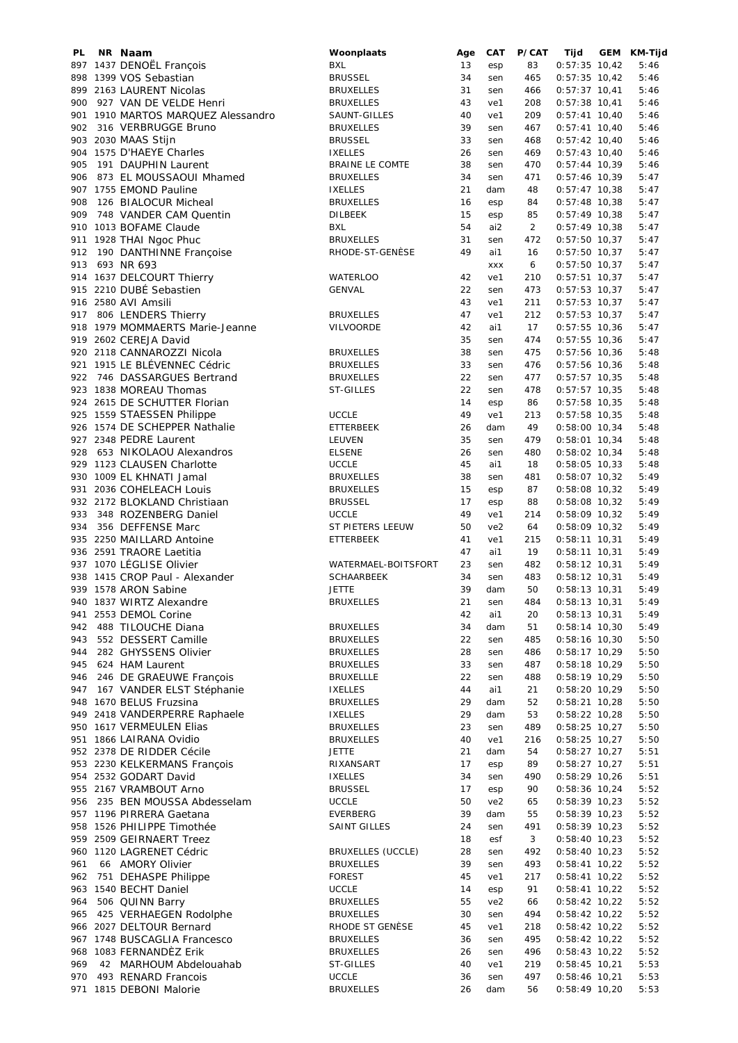| PL | NR | Naam | Woonplaats | Age | CAT | P/CAT | Tijd | GEM | KM-Tijd |
|---|---|---|---|---|---|---|---|---|---|
| 897 | 1437 | DENOËL François | BXL | 13 | esp | 83 | 0:57:35 | 10,42 | 5:46 |
| 898 | 1399 | VOS Sebastian | BRUSSEL | 34 | sen | 465 | 0:57:35 | 10,42 | 5:46 |
| 899 | 2163 | LAURENT Nicolas | BRUXELLES | 31 | sen | 466 | 0:57:37 | 10,41 | 5:46 |
| 900 | 927 | VAN DE VELDE Henri | BRUXELLES | 43 | ve1 | 208 | 0:57:38 | 10,41 | 5:46 |
| 901 | 1910 | MARTOS MARQUEZ Alessandro | SAUNT-GILLES | 40 | ve1 | 209 | 0:57:41 | 10,40 | 5:46 |
| 902 | 316 | VERBRUGGE Bruno | BRUXELLES | 39 | sen | 467 | 0:57:41 | 10,40 | 5:46 |
| 903 | 2030 | MAAS Stijn | BRUSSEL | 33 | sen | 468 | 0:57:42 | 10,40 | 5:46 |
| 904 | 1575 | D'HAEYE Charles | IXELLES | 26 | sen | 469 | 0:57:43 | 10,40 | 5:46 |
| 905 | 191 | DAUPHIN Laurent | BRAINE LE COMTE | 38 | sen | 470 | 0:57:44 | 10,39 | 5:46 |
| 906 | 873 | EL MOUSSAOUI Mhamed | BRUXELLES | 34 | sen | 471 | 0:57:46 | 10,39 | 5:47 |
| 907 | 1755 | EMOND Pauline | IXELLES | 21 | dam | 48 | 0:57:47 | 10,38 | 5:47 |
| 908 | 126 | BIALOCUR Micheal | BRUXELLES | 16 | esp | 84 | 0:57:48 | 10,38 | 5:47 |
| 909 | 748 | VANDER CAM Quentin | DILBEEK | 15 | esp | 85 | 0:57:49 | 10,38 | 5:47 |
| 910 | 1013 | BOFAME Claude | BXL | 54 | ai2 | 2 | 0:57:49 | 10,38 | 5:47 |
| 911 | 1928 | THAI Ngoc Phuc | BRUXELLES | 31 | sen | 472 | 0:57:50 | 10,37 | 5:47 |
| 912 | 190 | DANTHINNE Françoise | RHODE-ST-GENÈSE | 49 | ai1 | 16 | 0:57:50 | 10,37 | 5:47 |
| 913 | 693 | NR 693 | | | xxx | 6 | 0:57:50 | 10,37 | 5:47 |
| 914 | 1637 | DELCOURT Thierry | WATERLOO | 42 | ve1 | 210 | 0:57:51 | 10,37 | 5:47 |
| 915 | 2210 | DUBÉ Sebastien | GENVAL | 22 | sen | 473 | 0:57:53 | 10,37 | 5:47 |
| 916 | 2580 | AVI Amsili | | 43 | ve1 | 211 | 0:57:53 | 10,37 | 5:47 |
| 917 | 806 | LENDERS Thierry | BRUXELLES | 47 | ve1 | 212 | 0:57:53 | 10,37 | 5:47 |
| 918 | 1979 | MOMMAERTS Marie-Jeanne | VILVOORDE | 42 | ai1 | 17 | 0:57:55 | 10,36 | 5:47 |
| 919 | 2602 | CEREJA David | | 35 | sen | 474 | 0:57:55 | 10,36 | 5:47 |
| 920 | 2118 | CANNAROZZI Nicola | BRUXELLES | 38 | sen | 475 | 0:57:56 | 10,36 | 5:48 |
| 921 | 1915 | LE BLÉVENNEC Cédric | BRUXELLES | 33 | sen | 476 | 0:57:56 | 10,36 | 5:48 |
| 922 | 746 | DASSARGUES Bertrand | BRUXELLES | 22 | sen | 477 | 0:57:57 | 10,35 | 5:48 |
| 923 | 1838 | MOREAU Thomas | ST-GILLES | 22 | sen | 478 | 0:57:57 | 10,35 | 5:48 |
| 924 | 2615 | DE SCHUTTER Florian | | 14 | esp | 86 | 0:57:58 | 10,35 | 5:48 |
| 925 | 1559 | STAESSEN Philippe | UCCLE | 49 | ve1 | 213 | 0:57:58 | 10,35 | 5:48 |
| 926 | 1574 | DE SCHEPPER Nathalie | ETTERBEEK | 26 | dam | 49 | 0:58:00 | 10,34 | 5:48 |
| 927 | 2348 | PEDRE Laurent | LEUVEN | 35 | sen | 479 | 0:58:01 | 10,34 | 5:48 |
| 928 | 653 | NIKOLAOU Alexandros | ELSENE | 26 | sen | 480 | 0:58:02 | 10,34 | 5:48 |
| 929 | 1123 | CLAUSEN Charlotte | UCCLE | 45 | ai1 | 18 | 0:58:05 | 10,33 | 5:48 |
| 930 | 1009 | EL KHNATI Jamal | BRUXELLES | 38 | sen | 481 | 0:58:07 | 10,32 | 5:49 |
| 931 | 2036 | COHELEACH Louis | BRUXELLES | 15 | esp | 87 | 0:58:08 | 10,32 | 5:49 |
| 932 | 2172 | BLOKLAND Christiaan | BRUSSEL | 17 | esp | 88 | 0:58:08 | 10,32 | 5:49 |
| 933 | 348 | ROZENBERG Daniel | UCCLE | 49 | ve1 | 214 | 0:58:09 | 10,32 | 5:49 |
| 934 | 356 | DEFFENSE Marc | ST PIETERS LEEUW | 50 | ve2 | 64 | 0:58:09 | 10,32 | 5:49 |
| 935 | 2250 | MAILLARD Antoine | ETTERBEEK | 41 | ve1 | 215 | 0:58:11 | 10,31 | 5:49 |
| 936 | 2591 | TRAORE Laetitia | | 47 | ai1 | 19 | 0:58:11 | 10,31 | 5:49 |
| 937 | 1070 | LÉGLISE Olivier | WATERMAEL-BOITSFORT | 23 | sen | 482 | 0:58:12 | 10,31 | 5:49 |
| 938 | 1415 | CROP Paul - Alexander | SCHAARBEEK | 34 | sen | 483 | 0:58:12 | 10,31 | 5:49 |
| 939 | 1578 | ARON Sabine | JETTE | 39 | dam | 50 | 0:58:13 | 10,31 | 5:49 |
| 940 | 1837 | WIRTZ Alexandre | BRUXELLES | 21 | sen | 484 | 0:58:13 | 10,31 | 5:49 |
| 941 | 2553 | DEMOL Corine | | 42 | ai1 | 20 | 0:58:13 | 10,31 | 5:49 |
| 942 | 488 | TILOUCHE Diana | BRUXELLES | 34 | dam | 51 | 0:58:14 | 10,30 | 5:49 |
| 943 | 552 | DESSERT Camille | BRUXELLES | 22 | sen | 485 | 0:58:16 | 10,30 | 5:50 |
| 944 | 282 | GHYSSENS Olivier | BRUXELLES | 28 | sen | 486 | 0:58:17 | 10,29 | 5:50 |
| 945 | 624 | HAM Laurent | BRUXELLES | 33 | sen | 487 | 0:58:18 | 10,29 | 5:50 |
| 946 | 246 | DE GRAEUWE François | BRUXELLLE | 22 | sen | 488 | 0:58:19 | 10,29 | 5:50 |
| 947 | 167 | VANDER ELST Stéphanie | IXELLES | 44 | ai1 | 21 | 0:58:20 | 10,29 | 5:50 |
| 948 | 1670 | BELUS Fruzsina | BRUXELLES | 29 | dam | 52 | 0:58:21 | 10,28 | 5:50 |
| 949 | 2418 | VANDERPERRE Raphaele | IXELLES | 29 | dam | 53 | 0:58:22 | 10,28 | 5:50 |
| 950 | 1617 | VERMEULEN Elias | BRUXELLES | 23 | sen | 489 | 0:58:25 | 10,27 | 5:50 |
| 951 | 1866 | LAIRANA Ovidio | BRUXELLES | 40 | ve1 | 216 | 0:58:25 | 10,27 | 5:50 |
| 952 | 2378 | DE RIDDER Cécile | JETTE | 21 | dam | 54 | 0:58:27 | 10,27 | 5:51 |
| 953 | 2230 | KELKERMANS François | RIXANSART | 17 | esp | 89 | 0:58:27 | 10,27 | 5:51 |
| 954 | 2532 | GODART David | IXELLES | 34 | sen | 490 | 0:58:29 | 10,26 | 5:51 |
| 955 | 2167 | VRAMBOUT Arno | BRUSSEL | 17 | esp | 90 | 0:58:36 | 10,24 | 5:52 |
| 956 | 235 | BEN MOUSSA Abdesselam | UCCLE | 50 | ve2 | 65 | 0:58:39 | 10,23 | 5:52 |
| 957 | 1196 | PIRRERA Gaetana | EVERBERG | 39 | dam | 55 | 0:58:39 | 10,23 | 5:52 |
| 958 | 1526 | PHILIPPE Timothée | SAINT GILLES | 24 | sen | 491 | 0:58:39 | 10,23 | 5:52 |
| 959 | 2509 | GEIRNAERT Treez | | 18 | esf | 3 | 0:58:40 | 10,23 | 5:52 |
| 960 | 1120 | LAGRENET Cédric | BRUXELLES (UCCLE) | 28 | sen | 492 | 0:58:40 | 10,23 | 5:52 |
| 961 | 66 | AMORY Olivier | BRUXELLES | 39 | sen | 493 | 0:58:41 | 10,22 | 5:52 |
| 962 | 751 | DEHASPE Philippe | FOREST | 45 | ve1 | 217 | 0:58:41 | 10,22 | 5:52 |
| 963 | 1540 | BECHT Daniel | UCCLE | 14 | esp | 91 | 0:58:41 | 10,22 | 5:52 |
| 964 | 506 | QUINN Barry | BRUXELLES | 55 | ve2 | 66 | 0:58:42 | 10,22 | 5:52 |
| 965 | 425 | VERHAEGEN Rodolphe | BRUXELLES | 30 | sen | 494 | 0:58:42 | 10,22 | 5:52 |
| 966 | 2027 | DELTOUR Bernard | RHODE ST GENÈSE | 45 | ve1 | 218 | 0:58:42 | 10,22 | 5:52 |
| 967 | 1748 | BUSCAGLIA Francesco | BRUXELLES | 36 | sen | 495 | 0:58:42 | 10,22 | 5:52 |
| 968 | 1083 | FERNANDÈZ Erik | BRUXELLES | 26 | sen | 496 | 0:58:43 | 10,22 | 5:52 |
| 969 | 42 | MARHOUM Abdelouahab | ST-GILLES | 40 | ve1 | 219 | 0:58:45 | 10,21 | 5:53 |
| 970 | 493 | RENARD Francois | UCCLE | 36 | sen | 497 | 0:58:46 | 10,21 | 5:53 |
| 971 | 1815 | DEBONI Malorie | BRUXELLES | 26 | dam | 56 | 0:58:49 | 10,20 | 5:53 |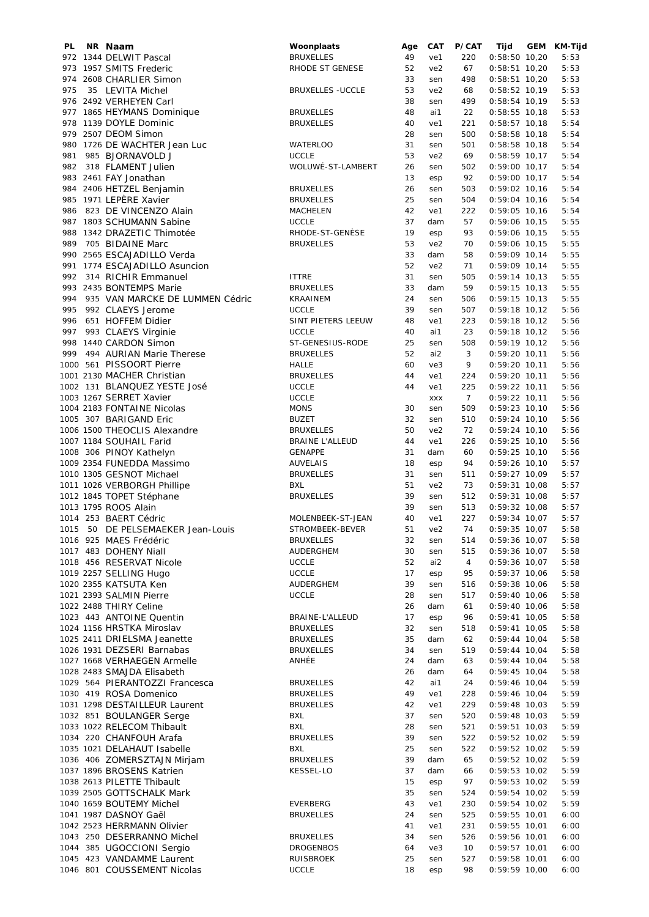| PL | NR | Naam | Woonplaats | Age | CAT | P/CAT | Tijd | GEM | KM-Tijd |
|---|---|---|---|---|---|---|---|---|---|
| 972 | 1344 | DELWIT Pascal | BRUXELLES | 49 | ve1 | 220 | 0:58:50 | 10,20 | 5:53 |
| 973 | 1957 | SMITS Frederic | RHODE ST GENESE | 52 | ve2 | 67 | 0:58:51 | 10,20 | 5:53 |
| 974 | 2608 | CHARLIER Simon | | 33 | sen | 498 | 0:58:51 | 10,20 | 5:53 |
| 975 | 35 | LEVITA Michel | BRUXELLES -UCCLE | 53 | ve2 | 68 | 0:58:52 | 10,19 | 5:53 |
| 976 | 2492 | VERHEYEN Carl | | 38 | sen | 499 | 0:58:54 | 10,19 | 5:53 |
| 977 | 1865 | HEYMANS Dominique | BRUXELLES | 48 | ai1 | 22 | 0:58:55 | 10,18 | 5:53 |
| 978 | 1139 | DOYLE Dominic | BRUXELLES | 40 | ve1 | 221 | 0:58:57 | 10,18 | 5:54 |
| 979 | 2507 | DEOM Simon | | 28 | sen | 500 | 0:58:58 | 10,18 | 5:54 |
| 980 | 1726 | DE WACHTER Jean Luc | WATERLOO | 31 | sen | 501 | 0:58:58 | 10,18 | 5:54 |
| 981 | 985 | BJORNAVOLD J | UCCLE | 53 | ve2 | 69 | 0:58:59 | 10,17 | 5:54 |
| 982 | 318 | FLAMENT Julien | WOLUWÉ-ST-LAMBERT | 26 | sen | 502 | 0:59:00 | 10,17 | 5:54 |
| 983 | 2461 | FAY Jonathan | | 13 | esp | 92 | 0:59:00 | 10,17 | 5:54 |
| 984 | 2406 | HETZEL Benjamin | BRUXELLES | 26 | sen | 503 | 0:59:02 | 10,16 | 5:54 |
| 985 | 1971 | LEPÈRE Xavier | BRUXELLES | 25 | sen | 504 | 0:59:04 | 10,16 | 5:54 |
| 986 | 823 | DE VINCENZO Alain | MACHELEN | 42 | ve1 | 222 | 0:59:05 | 10,16 | 5:54 |
| 987 | 1803 | SCHUMANN Sabine | UCCLE | 37 | dam | 57 | 0:59:06 | 10,15 | 5:55 |
| 988 | 1342 | DRAZETIC Thimotée | RHODE-ST-GENÈSE | 19 | esp | 93 | 0:59:06 | 10,15 | 5:55 |
| 989 | 705 | BIDAINE Marc | BRUXELLES | 53 | ve2 | 70 | 0:59:06 | 10,15 | 5:55 |
| 990 | 2565 | ESCAJADILLO Verda | | 33 | dam | 58 | 0:59:09 | 10,14 | 5:55 |
| 991 | 1774 | ESCAJADILLO Asuncion | | 52 | ve2 | 71 | 0:59:09 | 10,14 | 5:55 |
| 992 | 314 | RICHIR Emmanuel | ITTRE | 31 | sen | 505 | 0:59:14 | 10,13 | 5:55 |
| 993 | 2435 | BONTEMPS Marie | BRUXELLES | 33 | dam | 59 | 0:59:15 | 10,13 | 5:55 |
| 994 | 935 | VAN MARCKE DE LUMMEN Cédric | KRAAINEM | 24 | sen | 506 | 0:59:15 | 10,13 | 5:55 |
| 995 | 992 | CLAEYS Jerome | UCCLE | 39 | sen | 507 | 0:59:18 | 10,12 | 5:56 |
| 996 | 651 | HOFFEM Didier | SINT PIETERS LEEUW | 48 | ve1 | 223 | 0:59:18 | 10,12 | 5:56 |
| 997 | 993 | CLAEYS Virginie | UCCLE | 40 | ai1 | 23 | 0:59:18 | 10,12 | 5:56 |
| 998 | 1440 | CARDON Simon | ST-GENESIUS-RODE | 25 | sen | 508 | 0:59:19 | 10,12 | 5:56 |
| 999 | 494 | AURIAN Marie Therese | BRUXELLES | 52 | ai2 | 3 | 0:59:20 | 10,11 | 5:56 |
| 1000 | 561 | PISSOORT Pierre | HALLE | 60 | ve3 | 9 | 0:59:20 | 10,11 | 5:56 |
| 1001 | 2130 | MACHER Christian | BRUXELLES | 44 | ve1 | 224 | 0:59:20 | 10,11 | 5:56 |
| 1002 | 131 | BLANQUEZ YESTE José | UCCLE | 44 | ve1 | 225 | 0:59:22 | 10,11 | 5:56 |
| 1003 | 1267 | SERRET Xavier | UCCLE | | xxx | 7 | 0:59:22 | 10,11 | 5:56 |
| 1004 | 2183 | FONTAINE Nicolas | MONS | 30 | sen | 509 | 0:59:23 | 10,10 | 5:56 |
| 1005 | 307 | BARIGAND Eric | BUZET | 32 | sen | 510 | 0:59:24 | 10,10 | 5:56 |
| 1006 | 1500 | THEOCLIS Alexandre | BRUXELLES | 50 | ve2 | 72 | 0:59:24 | 10,10 | 5:56 |
| 1007 | 1184 | SOUHAIL Farid | BRAINE L'ALLEUD | 44 | ve1 | 226 | 0:59:25 | 10,10 | 5:56 |
| 1008 | 306 | PINOY Kathelyn | GENAPPE | 31 | dam | 60 | 0:59:25 | 10,10 | 5:56 |
| 1009 | 2354 | FUNEDDA Massimo | AUVELAIS | 18 | esp | 94 | 0:59:26 | 10,10 | 5:57 |
| 1010 | 1305 | GESNOT Michael | BRUXELLES | 31 | sen | 511 | 0:59:27 | 10,09 | 5:57 |
| 1011 | 1026 | VERBORGH Phillipe | BXL | 51 | ve2 | 73 | 0:59:31 | 10,08 | 5:57 |
| 1012 | 1845 | TOPET Stéphane | BRUXELLES | 39 | sen | 512 | 0:59:31 | 10,08 | 5:57 |
| 1013 | 1795 | ROOS Alain | | 39 | sen | 513 | 0:59:32 | 10,08 | 5:57 |
| 1014 | 253 | BAERT Cédric | MOLENBEEK-ST-JEAN | 40 | ve1 | 227 | 0:59:34 | 10,07 | 5:57 |
| 1015 | 50 | DE PELSEMAEKER Jean-Louis | STROMBEEK-BEVER | 51 | ve2 | 74 | 0:59:35 | 10,07 | 5:58 |
| 1016 | 925 | MAES Frédéric | BRUXELLES | 32 | sen | 514 | 0:59:36 | 10,07 | 5:58 |
| 1017 | 483 | DOHENY Niall | AUDERGHEM | 30 | sen | 515 | 0:59:36 | 10,07 | 5:58 |
| 1018 | 456 | RESERVAT Nicole | UCCLE | 52 | ai2 | 4 | 0:59:36 | 10,07 | 5:58 |
| 1019 | 2257 | SELLING Hugo | UCCLE | 17 | esp | 95 | 0:59:37 | 10,06 | 5:58 |
| 1020 | 2355 | KATSUTA Ken | AUDERGHEM | 39 | sen | 516 | 0:59:38 | 10,06 | 5:58 |
| 1021 | 2393 | SALMIN Pierre | UCCLE | 28 | sen | 517 | 0:59:40 | 10,06 | 5:58 |
| 1022 | 2488 | THIRY Celine | | 26 | dam | 61 | 0:59:40 | 10,06 | 5:58 |
| 1023 | 443 | ANTOINE Quentin | BRAINE-L'ALLEUD | 17 | esp | 96 | 0:59:41 | 10,05 | 5:58 |
| 1024 | 1156 | HRSTKA Miroslav | BRUXELLES | 32 | sen | 518 | 0:59:41 | 10,05 | 5:58 |
| 1025 | 2411 | DRIELSMA Jeanette | BRUXELLES | 35 | dam | 62 | 0:59:44 | 10,04 | 5:58 |
| 1026 | 1931 | DEZSERI Barnabas | BRUXELLES | 34 | sen | 519 | 0:59:44 | 10,04 | 5:58 |
| 1027 | 1668 | VERHAEGEN Armelle | ANHÉE | 24 | dam | 63 | 0:59:44 | 10,04 | 5:58 |
| 1028 | 2483 | SMAJDA Elisabeth | | 26 | dam | 64 | 0:59:45 | 10,04 | 5:58 |
| 1029 | 564 | PIERANTOZZI Francesca | BRUXELLES | 42 | ai1 | 24 | 0:59:46 | 10,04 | 5:59 |
| 1030 | 419 | ROSA Domenico | BRUXELLES | 49 | ve1 | 228 | 0:59:46 | 10,04 | 5:59 |
| 1031 | 1298 | DESTAILLEUR Laurent | BRUXELLES | 42 | ve1 | 229 | 0:59:48 | 10,03 | 5:59 |
| 1032 | 851 | BOULANGER Serge | BXL | 37 | sen | 520 | 0:59:48 | 10,03 | 5:59 |
| 1033 | 1022 | RELECOM Thibault | BXL | 28 | sen | 521 | 0:59:51 | 10,03 | 5:59 |
| 1034 | 220 | CHANFOUH Arafa | BRUXELLES | 39 | sen | 522 | 0:59:52 | 10,02 | 5:59 |
| 1035 | 1021 | DELAHAUT Isabelle | BXL | 25 | sen | 522 | 0:59:52 | 10,02 | 5:59 |
| 1036 | 406 | ZOMERSZTAJN Mirjam | BRUXELLES | 39 | dam | 65 | 0:59:52 | 10,02 | 5:59 |
| 1037 | 1896 | BROSENS Katrien | KESSEL-LO | 37 | dam | 66 | 0:59:53 | 10,02 | 5:59 |
| 1038 | 2613 | PILETTE Thibault | | 15 | esp | 97 | 0:59:53 | 10,02 | 5:59 |
| 1039 | 2505 | GOTTSCHALK Mark | | 35 | sen | 524 | 0:59:54 | 10,02 | 5:59 |
| 1040 | 1659 | BOUTEMY Michel | EVERBERG | 43 | ve1 | 230 | 0:59:54 | 10,02 | 5:59 |
| 1041 | 1987 | DASNOY Gaël | BRUXELLES | 24 | sen | 525 | 0:59:55 | 10,01 | 6:00 |
| 1042 | 2523 | HERRMANN Olivier | | 41 | ve1 | 231 | 0:59:55 | 10,01 | 6:00 |
| 1043 | 250 | DESERRANNO Michel | BRUXELLES | 34 | sen | 526 | 0:59:56 | 10,01 | 6:00 |
| 1044 | 385 | UGOCCIONI Sergio | DROGENBOS | 64 | ve3 | 10 | 0:59:57 | 10,01 | 6:00 |
| 1045 | 423 | VANDAMME Laurent | RUISBROEK | 25 | sen | 527 | 0:59:58 | 10,01 | 6:00 |
| 1046 | 801 | COUSSEMENT Nicolas | UCCLE | 18 | esp | 98 | 0:59:59 | 10,00 | 6:00 |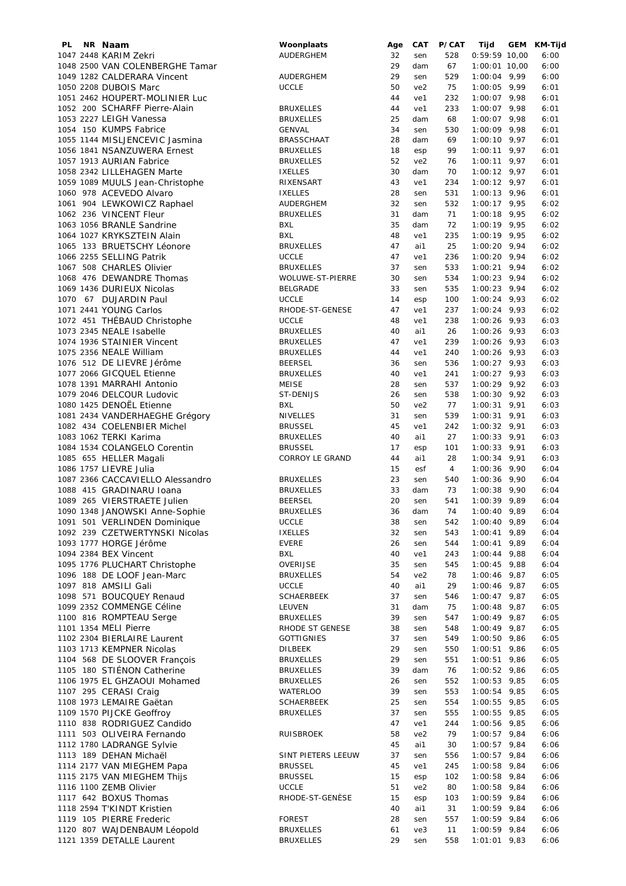| PL | NR | Naam | Woonplaats | Age | CAT | P/CAT | Tijd | GEM | KM-Tijd |
|---|---|---|---|---|---|---|---|---|---|
| 1047 | 2448 | KARIM Zekri | AUDERGHEM | 32 | sen | 528 | 0:59:59 | 10,00 | 6:00 |
| 1048 | 2500 | VAN COLENBERGHE Tamar | | 29 | dam | 67 | 1:00:01 | 10,00 | 6:00 |
| 1049 | 1282 | CALDERARA Vincent | AUDERGHEM | 29 | sen | 529 | 1:00:04 | 9,99 | 6:00 |
| 1050 | 2208 | DUBOIS Marc | UCCLE | 50 | ve2 | 75 | 1:00:05 | 9,99 | 6:01 |
| 1051 | 2462 | HOUPERT-MOLINIER Luc | | 44 | ve1 | 232 | 1:00:07 | 9,98 | 6:01 |
| 1052 | 200 | SCHARFF Pierre-Alain | BRUXELLES | 44 | ve1 | 233 | 1:00:07 | 9,98 | 6:01 |
| 1053 | 2227 | LEIGH Vanessa | BRUXELLES | 25 | dam | 68 | 1:00:07 | 9,98 | 6:01 |
| 1054 | 150 | KUMPS Fabrice | GENVAL | 34 | sen | 530 | 1:00:09 | 9,98 | 6:01 |
| 1055 | 1144 | MISLJENCEVIC Jasmina | BRASSCHAAT | 28 | dam | 69 | 1:00:10 | 9,97 | 6:01 |
| 1056 | 1841 | NSANZUWERA Ernest | BRUXELLES | 18 | esp | 99 | 1:00:11 | 9,97 | 6:01 |
| 1057 | 1913 | AURIAN Fabrice | BRUXELLES | 52 | ve2 | 76 | 1:00:11 | 9,97 | 6:01 |
| 1058 | 2342 | LILLEHAGEN Marte | IXELLES | 30 | dam | 70 | 1:00:12 | 9,97 | 6:01 |
| 1059 | 1089 | MUULS Jean-Christophe | RIXENSART | 43 | ve1 | 234 | 1:00:12 | 9,97 | 6:01 |
| 1060 | 978 | ACEVEDO Alvaro | IXELLES | 28 | sen | 531 | 1:00:13 | 9,96 | 6:01 |
| 1061 | 904 | LEWKOWICZ Raphael | AUDERGHEM | 32 | sen | 532 | 1:00:17 | 9,95 | 6:02 |
| 1062 | 236 | VINCENT Fleur | BRUXELLES | 31 | dam | 71 | 1:00:18 | 9,95 | 6:02 |
| 1063 | 1056 | BRANLE Sandrine | BXL | 35 | dam | 72 | 1:00:19 | 9,95 | 6:02 |
| 1064 | 1027 | KRYKSZTEIN Alain | BXL | 48 | ve1 | 235 | 1:00:19 | 9,95 | 6:02 |
| 1065 | 133 | BRUETSCHY Léonore | BRUXELLES | 47 | ai1 | 25 | 1:00:20 | 9,94 | 6:02 |
| 1066 | 2255 | SELLING Patrik | UCCLE | 47 | ve1 | 236 | 1:00:20 | 9,94 | 6:02 |
| 1067 | 508 | CHARLES Olivier | BRUXELLES | 37 | sen | 533 | 1:00:21 | 9,94 | 6:02 |
| 1068 | 476 | DEWANDRE Thomas | WOLUWE-ST-PIERRE | 30 | sen | 534 | 1:00:23 | 9,94 | 6:02 |
| 1069 | 1436 | DURIEUX Nicolas | BELGRADE | 33 | sen | 535 | 1:00:23 | 9,94 | 6:02 |
| 1070 | 67 | DUJARDIN Paul | UCCLE | 14 | esp | 100 | 1:00:24 | 9,93 | 6:02 |
| 1071 | 2441 | YOUNG Carlos | RHODE-ST-GENESE | 47 | ve1 | 237 | 1:00:24 | 9,93 | 6:02 |
| 1072 | 451 | THÉBAUD Christophe | UCCLE | 48 | ve1 | 238 | 1:00:26 | 9,93 | 6:03 |
| 1073 | 2345 | NEALE Isabelle | BRUXELLES | 40 | ai1 | 26 | 1:00:26 | 9,93 | 6:03 |
| 1074 | 1936 | STAINIER Vincent | BRUXELLES | 47 | ve1 | 239 | 1:00:26 | 9,93 | 6:03 |
| 1075 | 2356 | NEALE William | BRUXELLES | 44 | ve1 | 240 | 1:00:26 | 9,93 | 6:03 |
| 1076 | 512 | DE LIEVRE Jérôme | BEERSEL | 36 | sen | 536 | 1:00:27 | 9,93 | 6:03 |
| 1077 | 2066 | GICQUEL Etienne | BRUXELLES | 40 | ve1 | 241 | 1:00:27 | 9,93 | 6:03 |
| 1078 | 1391 | MARRAHI Antonio | MEISE | 28 | sen | 537 | 1:00:29 | 9,92 | 6:03 |
| 1079 | 2046 | DELCOUR Ludovic | ST-DENIJS | 26 | sen | 538 | 1:00:30 | 9,92 | 6:03 |
| 1080 | 1425 | DENOËL Etienne | BXL | 50 | ve2 | 77 | 1:00:31 | 9,91 | 6:03 |
| 1081 | 2434 | VANDERHAEGHE Grégory | NIVELLES | 31 | sen | 539 | 1:00:31 | 9,91 | 6:03 |
| 1082 | 434 | COELENBIER Michel | BRUSSEL | 45 | ve1 | 242 | 1:00:32 | 9,91 | 6:03 |
| 1083 | 1062 | TERKI Karima | BRUXELLES | 40 | ai1 | 27 | 1:00:33 | 9,91 | 6:03 |
| 1084 | 1534 | COLANGELO Corentin | BRUSSEL | 17 | esp | 101 | 1:00:33 | 9,91 | 6:03 |
| 1085 | 655 | HELLER Magali | CORROY LE GRAND | 44 | ai1 | 28 | 1:00:34 | 9,91 | 6:03 |
| 1086 | 1757 | LIEVRE Julia | | 15 | esf | 4 | 1:00:36 | 9,90 | 6:04 |
| 1087 | 2366 | CACCAVIELLO Alessandro | BRUXELLES | 23 | sen | 540 | 1:00:36 | 9,90 | 6:04 |
| 1088 | 415 | GRADINARU Ioana | BRUXELLES | 33 | dam | 73 | 1:00:38 | 9,90 | 6:04 |
| 1089 | 265 | VIERSTRAETE Julien | BEERSEL | 20 | sen | 541 | 1:00:39 | 9,89 | 6:04 |
| 1090 | 1348 | JANOWSKI Anne-Sophie | BRUXELLES | 36 | dam | 74 | 1:00:40 | 9,89 | 6:04 |
| 1091 | 501 | VERLINDEN Dominique | UCCLE | 38 | sen | 542 | 1:00:40 | 9,89 | 6:04 |
| 1092 | 239 | CZETWERTYNSKI Nicolas | IXELLES | 32 | sen | 543 | 1:00:41 | 9,89 | 6:04 |
| 1093 | 1777 | HORGE Jérôme | EVERE | 26 | sen | 544 | 1:00:41 | 9,89 | 6:04 |
| 1094 | 2384 | BEX Vincent | BXL | 40 | ve1 | 243 | 1:00:44 | 9,88 | 6:04 |
| 1095 | 1776 | PLUCHART Christophe | OVERIJSE | 35 | sen | 545 | 1:00:45 | 9,88 | 6:04 |
| 1096 | 188 | DE LOOF Jean-Marc | BRUXELLES | 54 | ve2 | 78 | 1:00:46 | 9,87 | 6:05 |
| 1097 | 818 | AMSILI Gali | UCCLE | 40 | ai1 | 29 | 1:00:46 | 9,87 | 6:05 |
| 1098 | 571 | BOUCQUEY Renaud | SCHAERBEEK | 37 | sen | 546 | 1:00:47 | 9,87 | 6:05 |
| 1099 | 2352 | COMMENGE Céline | LEUVEN | 31 | dam | 75 | 1:00:48 | 9,87 | 6:05 |
| 1100 | 816 | ROMPTEAU Serge | BRUXELLES | 39 | sen | 547 | 1:00:49 | 9,87 | 6:05 |
| 1101 | 1354 | MELI Pierre | RHODE ST GENESE | 38 | sen | 548 | 1:00:49 | 9,87 | 6:05 |
| 1102 | 2304 | BIERLAIRE Laurent | GOTTIGNIES | 37 | sen | 549 | 1:00:50 | 9,86 | 6:05 |
| 1103 | 1713 | KEMPNER Nicolas | DILBEEK | 29 | sen | 550 | 1:00:51 | 9,86 | 6:05 |
| 1104 | 568 | DE SLOOVER François | BRUXELLES | 29 | sen | 551 | 1:00:51 | 9,86 | 6:05 |
| 1105 | 180 | STIÉNON Catherine | BRUXELLES | 39 | dam | 76 | 1:00:52 | 9,86 | 6:05 |
| 1106 | 1975 | EL GHZAOUI Mohamed | BRUXELLES | 26 | sen | 552 | 1:00:53 | 9,85 | 6:05 |
| 1107 | 295 | CERASI Craig | WATERLOO | 39 | sen | 553 | 1:00:54 | 9,85 | 6:05 |
| 1108 | 1973 | LEMAIRE Gaëtan | SCHAERBEEK | 25 | sen | 554 | 1:00:55 | 9,85 | 6:05 |
| 1109 | 1570 | PIJCKE Geoffroy | BRUXELLES | 37 | sen | 555 | 1:00:55 | 9,85 | 6:05 |
| 1110 | 838 | RODRIGUEZ Candido | | 47 | ve1 | 244 | 1:00:56 | 9,85 | 6:06 |
| 1111 | 503 | OLIVEIRA Fernando | RUISBROEK | 58 | ve2 | 79 | 1:00:57 | 9,84 | 6:06 |
| 1112 | 1780 | LADRANGE Sylvie | | 45 | ai1 | 30 | 1:00:57 | 9,84 | 6:06 |
| 1113 | 189 | DEHAN Michaël | SINT PIETERS LEEUW | 37 | sen | 556 | 1:00:57 | 9,84 | 6:06 |
| 1114 | 2177 | VAN MIEGHEM Papa | BRUSSEL | 45 | ve1 | 245 | 1:00:58 | 9,84 | 6:06 |
| 1115 | 2175 | VAN MIEGHEM Thijs | BRUSSEL | 15 | esp | 102 | 1:00:58 | 9,84 | 6:06 |
| 1116 | 1100 | ZEMB Olivier | UCCLE | 51 | ve2 | 80 | 1:00:58 | 9,84 | 6:06 |
| 1117 | 642 | BOXUS Thomas | RHODE-ST-GENÈSE | 15 | esp | 103 | 1:00:59 | 9,84 | 6:06 |
| 1118 | 2594 | T'KINDT Kristien | | 40 | ai1 | 31 | 1:00:59 | 9,84 | 6:06 |
| 1119 | 105 | PIERRE Frederic | FOREST | 28 | sen | 557 | 1:00:59 | 9,84 | 6:06 |
| 1120 | 807 | WAJDENBAUM Léopold | BRUXELLES | 61 | ve3 | 11 | 1:00:59 | 9,84 | 6:06 |
| 1121 | 1359 | DETALLE Laurent | BRUXELLES | 29 | sen | 558 | 1:01:01 | 9,83 | 6:06 |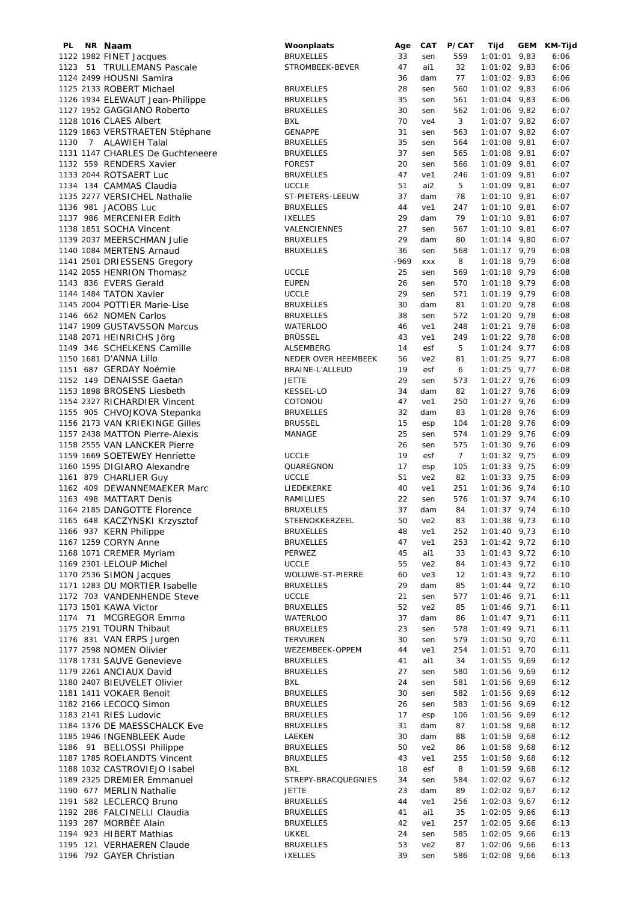| PL | NR | Naam | Woonplaats | Age | CAT | P/CAT | Tijd | GEM | KM-Tijd |
|---|---|---|---|---|---|---|---|---|---|
| 1122 | 1982 | FINET Jacques | BRUXELLES | 33 | sen | 559 | 1:01:01 | 9,83 | 6:06 |
| 1123 | 51 | TRULLEMANS Pascale | STROMBEEK-BEVER | 47 | ai1 | 32 | 1:01:02 | 9,83 | 6:06 |
| 1124 | 2499 | HOUSNI Samira | | 36 | dam | 77 | 1:01:02 | 9,83 | 6:06 |
| 1125 | 2133 | ROBERT Michael | BRUXELLES | 28 | sen | 560 | 1:01:02 | 9,83 | 6:06 |
| 1126 | 1934 | ELEWAUT Jean-Philippe | BRUXELLES | 35 | sen | 561 | 1:01:04 | 9,83 | 6:06 |
| 1127 | 1952 | GAGGIANO Roberto | BRUXELLES | 30 | sen | 562 | 1:01:06 | 9,82 | 6:07 |
| 1128 | 1016 | CLAES Albert | BXL | 70 | ve4 | 3 | 1:01:07 | 9,82 | 6:07 |
| 1129 | 1863 | VERSTRAETEN Stéphane | GENAPPE | 31 | sen | 563 | 1:01:07 | 9,82 | 6:07 |
| 1130 | 7 | ALAWIEH Talal | BRUXELLES | 35 | sen | 564 | 1:01:08 | 9,81 | 6:07 |
| 1131 | 1147 | CHARLES De Guchteneere | BRUXELLES | 37 | sen | 565 | 1:01:08 | 9,81 | 6:07 |
| 1132 | 559 | RENDERS Xavier | FOREST | 20 | sen | 566 | 1:01:09 | 9,81 | 6:07 |
| 1133 | 2044 | ROTSAERT Luc | BRUXELLES | 47 | ve1 | 246 | 1:01:09 | 9,81 | 6:07 |
| 1134 | 134 | CAMMAS Claudia | UCCLE | 51 | ai2 | 5 | 1:01:09 | 9,81 | 6:07 |
| 1135 | 2277 | VERSICHEL Nathalie | ST-PIETERS-LEEUW | 37 | dam | 78 | 1:01:10 | 9,81 | 6:07 |
| 1136 | 981 | JACOBS Luc | BRUXELLES | 44 | ve1 | 247 | 1:01:10 | 9,81 | 6:07 |
| 1137 | 986 | MERCENIER Edith | IXELLES | 29 | dam | 79 | 1:01:10 | 9,81 | 6:07 |
| 1138 | 1851 | SOCHA Vincent | VALENCIENNES | 27 | sen | 567 | 1:01:10 | 9,81 | 6:07 |
| 1139 | 2037 | MEERSCHMAN Julie | BRUXELLES | 29 | dam | 80 | 1:01:14 | 9,80 | 6:07 |
| 1140 | 1084 | MERTENS Arnaud | BRUXELLES | 36 | sen | 568 | 1:01:17 | 9,79 | 6:08 |
| 1141 | 2501 | DRIESSENS Gregory | | -969 | xxx | 8 | 1:01:18 | 9,79 | 6:08 |
| 1142 | 2055 | HENRION Thomasz | UCCLE | 25 | sen | 569 | 1:01:18 | 9,79 | 6:08 |
| 1143 | 836 | EVERS Gerald | EUPEN | 26 | sen | 570 | 1:01:18 | 9,79 | 6:08 |
| 1144 | 1484 | TATON Xavier | UCCLE | 29 | sen | 571 | 1:01:19 | 9,79 | 6:08 |
| 1145 | 2004 | POTTIER Marie-Lise | BRUXELLES | 30 | dam | 81 | 1:01:20 | 9,78 | 6:08 |
| 1146 | 662 | NOMEN Carlos | BRUXELLES | 38 | sen | 572 | 1:01:20 | 9,78 | 6:08 |
| 1147 | 1909 | GUSTAVSSON Marcus | WATERLOO | 46 | ve1 | 248 | 1:01:21 | 9,78 | 6:08 |
| 1148 | 2071 | HEINRICHS Jörg | BRÜSSEL | 43 | ve1 | 249 | 1:01:22 | 9,78 | 6:08 |
| 1149 | 346 | SCHELKENS Camille | ALSEMBERG | 14 | esf | 5 | 1:01:24 | 9,77 | 6:08 |
| 1150 | 1681 | D'ANNA Lillo | NEDER OVER HEEMBEEK | 56 | ve2 | 81 | 1:01:25 | 9,77 | 6:08 |
| 1151 | 687 | GERDAY Noémie | BRAINE-L'ALLEUD | 19 | esf | 6 | 1:01:25 | 9,77 | 6:08 |
| 1152 | 149 | DENAISSE Gaetan | JETTE | 29 | sen | 573 | 1:01:27 | 9,76 | 6:09 |
| 1153 | 1898 | BROSENS Liesbeth | KESSEL-LO | 34 | dam | 82 | 1:01:27 | 9,76 | 6:09 |
| 1154 | 2327 | RICHARDIER Vincent | COTONOU | 47 | ve1 | 250 | 1:01:27 | 9,76 | 6:09 |
| 1155 | 905 | CHVOJKOVA Stepanka | BRUXELLES | 32 | dam | 83 | 1:01:28 | 9,76 | 6:09 |
| 1156 | 2173 | VAN KRIEKINGE Gilles | BRUSSEL | 15 | esp | 104 | 1:01:28 | 9,76 | 6:09 |
| 1157 | 2438 | MATTON Pierre-Alexis | MANAGE | 25 | sen | 574 | 1:01:29 | 9,76 | 6:09 |
| 1158 | 2555 | VAN LANCKER Pierre | | 26 | sen | 575 | 1:01:30 | 9,76 | 6:09 |
| 1159 | 1669 | SOETEWEY Henriette | UCCLE | 19 | esf | 7 | 1:01:32 | 9,75 | 6:09 |
| 1160 | 1595 | DIGIARO Alexandre | QUAREGNON | 17 | esp | 105 | 1:01:33 | 9,75 | 6:09 |
| 1161 | 879 | CHARLIER Guy | UCCLE | 51 | ve2 | 82 | 1:01:33 | 9,75 | 6:09 |
| 1162 | 409 | DEWANNEMAEKER Marc | LIEDEKERKE | 40 | ve1 | 251 | 1:01:36 | 9,74 | 6:10 |
| 1163 | 498 | MATTART Denis | RAMILLIES | 22 | sen | 576 | 1:01:37 | 9,74 | 6:10 |
| 1164 | 2185 | DANGOTTE Florence | BRUXELLES | 37 | dam | 84 | 1:01:37 | 9,74 | 6:10 |
| 1165 | 648 | KACZYNSKI Krzysztof | STEENOKKERZEEL | 50 | ve2 | 83 | 1:01:38 | 9,73 | 6:10 |
| 1166 | 937 | KERN Philippe | BRUXELLES | 48 | ve1 | 252 | 1:01:40 | 9,73 | 6:10 |
| 1167 | 1259 | CORYN Anne | BRUXELLES | 47 | ve1 | 253 | 1:01:42 | 9,72 | 6:10 |
| 1168 | 1071 | CREMER Myriam | PERWEZ | 45 | ai1 | 33 | 1:01:43 | 9,72 | 6:10 |
| 1169 | 2301 | LELOUP Michel | UCCLE | 55 | ve2 | 84 | 1:01:43 | 9,72 | 6:10 |
| 1170 | 2536 | SIMON Jacques | WOLUWE-ST-PIERRE | 60 | ve3 | 12 | 1:01:43 | 9,72 | 6:10 |
| 1171 | 1283 | DU MORTIER Isabelle | BRUXELLES | 29 | dam | 85 | 1:01:44 | 9,72 | 6:10 |
| 1172 | 703 | VANDENHENDE Steve | UCCLE | 21 | sen | 577 | 1:01:46 | 9,71 | 6:11 |
| 1173 | 1501 | KAWA Victor | BRUXELLES | 52 | ve2 | 85 | 1:01:46 | 9,71 | 6:11 |
| 1174 | 71 | MCGREGOR Emma | WATERLOO | 37 | dam | 86 | 1:01:47 | 9,71 | 6:11 |
| 1175 | 2191 | TOURN Thibaut | BRUXELLES | 23 | sen | 578 | 1:01:49 | 9,71 | 6:11 |
| 1176 | 831 | VAN ERPS Jurgen | TERVUREN | 30 | sen | 579 | 1:01:50 | 9,70 | 6:11 |
| 1177 | 2598 | NOMEN Olivier | WEZEMBEEK-OPPEM | 44 | ve1 | 254 | 1:01:51 | 9,70 | 6:11 |
| 1178 | 1731 | SAUVE Genevieve | BRUXELLES | 41 | ai1 | 34 | 1:01:55 | 9,69 | 6:12 |
| 1179 | 2261 | ANCIAUX David | BRUXELLES | 27 | sen | 580 | 1:01:56 | 9,69 | 6:12 |
| 1180 | 2407 | BIEUVELET Olivier | BXL | 24 | sen | 581 | 1:01:56 | 9,69 | 6:12 |
| 1181 | 1411 | VOKAER Benoit | BRUXELLES | 30 | sen | 582 | 1:01:56 | 9,69 | 6:12 |
| 1182 | 2166 | LECOCQ Simon | BRUXELLES | 26 | sen | 583 | 1:01:56 | 9,69 | 6:12 |
| 1183 | 2141 | RIES Ludovic | BRUXELLES | 17 | esp | 106 | 1:01:56 | 9,69 | 6:12 |
| 1184 | 1376 | DE MAESSCHALCK Eve | BRUXELLES | 31 | dam | 87 | 1:01:58 | 9,68 | 6:12 |
| 1185 | 1946 | INGENBLEEK Aude | LAEKEN | 30 | dam | 88 | 1:01:58 | 9,68 | 6:12 |
| 1186 | 91 | BELLOSSI Philippe | BRUXELLES | 50 | ve2 | 86 | 1:01:58 | 9,68 | 6:12 |
| 1187 | 1785 | ROELANDTS Vincent | BRUXELLES | 43 | ve1 | 255 | 1:01:58 | 9,68 | 6:12 |
| 1188 | 1032 | CASTROVIEJO Isabel | BXL | 18 | esf | 8 | 1:01:59 | 9,68 | 6:12 |
| 1189 | 2325 | DREMIER Emmanuel | STREPY-BRACQUEGNIES | 34 | sen | 584 | 1:02:02 | 9,67 | 6:12 |
| 1190 | 677 | MERLIN Nathalie | JETTE | 23 | dam | 89 | 1:02:02 | 9,67 | 6:12 |
| 1191 | 582 | LECLERCQ Bruno | BRUXELLES | 44 | ve1 | 256 | 1:02:03 | 9,67 | 6:12 |
| 1192 | 286 | FALCINELLI Claudia | BRUXELLES | 41 | ai1 | 35 | 1:02:05 | 9,66 | 6:13 |
| 1193 | 287 | MORBÉE Alain | BRUXELLES | 42 | ve1 | 257 | 1:02:05 | 9,66 | 6:13 |
| 1194 | 923 | HIBERT Mathias | UKKEL | 24 | sen | 585 | 1:02:05 | 9,66 | 6:13 |
| 1195 | 121 | VERHAEREN Claude | BRUXELLES | 53 | ve2 | 87 | 1:02:06 | 9,66 | 6:13 |
| 1196 | 792 | GAYER Christian | IXELLES | 39 | sen | 586 | 1:02:08 | 9,66 | 6:13 |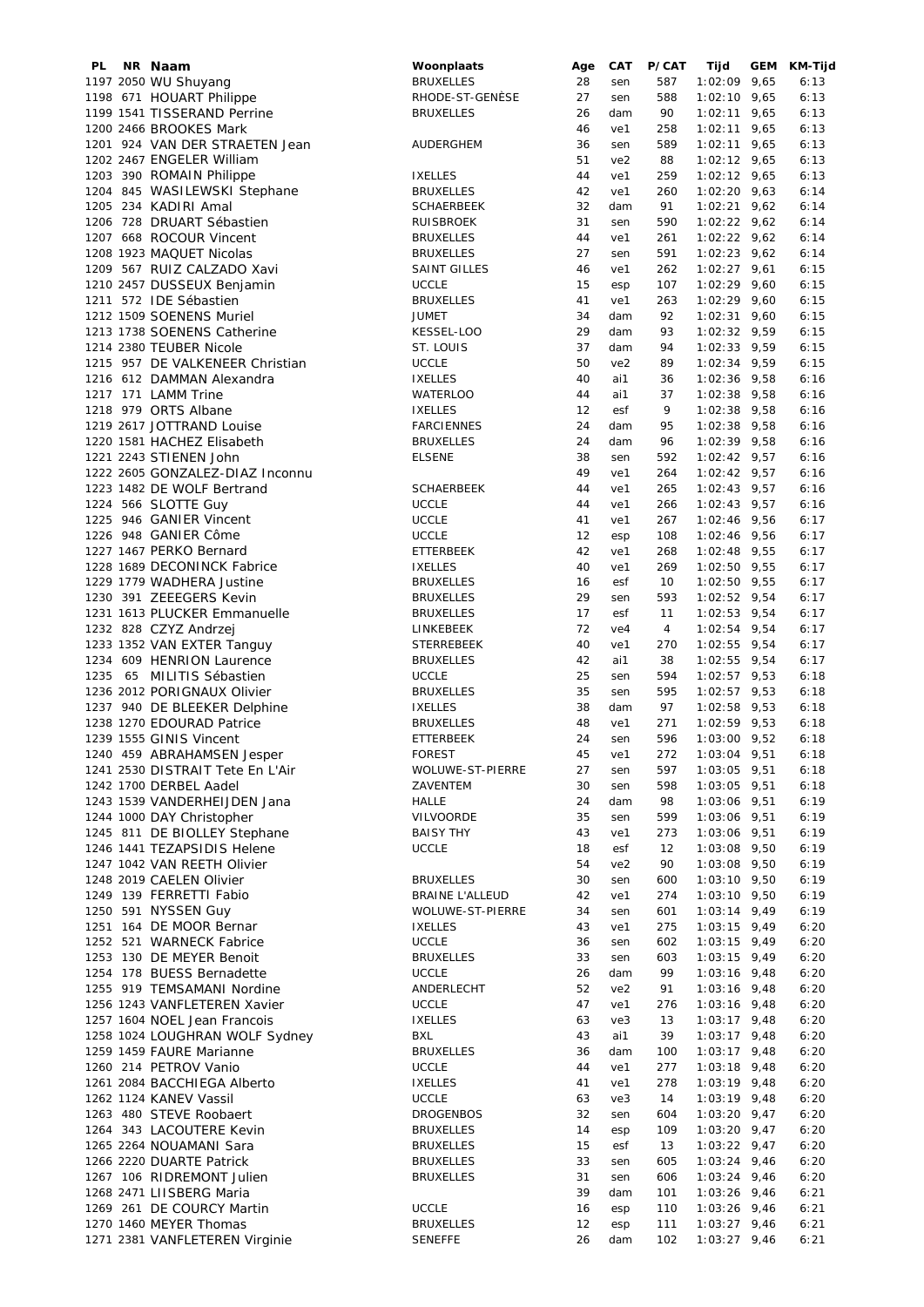| PL | NR | Naam | Woonplaats | Age | CAT | P/CAT | Tijd | GEM | KM-Tijd |
|---|---|---|---|---|---|---|---|---|---|
| 1197 | 2050 | WU Shuyang | BRUXELLES | 28 | sen | 587 | 1:02:09 | 9,65 | 6:13 |
| 1198 | 671 | HOUART Philippe | RHODE-ST-GENÈSE | 27 | sen | 588 | 1:02:10 | 9,65 | 6:13 |
| 1199 | 1541 | TISSERAND Perrine | BRUXELLES | 26 | dam | 90 | 1:02:11 | 9,65 | 6:13 |
| 1200 | 2466 | BROOKES Mark | | 46 | ve1 | 258 | 1:02:11 | 9,65 | 6:13 |
| 1201 | 924 | VAN DER STRAETEN Jean | AUDERGHEM | 36 | sen | 589 | 1:02:11 | 9,65 | 6:13 |
| 1202 | 2467 | ENGELER William | | 51 | ve2 | 88 | 1:02:12 | 9,65 | 6:13 |
| 1203 | 390 | ROMAIN Philippe | IXELLES | 44 | ve1 | 259 | 1:02:12 | 9,65 | 6:13 |
| 1204 | 845 | WASILEWSKI Stephane | BRUXELLES | 42 | ve1 | 260 | 1:02:20 | 9,63 | 6:14 |
| 1205 | 234 | KADIRI Amal | SCHAERBEEK | 32 | dam | 91 | 1:02:21 | 9,62 | 6:14 |
| 1206 | 728 | DRUART Sébastien | RUISBROEK | 31 | sen | 590 | 1:02:22 | 9,62 | 6:14 |
| 1207 | 668 | ROCOUR Vincent | BRUXELLES | 44 | ve1 | 261 | 1:02:22 | 9,62 | 6:14 |
| 1208 | 1923 | MAQUET Nicolas | BRUXELLES | 27 | sen | 591 | 1:02:23 | 9,62 | 6:14 |
| 1209 | 567 | RUIZ CALZADO Xavi | SAINT GILLES | 46 | ve1 | 262 | 1:02:27 | 9,61 | 6:15 |
| 1210 | 2457 | DUSSEUX Benjamin | UCCLE | 15 | esp | 107 | 1:02:29 | 9,60 | 6:15 |
| 1211 | 572 | IDE Sébastien | BRUXELLES | 41 | ve1 | 263 | 1:02:29 | 9,60 | 6:15 |
| 1212 | 1509 | SOENENS Muriel | JUMET | 34 | dam | 92 | 1:02:31 | 9,60 | 6:15 |
| 1213 | 1738 | SOENENS Catherine | KESSEL-LOO | 29 | dam | 93 | 1:02:32 | 9,59 | 6:15 |
| 1214 | 2380 | TEUBER Nicole | ST. LOUIS | 37 | dam | 94 | 1:02:33 | 9,59 | 6:15 |
| 1215 | 957 | DE VALKENEER Christian | UCCLE | 50 | ve2 | 89 | 1:02:34 | 9,59 | 6:15 |
| 1216 | 612 | DAMMAN Alexandra | IXELLES | 40 | ai1 | 36 | 1:02:36 | 9,58 | 6:16 |
| 1217 | 171 | LAMM Trine | WATERLOO | 44 | ai1 | 37 | 1:02:38 | 9,58 | 6:16 |
| 1218 | 979 | ORTS Albane | IXELLES | 12 | esf | 9 | 1:02:38 | 9,58 | 6:16 |
| 1219 | 2617 | JOTTRAND Louise | FARCIENNES | 24 | dam | 95 | 1:02:38 | 9,58 | 6:16 |
| 1220 | 1581 | HACHEZ Elisabeth | BRUXELLES | 24 | dam | 96 | 1:02:39 | 9,58 | 6:16 |
| 1221 | 2243 | STIENEN John | ELSENE | 38 | sen | 592 | 1:02:42 | 9,57 | 6:16 |
| 1222 | 2605 | GONZALEZ-DIAZ Inconnu | | 49 | ve1 | 264 | 1:02:42 | 9,57 | 6:16 |
| 1223 | 1482 | DE WOLF Bertrand | SCHAERBEEK | 44 | ve1 | 265 | 1:02:43 | 9,57 | 6:16 |
| 1224 | 566 | SLOTTE Guy | UCCLE | 44 | ve1 | 266 | 1:02:43 | 9,57 | 6:16 |
| 1225 | 946 | GANIER Vincent | UCCLE | 41 | ve1 | 267 | 1:02:46 | 9,56 | 6:17 |
| 1226 | 948 | GANIER Côme | UCCLE | 12 | esp | 108 | 1:02:46 | 9,56 | 6:17 |
| 1227 | 1467 | PERKO Bernard | ETTERBEEK | 42 | ve1 | 268 | 1:02:48 | 9,55 | 6:17 |
| 1228 | 1689 | DECONINCK Fabrice | IXELLES | 40 | ve1 | 269 | 1:02:50 | 9,55 | 6:17 |
| 1229 | 1779 | WADHERA Justine | BRUXELLES | 16 | esf | 10 | 1:02:50 | 9,55 | 6:17 |
| 1230 | 391 | ZEEEGERS Kevin | BRUXELLES | 29 | sen | 593 | 1:02:52 | 9,54 | 6:17 |
| 1231 | 1613 | PLUCKER Emmanuelle | BRUXELLES | 17 | esf | 11 | 1:02:53 | 9,54 | 6:17 |
| 1232 | 828 | CZYZ Andrzej | LINKEBEEK | 72 | ve4 | 4 | 1:02:54 | 9,54 | 6:17 |
| 1233 | 1352 | VAN EXTER Tanguy | STERREBEEK | 40 | ve1 | 270 | 1:02:55 | 9,54 | 6:17 |
| 1234 | 609 | HENRION Laurence | BRUXELLES | 42 | ai1 | 38 | 1:02:55 | 9,54 | 6:17 |
| 1235 | 65 | MILITIS Sébastien | UCCLE | 25 | sen | 594 | 1:02:57 | 9,53 | 6:18 |
| 1236 | 2012 | PORIGNAUX Olivier | BRUXELLES | 35 | sen | 595 | 1:02:57 | 9,53 | 6:18 |
| 1237 | 940 | DE BLEEKER Delphine | IXELLES | 38 | dam | 97 | 1:02:58 | 9,53 | 6:18 |
| 1238 | 1270 | EDOURAD Patrice | BRUXELLES | 48 | ve1 | 271 | 1:02:59 | 9,53 | 6:18 |
| 1239 | 1555 | GINIS Vincent | ETTERBEEK | 24 | sen | 596 | 1:03:00 | 9,52 | 6:18 |
| 1240 | 459 | ABRAHAMSEN Jesper | FOREST | 45 | ve1 | 272 | 1:03:04 | 9,51 | 6:18 |
| 1241 | 2530 | DISTRAIT Tete En L'Air | WOLUWE-ST-PIERRE | 27 | sen | 597 | 1:03:05 | 9,51 | 6:18 |
| 1242 | 1700 | DERBEL Aadel | ZAVENTEM | 30 | sen | 598 | 1:03:05 | 9,51 | 6:18 |
| 1243 | 1539 | VANDERHEIJDEN Jana | HALLE | 24 | dam | 98 | 1:03:06 | 9,51 | 6:19 |
| 1244 | 1000 | DAY Christopher | VILVOORDE | 35 | sen | 599 | 1:03:06 | 9,51 | 6:19 |
| 1245 | 811 | DE BIOLLEY Stephane | BAISY THY | 43 | ve1 | 273 | 1:03:06 | 9,51 | 6:19 |
| 1246 | 1441 | TEZAPSIDIS Helene | UCCLE | 18 | esf | 12 | 1:03:08 | 9,50 | 6:19 |
| 1247 | 1042 | VAN REETH Olivier | | 54 | ve2 | 90 | 1:03:08 | 9,50 | 6:19 |
| 1248 | 2019 | CAELEN Olivier | BRUXELLES | 30 | sen | 600 | 1:03:10 | 9,50 | 6:19 |
| 1249 | 139 | FERRETTI Fabio | BRAINE L'ALLEUD | 42 | ve1 | 274 | 1:03:10 | 9,50 | 6:19 |
| 1250 | 591 | NYSSEN Guy | WOLUWE-ST-PIERRE | 34 | sen | 601 | 1:03:14 | 9,49 | 6:19 |
| 1251 | 164 | DE MOOR Bernar | IXELLES | 43 | ve1 | 275 | 1:03:15 | 9,49 | 6:20 |
| 1252 | 521 | WARNECK Fabrice | UCCLE | 36 | sen | 602 | 1:03:15 | 9,49 | 6:20 |
| 1253 | 130 | DE MEYER Benoit | BRUXELLES | 33 | sen | 603 | 1:03:15 | 9,49 | 6:20 |
| 1254 | 178 | BUESS Bernadette | UCCLE | 26 | dam | 99 | 1:03:16 | 9,48 | 6:20 |
| 1255 | 919 | TEMSAMANI Nordine | ANDERLECHT | 52 | ve2 | 91 | 1:03:16 | 9,48 | 6:20 |
| 1256 | 1243 | VANFLETEREN Xavier | UCCLE | 47 | ve1 | 276 | 1:03:16 | 9,48 | 6:20 |
| 1257 | 1604 | NOEL Jean Francois | IXELLES | 63 | ve3 | 13 | 1:03:17 | 9,48 | 6:20 |
| 1258 | 1024 | LOUGHRAN WOLF Sydney | BXL | 43 | ai1 | 39 | 1:03:17 | 9,48 | 6:20 |
| 1259 | 1459 | FAURE Marianne | BRUXELLES | 36 | dam | 100 | 1:03:17 | 9,48 | 6:20 |
| 1260 | 214 | PETROV Vanio | UCCLE | 44 | ve1 | 277 | 1:03:18 | 9,48 | 6:20 |
| 1261 | 2084 | BACCHIEGA Alberto | IXELLES | 41 | ve1 | 278 | 1:03:19 | 9,48 | 6:20 |
| 1262 | 1124 | KANEV Vassil | UCCLE | 63 | ve3 | 14 | 1:03:19 | 9,48 | 6:20 |
| 1263 | 480 | STEVE Roobaert | DROGENBOS | 32 | sen | 604 | 1:03:20 | 9,47 | 6:20 |
| 1264 | 343 | LACOUTERE Kevin | BRUXELLES | 14 | esp | 109 | 1:03:20 | 9,47 | 6:20 |
| 1265 | 2264 | NOUAMANI Sara | BRUXELLES | 15 | esf | 13 | 1:03:22 | 9,47 | 6:20 |
| 1266 | 2220 | DUARTE Patrick | BRUXELLES | 33 | sen | 605 | 1:03:24 | 9,46 | 6:20 |
| 1267 | 106 | RIDREMONT Julien | BRUXELLES | 31 | sen | 606 | 1:03:24 | 9,46 | 6:20 |
| 1268 | 2471 | LIISBERG Maria | | 39 | dam | 101 | 1:03:26 | 9,46 | 6:21 |
| 1269 | 261 | DE COURCY Martin | UCCLE | 16 | esp | 110 | 1:03:26 | 9,46 | 6:21 |
| 1270 | 1460 | MEYER Thomas | BRUXELLES | 12 | esp | 111 | 1:03:27 | 9,46 | 6:21 |
| 1271 | 2381 | VANFLETEREN Virginie | SENEFFE | 26 | dam | 102 | 1:03:27 | 9,46 | 6:21 |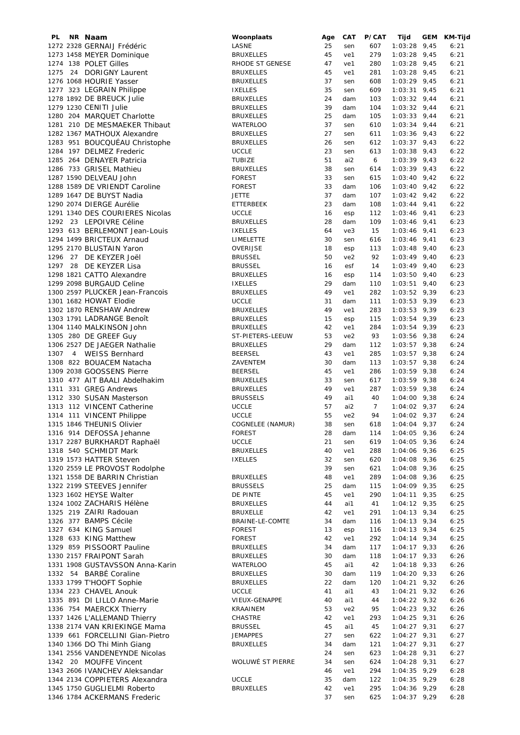| PL | NR | Naam | Woonplaats | Age | CAT | P/CAT | Tijd | GEM | KM-Tijd |
|---|---|---|---|---|---|---|---|---|---|
| 1272 | 2328 | GERNAIJ Frédéric | LASNE | 25 | sen | 607 | 1:03:28 | 9,45 | 6:21 |
| 1273 | 1458 | MEYER Dominique | BRUXELLES | 45 | ve1 | 279 | 1:03:28 | 9,45 | 6:21 |
| 1274 | 138 | POLET Gilles | RHODE ST GENESE | 47 | ve1 | 280 | 1:03:28 | 9,45 | 6:21 |
| 1275 | 24 | DORIGNY Laurent | BRUXELLES | 45 | ve1 | 281 | 1:03:28 | 9,45 | 6:21 |
| 1276 | 1068 | HOURIE Yasser | BRUXELLES | 37 | sen | 608 | 1:03:29 | 9,45 | 6:21 |
| 1277 | 323 | LEGRAIN Philippe | IXELLES | 35 | sen | 609 | 1:03:31 | 9,45 | 6:21 |
| 1278 | 1892 | DE BREUCK Julie | BRUXELLES | 24 | dam | 103 | 1:03:32 | 9,44 | 6:21 |
| 1279 | 1230 | CENITI Julie | BRUXELLES | 39 | dam | 104 | 1:03:32 | 9,44 | 6:21 |
| 1280 | 204 | MARQUET Charlotte | BRUXELLES | 25 | dam | 105 | 1:03:33 | 9,44 | 6:21 |
| 1281 | 210 | DE MESMAEKER Thibaut | WATERLOO | 37 | sen | 610 | 1:03:34 | 9,44 | 6:21 |
| 1282 | 1367 | MATHOUX Alexandre | BRUXELLES | 27 | sen | 611 | 1:03:36 | 9,43 | 6:22 |
| 1283 | 951 | BOUCQUÉAU Christophe | BRUXELLES | 26 | sen | 612 | 1:03:37 | 9,43 | 6:22 |
| 1284 | 197 | DELMEZ Frederic | UCCLE | 23 | sen | 613 | 1:03:38 | 9,43 | 6:22 |
| 1285 | 264 | DENAYER Patricia | TUBIZE | 51 | ai2 | 6 | 1:03:39 | 9,43 | 6:22 |
| 1286 | 733 | GRISEL Mathieu | BRUXELLES | 38 | sen | 614 | 1:03:39 | 9,43 | 6:22 |
| 1287 | 1590 | DELVEAU John | FOREST | 33 | sen | 615 | 1:03:40 | 9,42 | 6:22 |
| 1288 | 1589 | DE VRIENDT Caroline | FOREST | 33 | dam | 106 | 1:03:40 | 9,42 | 6:22 |
| 1289 | 1647 | DE BUYST Nadia | JETTE | 37 | dam | 107 | 1:03:42 | 9,42 | 6:22 |
| 1290 | 2074 | DIERGE Aurélie | ETTERBEEK | 23 | dam | 108 | 1:03:44 | 9,41 | 6:22 |
| 1291 | 1340 | DES COURIERES Nicolas | UCCLE | 16 | esp | 112 | 1:03:46 | 9,41 | 6:23 |
| 1292 | 23 | LEPOIVRE Céline | BRUXELLES | 28 | dam | 109 | 1:03:46 | 9,41 | 6:23 |
| 1293 | 613 | BERLEMONT Jean-Louis | IXELLES | 64 | ve3 | 15 | 1:03:46 | 9,41 | 6:23 |
| 1294 | 1499 | BRICTEUX Arnaud | LIMELETTE | 30 | sen | 616 | 1:03:46 | 9,41 | 6:23 |
| 1295 | 2170 | BLUSTAIN Yaron | OVERIJSE | 18 | esp | 113 | 1:03:48 | 9,40 | 6:23 |
| 1296 | 27 | DE KEYZER Joël | BRUSSEL | 50 | ve2 | 92 | 1:03:49 | 9,40 | 6:23 |
| 1297 | 28 | DE KEYZER Lisa | BRUSSEL | 16 | esf | 14 | 1:03:49 | 9,40 | 6:23 |
| 1298 | 1821 | CATTO Alexandre | BRUXELLES | 16 | esp | 114 | 1:03:50 | 9,40 | 6:23 |
| 1299 | 2098 | BURGAUD Celine | IXELLES | 29 | dam | 110 | 1:03:51 | 9,40 | 6:23 |
| 1300 | 2597 | PLUCKER Jean-Francois | BRUXELLES | 49 | ve1 | 282 | 1:03:52 | 9,39 | 6:23 |
| 1301 | 1682 | HOWAT Elodie | UCCLE | 31 | dam | 111 | 1:03:53 | 9,39 | 6:23 |
| 1302 | 1870 | RENSHAW Andrew | BRUXELLES | 49 | ve1 | 283 | 1:03:53 | 9,39 | 6:23 |
| 1303 | 1791 | LADRANGE Benoît | BRUXELLES | 15 | esp | 115 | 1:03:54 | 9,39 | 6:23 |
| 1304 | 1140 | MALKINSON John | BRUXELLES | 42 | ve1 | 284 | 1:03:54 | 9,39 | 6:23 |
| 1305 | 280 | DE GREEF Guy | ST-PIETERS-LEEUW | 53 | ve2 | 93 | 1:03:56 | 9,38 | 6:24 |
| 1306 | 2527 | DE JAEGER Nathalie | BRUXELLES | 29 | dam | 112 | 1:03:57 | 9,38 | 6:24 |
| 1307 | 4 | WEISS Bernhard | BEERSEL | 43 | ve1 | 285 | 1:03:57 | 9,38 | 6:24 |
| 1308 | 822 | BOUACEM Natacha | ZAVENTEM | 30 | dam | 113 | 1:03:57 | 9,38 | 6:24 |
| 1309 | 2038 | GOOSSENS Pierre | BEERSEL | 45 | ve1 | 286 | 1:03:59 | 9,38 | 6:24 |
| 1310 | 477 | AIT BAALI Abdelhakim | BRUXELLES | 33 | sen | 617 | 1:03:59 | 9,38 | 6:24 |
| 1311 | 331 | GREG Andrews | BRUXELLES | 49 | ve1 | 287 | 1:03:59 | 9,38 | 6:24 |
| 1312 | 330 | SUSAN Masterson | BRUSSELS | 49 | ai1 | 40 | 1:04:00 | 9,38 | 6:24 |
| 1313 | 112 | VINCENT Catherine | UCCLE | 57 | ai2 | 7 | 1:04:02 | 9,37 | 6:24 |
| 1314 | 111 | VINCENT Philippe | UCCLE | 55 | ve2 | 94 | 1:04:02 | 9,37 | 6:24 |
| 1315 | 1846 | THEUNIS Olivier | COGNELEE (NAMUR) | 38 | sen | 618 | 1:04:04 | 9,37 | 6:24 |
| 1316 | 914 | DEFOSSA Jehanne | FOREST | 28 | dam | 114 | 1:04:05 | 9,36 | 6:24 |
| 1317 | 2287 | BURKHARDT Raphaël | UCCLE | 21 | sen | 619 | 1:04:05 | 9,36 | 6:24 |
| 1318 | 540 | SCHMIDT Mark | BRUXELLES | 40 | ve1 | 288 | 1:04:06 | 9,36 | 6:25 |
| 1319 | 1573 | HATTER Steven | IXELLES | 32 | sen | 620 | 1:04:08 | 9,36 | 6:25 |
| 1320 | 2559 | LE PROVOST Rodolphe | | 39 | sen | 621 | 1:04:08 | 9,36 | 6:25 |
| 1321 | 1558 | DE BARRIN Christian | BRUXELLES | 48 | ve1 | 289 | 1:04:08 | 9,36 | 6:25 |
| 1322 | 2199 | STEEVES Jennifer | BRUSSELS | 25 | dam | 115 | 1:04:09 | 9,35 | 6:25 |
| 1323 | 1602 | HEYSE Walter | DE PINTE | 45 | ve1 | 290 | 1:04:11 | 9,35 | 6:25 |
| 1324 | 1002 | ZACHARIS Hélène | BRUXELLES | 44 | ai1 | 41 | 1:04:12 | 9,35 | 6:25 |
| 1325 | 219 | ZAIRI Radouan | BRUXELLE | 42 | ve1 | 291 | 1:04:13 | 9,34 | 6:25 |
| 1326 | 377 | BAMPS Cécile | BRAINE-LE-COMTE | 34 | dam | 116 | 1:04:13 | 9,34 | 6:25 |
| 1327 | 634 | KING Samuel | FOREST | 13 | esp | 116 | 1:04:13 | 9,34 | 6:25 |
| 1328 | 633 | KING Matthew | FOREST | 42 | ve1 | 292 | 1:04:14 | 9,34 | 6:25 |
| 1329 | 859 | PISSOORT Pauline | BRUXELLES | 34 | dam | 117 | 1:04:17 | 9,33 | 6:26 |
| 1330 | 2157 | FRAIPONT Sarah | BRUXELLES | 30 | dam | 118 | 1:04:17 | 9,33 | 6:26 |
| 1331 | 1908 | GUSTAVSSON Anna-Karin | WATERLOO | 45 | ai1 | 42 | 1:04:18 | 9,33 | 6:26 |
| 1332 | 54 | BARBÉ Coraline | BRUXELLES | 30 | dam | 119 | 1:04:20 | 9,33 | 6:26 |
| 1333 | 1799 | T'HOOFT Sophie | BRUXELLES | 22 | dam | 120 | 1:04:21 | 9,32 | 6:26 |
| 1334 | 223 | CHAVEL Anouk | UCCLE | 41 | ai1 | 43 | 1:04:21 | 9,32 | 6:26 |
| 1335 | 891 | DI LILLO Anne-Marie | VIEUX-GENAPPE | 40 | ai1 | 44 | 1:04:22 | 9,32 | 6:26 |
| 1336 | 754 | MAERCKX Thierry | KRAAINEM | 53 | ve2 | 95 | 1:04:23 | 9,32 | 6:26 |
| 1337 | 1426 | L'ALLEMAND Thierry | CHASTRE | 42 | ve1 | 293 | 1:04:25 | 9,31 | 6:26 |
| 1338 | 2174 | VAN KRIEKINGE Mama | BRUSSEL | 45 | ai1 | 45 | 1:04:27 | 9,31 | 6:27 |
| 1339 | 661 | FORCELLINI Gian-Pietro | JEMAPPES | 27 | sen | 622 | 1:04:27 | 9,31 | 6:27 |
| 1340 | 1366 | DO Thi Minh Giang | BRUXELLES | 34 | dam | 121 | 1:04:27 | 9,31 | 6:27 |
| 1341 | 2556 | VANDENEYNDE Nicolas | | 24 | sen | 623 | 1:04:28 | 9,31 | 6:27 |
| 1342 | 20 | MOUFFE Vincent | WOLUWÉ ST PIERRE | 34 | sen | 624 | 1:04:28 | 9,31 | 6:27 |
| 1343 | 2606 | IVANCHEV Aleksandar | | 46 | ve1 | 294 | 1:04:35 | 9,29 | 6:28 |
| 1344 | 2134 | COPPIETERS Alexandra | UCCLE | 35 | dam | 122 | 1:04:35 | 9,29 | 6:28 |
| 1345 | 1750 | GUGLIELMI Roberto | BRUXELLES | 42 | ve1 | 295 | 1:04:36 | 9,29 | 6:28 |
| 1346 | 1784 | ACKERMANS Frederic | | 37 | sen | 625 | 1:04:37 | 9,29 | 6:28 |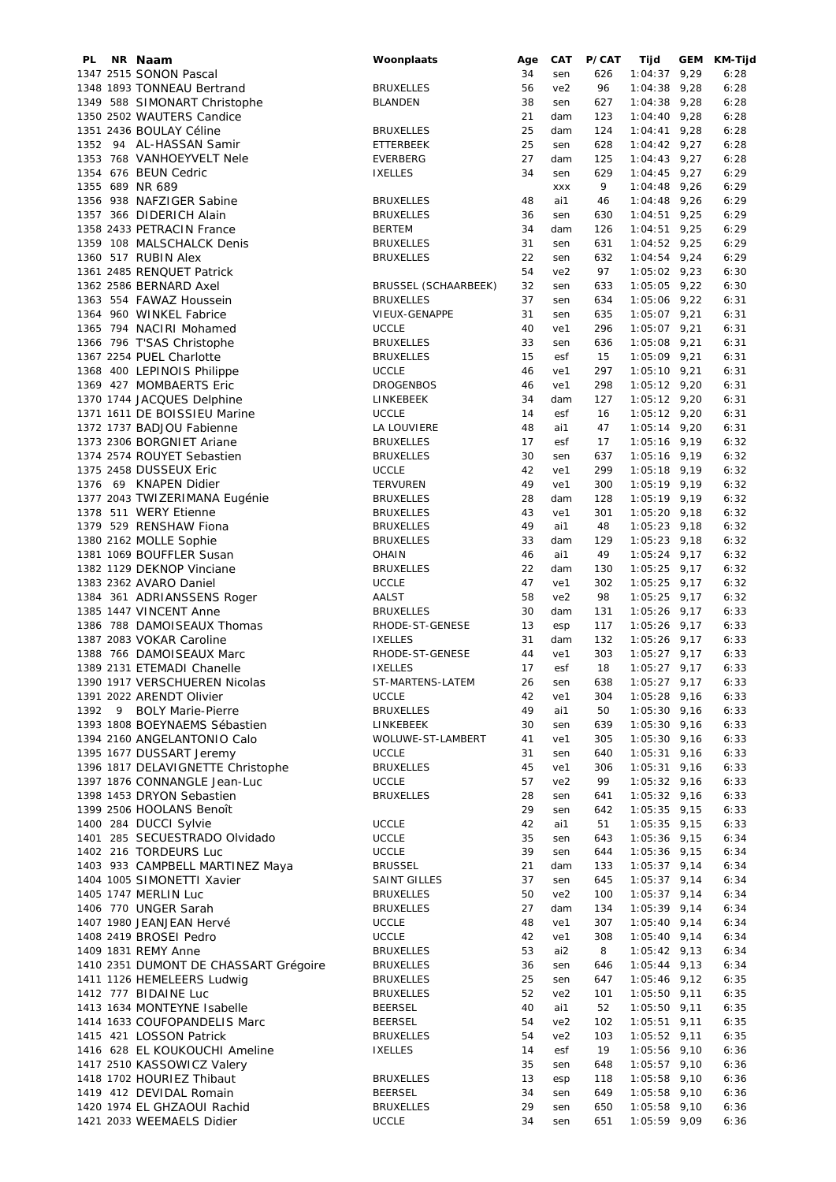| PL | NR | Naam | Woonplaats | Age | CAT | P/CAT | Tijd | GEM | KM-Tijd |
|---|---|---|---|---|---|---|---|---|---|
| 1347 | 2515 | SONON Pascal | | 34 | sen | 626 | 1:04:37 | 9,29 | 6:28 |
| 1348 | 1893 | TONNEAU Bertrand | BRUXELLES | 56 | ve2 | 96 | 1:04:38 | 9,28 | 6:28 |
| 1349 | 588 | SIMONART Christophe | BLANDEN | 38 | sen | 627 | 1:04:38 | 9,28 | 6:28 |
| 1350 | 2502 | WAUTERS Candice | | 21 | dam | 123 | 1:04:40 | 9,28 | 6:28 |
| 1351 | 2436 | BOULAY Céline | BRUXELLES | 25 | dam | 124 | 1:04:41 | 9,28 | 6:28 |
| 1352 | 94 | AL-HASSAN Samir | ETTERBEEK | 25 | sen | 628 | 1:04:42 | 9,27 | 6:28 |
| 1353 | 768 | VANHOEYVELT Nele | EVERBERG | 27 | dam | 125 | 1:04:43 | 9,27 | 6:28 |
| 1354 | 676 | BEUN Cedric | IXELLES | 34 | sen | 629 | 1:04:45 | 9,27 | 6:29 |
| 1355 | 689 | NR 689 | | | xxx | 9 | 1:04:48 | 9,26 | 6:29 |
| 1356 | 938 | NAFZIGER Sabine | BRUXELLES | 48 | ai1 | 46 | 1:04:48 | 9,26 | 6:29 |
| 1357 | 366 | DIDERICH Alain | BRUXELLES | 36 | sen | 630 | 1:04:51 | 9,25 | 6:29 |
| 1358 | 2433 | PETRACIN France | BERTEM | 34 | dam | 126 | 1:04:51 | 9,25 | 6:29 |
| 1359 | 108 | MALSCHALCK Denis | BRUXELLES | 31 | sen | 631 | 1:04:52 | 9,25 | 6:29 |
| 1360 | 517 | RUBIN Alex | BRUXELLES | 22 | sen | 632 | 1:04:54 | 9,24 | 6:29 |
| 1361 | 2485 | RENQUET Patrick | | 54 | ve2 | 97 | 1:05:02 | 9,23 | 6:30 |
| 1362 | 2586 | BERNARD Axel | BRUSSEL (SCHAARBEEK) | 32 | sen | 633 | 1:05:05 | 9,22 | 6:30 |
| 1363 | 554 | FAWAZ Houssein | BRUXELLES | 37 | sen | 634 | 1:05:06 | 9,22 | 6:31 |
| 1364 | 960 | WINKEL Fabrice | VIEUX-GENAPPE | 31 | sen | 635 | 1:05:07 | 9,21 | 6:31 |
| 1365 | 794 | NACIRI Mohamed | UCCLE | 40 | ve1 | 296 | 1:05:07 | 9,21 | 6:31 |
| 1366 | 796 | T'SAS Christophe | BRUXELLES | 33 | sen | 636 | 1:05:08 | 9,21 | 6:31 |
| 1367 | 2254 | PUEL Charlotte | BRUXELLES | 15 | esf | 15 | 1:05:09 | 9,21 | 6:31 |
| 1368 | 400 | LEPINOIS Philippe | UCCLE | 46 | ve1 | 297 | 1:05:10 | 9,21 | 6:31 |
| 1369 | 427 | MOMBAERTS Eric | DROGENBOS | 46 | ve1 | 298 | 1:05:12 | 9,20 | 6:31 |
| 1370 | 1744 | JACQUES Delphine | LINKEBEEK | 34 | dam | 127 | 1:05:12 | 9,20 | 6:31 |
| 1371 | 1611 | DE BOISSIEU Marine | UCCLE | 14 | esf | 16 | 1:05:12 | 9,20 | 6:31 |
| 1372 | 1737 | BADJOU Fabienne | LA LOUVIERE | 48 | ai1 | 47 | 1:05:14 | 9,20 | 6:31 |
| 1373 | 2306 | BORGNIET Ariane | BRUXELLES | 17 | esf | 17 | 1:05:16 | 9,19 | 6:32 |
| 1374 | 2574 | ROUYET Sebastien | BRUXELLES | 30 | sen | 637 | 1:05:16 | 9,19 | 6:32 |
| 1375 | 2458 | DUSSEUX Eric | UCCLE | 42 | ve1 | 299 | 1:05:18 | 9,19 | 6:32 |
| 1376 | 69 | KNAPEN Didier | TERVUREN | 49 | ve1 | 300 | 1:05:19 | 9,19 | 6:32 |
| 1377 | 2043 | TWIZERIMANA Eugénie | BRUXELLES | 28 | dam | 128 | 1:05:19 | 9,19 | 6:32 |
| 1378 | 511 | WERY Etienne | BRUXELLES | 43 | ve1 | 301 | 1:05:20 | 9,18 | 6:32 |
| 1379 | 529 | RENSHAW Fiona | BRUXELLES | 49 | ai1 | 48 | 1:05:23 | 9,18 | 6:32 |
| 1380 | 2162 | MOLLE Sophie | BRUXELLES | 33 | dam | 129 | 1:05:23 | 9,18 | 6:32 |
| 1381 | 1069 | BOUFFLER Susan | OHAIN | 46 | ai1 | 49 | 1:05:24 | 9,17 | 6:32 |
| 1382 | 1129 | DEKNOP Vinciane | BRUXELLES | 22 | dam | 130 | 1:05:25 | 9,17 | 6:32 |
| 1383 | 2362 | AVARO Daniel | UCCLE | 47 | ve1 | 302 | 1:05:25 | 9,17 | 6:32 |
| 1384 | 361 | ADRIANSSENS Roger | AALST | 58 | ve2 | 98 | 1:05:25 | 9,17 | 6:32 |
| 1385 | 1447 | VINCENT Anne | BRUXELLES | 30 | dam | 131 | 1:05:26 | 9,17 | 6:33 |
| 1386 | 788 | DAMOISEAUX Thomas | RHODE-ST-GENESE | 13 | esp | 117 | 1:05:26 | 9,17 | 6:33 |
| 1387 | 2083 | VOKAR Caroline | IXELLES | 31 | dam | 132 | 1:05:26 | 9,17 | 6:33 |
| 1388 | 766 | DAMOISEAUX Marc | RHODE-ST-GENESE | 44 | ve1 | 303 | 1:05:27 | 9,17 | 6:33 |
| 1389 | 2131 | ETEMADI Chanelle | IXELLES | 17 | esf | 18 | 1:05:27 | 9,17 | 6:33 |
| 1390 | 1917 | VERSCHUEREN Nicolas | ST-MARTENS-LATEM | 26 | sen | 638 | 1:05:27 | 9,17 | 6:33 |
| 1391 | 2022 | ARENDT Olivier | UCCLE | 42 | ve1 | 304 | 1:05:28 | 9,16 | 6:33 |
| 1392 | 9 | BOLY Marie-Pierre | BRUXELLES | 49 | ai1 | 50 | 1:05:30 | 9,16 | 6:33 |
| 1393 | 1808 | BOEYNAEMS Sébastien | LINKEBEEK | 30 | sen | 639 | 1:05:30 | 9,16 | 6:33 |
| 1394 | 2160 | ANGELANTONIO Calo | WOLUWE-ST-LAMBERT | 41 | ve1 | 305 | 1:05:30 | 9,16 | 6:33 |
| 1395 | 1677 | DUSSART Jeremy | UCCLE | 31 | sen | 640 | 1:05:31 | 9,16 | 6:33 |
| 1396 | 1817 | DELAVIGNETTE Christophe | BRUXELLES | 45 | ve1 | 306 | 1:05:31 | 9,16 | 6:33 |
| 1397 | 1876 | CONNANGLE Jean-Luc | UCCLE | 57 | ve2 | 99 | 1:05:32 | 9,16 | 6:33 |
| 1398 | 1453 | DRYON Sebastien | BRUXELLES | 28 | sen | 641 | 1:05:32 | 9,16 | 6:33 |
| 1399 | 2506 | HOOLANS Benoît | | 29 | sen | 642 | 1:05:35 | 9,15 | 6:33 |
| 1400 | 284 | DUCCI Sylvie | UCCLE | 42 | ai1 | 51 | 1:05:35 | 9,15 | 6:33 |
| 1401 | 285 | SECUESTRADO Olvidado | UCCLE | 35 | sen | 643 | 1:05:36 | 9,15 | 6:34 |
| 1402 | 216 | TORDEURS Luc | UCCLE | 39 | sen | 644 | 1:05:36 | 9,15 | 6:34 |
| 1403 | 933 | CAMPBELL MARTINEZ Maya | BRUSSEL | 21 | dam | 133 | 1:05:37 | 9,14 | 6:34 |
| 1404 | 1005 | SIMONETTI Xavier | SAINT GILLES | 37 | sen | 645 | 1:05:37 | 9,14 | 6:34 |
| 1405 | 1747 | MERLIN Luc | BRUXELLES | 50 | ve2 | 100 | 1:05:37 | 9,14 | 6:34 |
| 1406 | 770 | UNGER Sarah | BRUXELLES | 27 | dam | 134 | 1:05:39 | 9,14 | 6:34 |
| 1407 | 1980 | JEANJEAN Hervé | UCCLE | 48 | ve1 | 307 | 1:05:40 | 9,14 | 6:34 |
| 1408 | 2419 | BROSEI Pedro | UCCLE | 42 | ve1 | 308 | 1:05:40 | 9,14 | 6:34 |
| 1409 | 1831 | REMY Anne | BRUXELLES | 53 | ai2 | 8 | 1:05:42 | 9,13 | 6:34 |
| 1410 | 2351 | DUMONT DE CHASSART Grégoire | BRUXELLES | 36 | sen | 646 | 1:05:44 | 9,13 | 6:34 |
| 1411 | 1126 | HEMELEERS Ludwig | BRUXELLES | 25 | sen | 647 | 1:05:46 | 9,12 | 6:35 |
| 1412 | 777 | BIDAINE Luc | BRUXELLES | 52 | ve2 | 101 | 1:05:50 | 9,11 | 6:35 |
| 1413 | 1634 | MONTEYNE Isabelle | BEERSEL | 40 | ai1 | 52 | 1:05:50 | 9,11 | 6:35 |
| 1414 | 1633 | COUFOPANDELIS Marc | BEERSEL | 54 | ve2 | 102 | 1:05:51 | 9,11 | 6:35 |
| 1415 | 421 | LOSSON Patrick | BRUXELLES | 54 | ve2 | 103 | 1:05:52 | 9,11 | 6:35 |
| 1416 | 628 | EL KOUKOUCHI Ameline | IXELLES | 14 | esf | 19 | 1:05:56 | 9,10 | 6:36 |
| 1417 | 2510 | KASSOWICZ Valery | | 35 | sen | 648 | 1:05:57 | 9,10 | 6:36 |
| 1418 | 1702 | HOURIEZ Thibaut | BRUXELLES | 13 | esp | 118 | 1:05:58 | 9,10 | 6:36 |
| 1419 | 412 | DEVIDAL Romain | BEERSEL | 34 | sen | 649 | 1:05:58 | 9,10 | 6:36 |
| 1420 | 1974 | EL GHZAOUI Rachid | BRUXELLES | 29 | sen | 650 | 1:05:58 | 9,10 | 6:36 |
| 1421 | 2033 | WEEMAELS Didier | UCCLE | 34 | sen | 651 | 1:05:59 | 9,09 | 6:36 |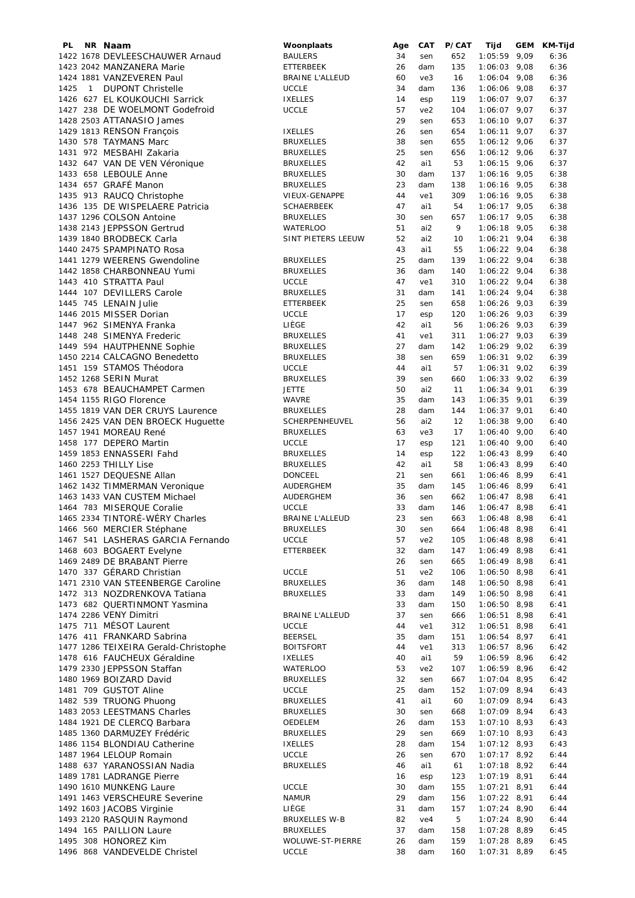| PL | NR | Naam | Woonplaats | Age | CAT | P/CAT | Tijd | GEM | KM-Tijd |
|---|---|---|---|---|---|---|---|---|---|
| 1422 | 1678 | DEVLEESCHAUWER Arnaud | BAULERS | 34 | sen | 652 | 1:05:59 | 9,09 | 6:36 |
| 1423 | 2042 | MANZANERA Marie | ETTERBEEK | 26 | dam | 135 | 1:06:03 | 9,08 | 6:36 |
| 1424 | 1881 | VANZEVEREN Paul | BRAINE L'ALLEUD | 60 | ve3 | 16 | 1:06:04 | 9,08 | 6:36 |
| 1425 | 1 | DUPONT Christelle | UCCLE | 34 | dam | 136 | 1:06:06 | 9,08 | 6:37 |
| 1426 | 627 | EL KOUKOUCHI Sarrick | IXELLES | 14 | esp | 119 | 1:06:07 | 9,07 | 6:37 |
| 1427 | 238 | DE WOELMONT Godefroid | UCCLE | 57 | ve2 | 104 | 1:06:07 | 9,07 | 6:37 |
| 1428 | 2503 | ATTANASIO James | | 29 | sen | 653 | 1:06:10 | 9,07 | 6:37 |
| 1429 | 1813 | RENSON François | IXELLES | 26 | sen | 654 | 1:06:11 | 9,07 | 6:37 |
| 1430 | 578 | TAYMANS Marc | BRUXELLES | 38 | sen | 655 | 1:06:12 | 9,06 | 6:37 |
| 1431 | 972 | MESBAHI Zakaria | BRUXELLES | 25 | sen | 656 | 1:06:12 | 9,06 | 6:37 |
| 1432 | 647 | VAN DE VEN Véronique | BRUXELLES | 42 | ai1 | 53 | 1:06:15 | 9,06 | 6:37 |
| 1433 | 658 | LEBOULE Anne | BRUXELLES | 30 | dam | 137 | 1:06:16 | 9,05 | 6:38 |
| 1434 | 657 | GRAFÉ Manon | BRUXELLES | 23 | dam | 138 | 1:06:16 | 9,05 | 6:38 |
| 1435 | 913 | RAUCQ Christophe | VIEUX-GENAPPE | 44 | ve1 | 309 | 1:06:16 | 9,05 | 6:38 |
| 1436 | 135 | DE WISPELAERE Patricia | SCHAERBEEK | 47 | ai1 | 54 | 1:06:17 | 9,05 | 6:38 |
| 1437 | 1296 | COLSON Antoine | BRUXELLES | 30 | sen | 657 | 1:06:17 | 9,05 | 6:38 |
| 1438 | 2143 | JEPPSSON Gertrud | WATERLOO | 51 | ai2 | 9 | 1:06:18 | 9,05 | 6:38 |
| 1439 | 1840 | BRODBECK Carla | SINT PIETERS LEEUW | 52 | ai2 | 10 | 1:06:21 | 9,04 | 6:38 |
| 1440 | 2475 | SPAMPINATO Rosa | | 43 | ai1 | 55 | 1:06:22 | 9,04 | 6:38 |
| 1441 | 1279 | WEERENS Gwendoline | BRUXELLES | 25 | dam | 139 | 1:06:22 | 9,04 | 6:38 |
| 1442 | 1858 | CHARBONNEAU Yumi | BRUXELLES | 36 | dam | 140 | 1:06:22 | 9,04 | 6:38 |
| 1443 | 410 | STRATTA Paul | UCCLE | 47 | ve1 | 310 | 1:06:22 | 9,04 | 6:38 |
| 1444 | 107 | DEVILLERS Carole | BRUXELLES | 31 | dam | 141 | 1:06:24 | 9,04 | 6:38 |
| 1445 | 745 | LENAIN Julie | ETTERBEEK | 25 | sen | 658 | 1:06:26 | 9,03 | 6:39 |
| 1446 | 2015 | MISSER Dorian | UCCLE | 17 | esp | 120 | 1:06:26 | 9,03 | 6:39 |
| 1447 | 962 | SIMENYA Franka | LIÈGE | 42 | ai1 | 56 | 1:06:26 | 9,03 | 6:39 |
| 1448 | 248 | SIMENYA Frederic | BRUXELLES | 41 | ve1 | 311 | 1:06:27 | 9,03 | 6:39 |
| 1449 | 594 | HAUTPHENNE Sophie | BRUXELLES | 27 | dam | 142 | 1:06:29 | 9,02 | 6:39 |
| 1450 | 2214 | CALCAGNO Benedetto | BRUXELLES | 38 | sen | 659 | 1:06:31 | 9,02 | 6:39 |
| 1451 | 159 | STAMOS Théodora | UCCLE | 44 | ai1 | 57 | 1:06:31 | 9,02 | 6:39 |
| 1452 | 1268 | SERIN Murat | BRUXELLES | 39 | sen | 660 | 1:06:33 | 9,02 | 6:39 |
| 1453 | 678 | BEAUCHAMPET Carmen | JETTE | 50 | ai2 | 11 | 1:06:34 | 9,01 | 6:39 |
| 1454 | 1155 | RIGO Florence | WAVRE | 35 | dam | 143 | 1:06:35 | 9,01 | 6:39 |
| 1455 | 1819 | VAN DER CRUYS Laurence | BRUXELLES | 28 | dam | 144 | 1:06:37 | 9,01 | 6:40 |
| 1456 | 2425 | VAN DEN BROECK Huguette | SCHERPENHEUVEL | 56 | ai2 | 12 | 1:06:38 | 9,00 | 6:40 |
| 1457 | 1941 | MOREAU René | BRUXELLES | 63 | ve3 | 17 | 1:06:40 | 9,00 | 6:40 |
| 1458 | 177 | DEPERO Martin | UCCLE | 17 | esp | 121 | 1:06:40 | 9,00 | 6:40 |
| 1459 | 1853 | ENNASSERI Fahd | BRUXELLES | 14 | esp | 122 | 1:06:43 | 8,99 | 6:40 |
| 1460 | 2253 | THILLY Lise | BRUXELLES | 42 | ai1 | 58 | 1:06:43 | 8,99 | 6:40 |
| 1461 | 1527 | DEQUESNE Allan | DONCEEL | 21 | sen | 661 | 1:06:46 | 8,99 | 6:41 |
| 1462 | 1432 | TIMMERMAN Veronique | AUDERGHEM | 35 | dam | 145 | 1:06:46 | 8,99 | 6:41 |
| 1463 | 1433 | VAN CUSTEM Michael | AUDERGHEM | 36 | sen | 662 | 1:06:47 | 8,98 | 6:41 |
| 1464 | 783 | MISERQUE Coralie | UCCLE | 33 | dam | 146 | 1:06:47 | 8,98 | 6:41 |
| 1465 | 2334 | TINTORÉ-WÉRY Charles | BRAINE L'ALLEUD | 23 | sen | 663 | 1:06:48 | 8,98 | 6:41 |
| 1466 | 560 | MERCIER Stéphane | BRUXELLES | 30 | sen | 664 | 1:06:48 | 8,98 | 6:41 |
| 1467 | 541 | LASHERAS GARCIA Fernando | UCCLE | 57 | ve2 | 105 | 1:06:48 | 8,98 | 6:41 |
| 1468 | 603 | BOGAERT Evelyne | ETTERBEEK | 32 | dam | 147 | 1:06:49 | 8,98 | 6:41 |
| 1469 | 2489 | DE BRABANT Pierre | | 26 | sen | 665 | 1:06:49 | 8,98 | 6:41 |
| 1470 | 337 | GÉRARD Christian | UCCLE | 51 | ve2 | 106 | 1:06:50 | 8,98 | 6:41 |
| 1471 | 2310 | VAN STEENBERGE Caroline | BRUXELLES | 36 | dam | 148 | 1:06:50 | 8,98 | 6:41 |
| 1472 | 313 | NOZDRENKOVA Tatiana | BRUXELLES | 33 | dam | 149 | 1:06:50 | 8,98 | 6:41 |
| 1473 | 682 | QUERTINMONT Yasmina | | 33 | dam | 150 | 1:06:50 | 8,98 | 6:41 |
| 1474 | 2286 | VENY Dimitri | BRAINE L'ALLEUD | 37 | sen | 666 | 1:06:51 | 8,98 | 6:41 |
| 1475 | 711 | MÉSOT Laurent | UCCLE | 44 | ve1 | 312 | 1:06:51 | 8,98 | 6:41 |
| 1476 | 411 | FRANKARD Sabrina | BEERSEL | 35 | dam | 151 | 1:06:54 | 8,97 | 6:41 |
| 1477 | 1286 | TEIXEIRA Gerald-Christophe | BOITSFORT | 44 | ve1 | 313 | 1:06:57 | 8,96 | 6:42 |
| 1478 | 616 | FAUCHEUX Géraldine | IXELLES | 40 | ai1 | 59 | 1:06:59 | 8,96 | 6:42 |
| 1479 | 2330 | JEPPSSON Staffan | WATERLOO | 53 | ve2 | 107 | 1:06:59 | 8,96 | 6:42 |
| 1480 | 1969 | BOIZARD David | BRUXELLES | 32 | sen | 667 | 1:07:04 | 8,95 | 6:42 |
| 1481 | 709 | GUSTOT Aline | UCCLE | 25 | dam | 152 | 1:07:09 | 8,94 | 6:43 |
| 1482 | 539 | TRUONG Phuong | BRUXELLES | 41 | ai1 | 60 | 1:07:09 | 8,94 | 6:43 |
| 1483 | 2053 | LEESTMANS Charles | BRUXELLES | 30 | sen | 668 | 1:07:09 | 8,94 | 6:43 |
| 1484 | 1921 | DE CLERCQ Barbara | OEDELEM | 26 | dam | 153 | 1:07:10 | 8,93 | 6:43 |
| 1485 | 1360 | DARMUZEY Frédéric | BRUXELLES | 29 | sen | 669 | 1:07:10 | 8,93 | 6:43 |
| 1486 | 1154 | BLONDIAU Catherine | IXELLES | 28 | dam | 154 | 1:07:12 | 8,93 | 6:43 |
| 1487 | 1964 | LELOUP Romain | UCCLE | 26 | sen | 670 | 1:07:17 | 8,92 | 6:44 |
| 1488 | 637 | YARANOSSIAN Nadia | BRUXELLES | 46 | ai1 | 61 | 1:07:18 | 8,92 | 6:44 |
| 1489 | 1781 | LADRANGE Pierre | | 16 | esp | 123 | 1:07:19 | 8,91 | 6:44 |
| 1490 | 1610 | MUNKENG Laure | UCCLE | 30 | dam | 155 | 1:07:21 | 8,91 | 6:44 |
| 1491 | 1463 | VERSCHEURE Severine | NAMUR | 29 | dam | 156 | 1:07:22 | 8,91 | 6:44 |
| 1492 | 1603 | JACOBS Virginie | LIÈGE | 31 | dam | 157 | 1:07:24 | 8,90 | 6:44 |
| 1493 | 2120 | RASQUIN Raymond | BRUXELLES W-B | 82 | ve4 | 5 | 1:07:24 | 8,90 | 6:44 |
| 1494 | 165 | PAILLION Laure | BRUXELLES | 37 | dam | 158 | 1:07:28 | 8,89 | 6:45 |
| 1495 | 308 | HONOREZ Kim | WOLUWE-ST-PIERRE | 26 | dam | 159 | 1:07:28 | 8,89 | 6:45 |
| 1496 | 868 | VANDEVELDE Christel | UCCLE | 38 | dam | 160 | 1:07:31 | 8,89 | 6:45 |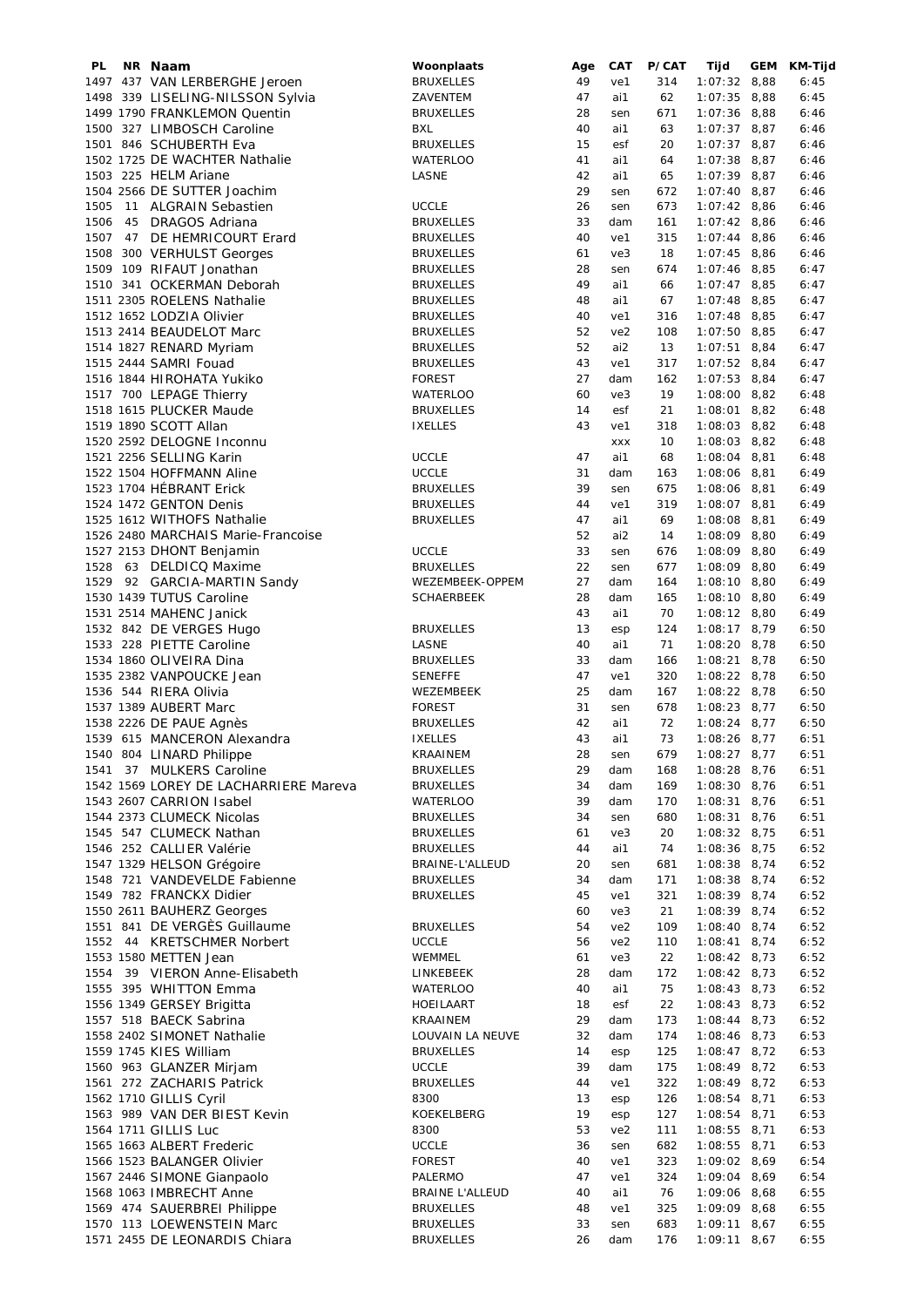| PL | NR | Naam | Woonplaats | Age | CAT | P/CAT | Tijd | GEM | KM-Tijd |
|---|---|---|---|---|---|---|---|---|---|
| 1497 | 437 | VAN LERBERGHE Jeroen | BRUXELLES | 49 | ve1 | 314 | 1:07:32 | 8,88 | 6:45 |
| 1498 | 339 | LISELING-NILSSON Sylvia | ZAVENTEM | 47 | ai1 | 62 | 1:07:35 | 8,88 | 6:45 |
| 1499 | 1790 | FRANKLEMON Quentin | BRUXELLES | 28 | sen | 671 | 1:07:36 | 8,88 | 6:46 |
| 1500 | 327 | LIMBOSCH Caroline | BXL | 40 | ai1 | 63 | 1:07:37 | 8,87 | 6:46 |
| 1501 | 846 | SCHUBERTH Eva | BRUXELLES | 15 | esf | 20 | 1:07:37 | 8,87 | 6:46 |
| 1502 | 1725 | DE WACHTER Nathalie | WATERLOO | 41 | ai1 | 64 | 1:07:38 | 8,87 | 6:46 |
| 1503 | 225 | HELM Ariane | LASNE | 42 | ai1 | 65 | 1:07:39 | 8,87 | 6:46 |
| 1504 | 2566 | DE SUTTER Joachim | | 29 | sen | 672 | 1:07:40 | 8,87 | 6:46 |
| 1505 | 11 | ALGRAIN Sebastien | UCCLE | 26 | sen | 673 | 1:07:42 | 8,86 | 6:46 |
| 1506 | 45 | DRAGOS Adriana | BRUXELLES | 33 | dam | 161 | 1:07:42 | 8,86 | 6:46 |
| 1507 | 47 | DE HEMRICOURT Erard | BRUXELLES | 40 | ve1 | 315 | 1:07:44 | 8,86 | 6:46 |
| 1508 | 300 | VERHULST Georges | BRUXELLES | 61 | ve3 | 18 | 1:07:45 | 8,86 | 6:46 |
| 1509 | 109 | RIFAUT Jonathan | BRUXELLES | 28 | sen | 674 | 1:07:46 | 8,85 | 6:47 |
| 1510 | 341 | OCKERMAN Deborah | BRUXELLES | 49 | ai1 | 66 | 1:07:47 | 8,85 | 6:47 |
| 1511 | 2305 | ROELENS Nathalie | BRUXELLES | 48 | ai1 | 67 | 1:07:48 | 8,85 | 6:47 |
| 1512 | 1652 | LODZIA Olivier | BRUXELLES | 40 | ve1 | 316 | 1:07:48 | 8,85 | 6:47 |
| 1513 | 2414 | BEAUDELOT Marc | BRUXELLES | 52 | ve2 | 108 | 1:07:50 | 8,85 | 6:47 |
| 1514 | 1827 | RENARD Myriam | BRUXELLES | 52 | ai2 | 13 | 1:07:51 | 8,84 | 6:47 |
| 1515 | 2444 | SAMRI Fouad | BRUXELLES | 43 | ve1 | 317 | 1:07:52 | 8,84 | 6:47 |
| 1516 | 1844 | HIROHATA Yukiko | FOREST | 27 | dam | 162 | 1:07:53 | 8,84 | 6:47 |
| 1517 | 700 | LEPAGE Thierry | WATERLOO | 60 | ve3 | 19 | 1:08:00 | 8,82 | 6:48 |
| 1518 | 1615 | PLUCKER Maude | BRUXELLES | 14 | esf | 21 | 1:08:01 | 8,82 | 6:48 |
| 1519 | 1890 | SCOTT Allan | IXELLES | 43 | ve1 | 318 | 1:08:03 | 8,82 | 6:48 |
| 1520 | 2592 | DELOGNE Inconnu | | | xxx | 10 | 1:08:03 | 8,82 | 6:48 |
| 1521 | 2256 | SELLING Karin | UCCLE | 47 | ai1 | 68 | 1:08:04 | 8,81 | 6:48 |
| 1522 | 1504 | HOFFMANN Aline | UCCLE | 31 | dam | 163 | 1:08:06 | 8,81 | 6:49 |
| 1523 | 1704 | HÉBRANT Erick | BRUXELLES | 39 | sen | 675 | 1:08:06 | 8,81 | 6:49 |
| 1524 | 1472 | GENTON Denis | BRUXELLES | 44 | ve1 | 319 | 1:08:07 | 8,81 | 6:49 |
| 1525 | 1612 | WITHOFS Nathalie | BRUXELLES | 47 | ai1 | 69 | 1:08:08 | 8,81 | 6:49 |
| 1526 | 2480 | MARCHAIS Marie-Francoise | | 52 | ai2 | 14 | 1:08:09 | 8,80 | 6:49 |
| 1527 | 2153 | DHONT Benjamin | UCCLE | 33 | sen | 676 | 1:08:09 | 8,80 | 6:49 |
| 1528 | 63 | DELDICQ Maxime | BRUXELLES | 22 | sen | 677 | 1:08:09 | 8,80 | 6:49 |
| 1529 | 92 | GARCIA-MARTIN Sandy | WEZEMBEEK-OPPEM | 27 | dam | 164 | 1:08:10 | 8,80 | 6:49 |
| 1530 | 1439 | TUTUS Caroline | SCHAERBEEK | 28 | dam | 165 | 1:08:10 | 8,80 | 6:49 |
| 1531 | 2514 | MAHENC Janick | | 43 | ai1 | 70 | 1:08:12 | 8,80 | 6:49 |
| 1532 | 842 | DE VERGES Hugo | BRUXELLES | 13 | esp | 124 | 1:08:17 | 8,79 | 6:50 |
| 1533 | 228 | PIETTE Caroline | LASNE | 40 | ai1 | 71 | 1:08:20 | 8,78 | 6:50 |
| 1534 | 1860 | OLIVEIRA Dina | BRUXELLES | 33 | dam | 166 | 1:08:21 | 8,78 | 6:50 |
| 1535 | 2382 | VANPOUCKE Jean | SENEFFE | 47 | ve1 | 320 | 1:08:22 | 8,78 | 6:50 |
| 1536 | 544 | RIERA Olivia | WEZEMBEEK | 25 | dam | 167 | 1:08:22 | 8,78 | 6:50 |
| 1537 | 1389 | AUBERT Marc | FOREST | 31 | sen | 678 | 1:08:23 | 8,77 | 6:50 |
| 1538 | 2226 | DE PAUE Agnès | BRUXELLES | 42 | ai1 | 72 | 1:08:24 | 8,77 | 6:50 |
| 1539 | 615 | MANCERON Alexandra | IXELLES | 43 | ai1 | 73 | 1:08:26 | 8,77 | 6:51 |
| 1540 | 804 | LINARD Philippe | KRAAINEM | 28 | sen | 679 | 1:08:27 | 8,77 | 6:51 |
| 1541 | 37 | MULKERS Caroline | BRUXELLES | 29 | dam | 168 | 1:08:28 | 8,76 | 6:51 |
| 1542 | 1569 | LOREY DE LACHARRIERE Mareva | BRUXELLES | 34 | dam | 169 | 1:08:30 | 8,76 | 6:51 |
| 1543 | 2607 | CARRION Isabel | WATERLOO | 39 | dam | 170 | 1:08:31 | 8,76 | 6:51 |
| 1544 | 2373 | CLUMECK Nicolas | BRUXELLES | 34 | sen | 680 | 1:08:31 | 8,76 | 6:51 |
| 1545 | 547 | CLUMECK Nathan | BRUXELLES | 61 | ve3 | 20 | 1:08:32 | 8,75 | 6:51 |
| 1546 | 252 | CALLIER Valérie | BRUXELLES | 44 | ai1 | 74 | 1:08:36 | 8,75 | 6:52 |
| 1547 | 1329 | HELSON Grégoire | BRAINE-L'ALLEUD | 20 | sen | 681 | 1:08:38 | 8,74 | 6:52 |
| 1548 | 721 | VANDEVELDE Fabienne | BRUXELLES | 34 | dam | 171 | 1:08:38 | 8,74 | 6:52 |
| 1549 | 782 | FRANCKX Didier | BRUXELLES | 45 | ve1 | 321 | 1:08:39 | 8,74 | 6:52 |
| 1550 | 2611 | BAUHERZ Georges | | 60 | ve3 | 21 | 1:08:39 | 8,74 | 6:52 |
| 1551 | 841 | DE VERGÈS Guillaume | BRUXELLES | 54 | ve2 | 109 | 1:08:40 | 8,74 | 6:52 |
| 1552 | 44 | KRETSCHMER Norbert | UCCLE | 56 | ve2 | 110 | 1:08:41 | 8,74 | 6:52 |
| 1553 | 1580 | METTEN Jean | WEMMEL | 61 | ve3 | 22 | 1:08:42 | 8,73 | 6:52 |
| 1554 | 39 | VIERON Anne-Elisabeth | LINKEBEEK | 28 | dam | 172 | 1:08:42 | 8,73 | 6:52 |
| 1555 | 395 | WHITTON Emma | WATERLOO | 40 | ai1 | 75 | 1:08:43 | 8,73 | 6:52 |
| 1556 | 1349 | GERSEY Brigitta | HOEILAART | 18 | esf | 22 | 1:08:43 | 8,73 | 6:52 |
| 1557 | 518 | BAECK Sabrina | KRAAINEM | 29 | dam | 173 | 1:08:44 | 8,73 | 6:52 |
| 1558 | 2402 | SIMONET Nathalie | LOUVAIN LA NEUVE | 32 | dam | 174 | 1:08:46 | 8,73 | 6:53 |
| 1559 | 1745 | KIES William | BRUXELLES | 14 | esp | 125 | 1:08:47 | 8,72 | 6:53 |
| 1560 | 963 | GLANZER Mirjam | UCCLE | 39 | dam | 175 | 1:08:49 | 8,72 | 6:53 |
| 1561 | 272 | ZACHARIS Patrick | BRUXELLES | 44 | ve1 | 322 | 1:08:49 | 8,72 | 6:53 |
| 1562 | 1710 | GILLIS Cyril | 8300 | 13 | esp | 126 | 1:08:54 | 8,71 | 6:53 |
| 1563 | 989 | VAN DER BIEST Kevin | KOEKELBERG | 19 | esp | 127 | 1:08:54 | 8,71 | 6:53 |
| 1564 | 1711 | GILLIS Luc | 8300 | 53 | ve2 | 111 | 1:08:55 | 8,71 | 6:53 |
| 1565 | 1663 | ALBERT Frederic | UCCLE | 36 | sen | 682 | 1:08:55 | 8,71 | 6:53 |
| 1566 | 1523 | BALANGER Olivier | FOREST | 40 | ve1 | 323 | 1:09:02 | 8,69 | 6:54 |
| 1567 | 2446 | SIMONE Gianpaolo | PALERMO | 47 | ve1 | 324 | 1:09:04 | 8,69 | 6:54 |
| 1568 | 1063 | IMBRECHT Anne | BRAINE L'ALLEUD | 40 | ai1 | 76 | 1:09:06 | 8,68 | 6:55 |
| 1569 | 474 | SAUERBREI Philippe | BRUXELLES | 48 | ve1 | 325 | 1:09:09 | 8,68 | 6:55 |
| 1570 | 113 | LOEWENSTEIN Marc | BRUXELLES | 33 | sen | 683 | 1:09:11 | 8,67 | 6:55 |
| 1571 | 2455 | DE LEONARDIS Chiara | BRUXELLES | 26 | dam | 176 | 1:09:11 | 8,67 | 6:55 |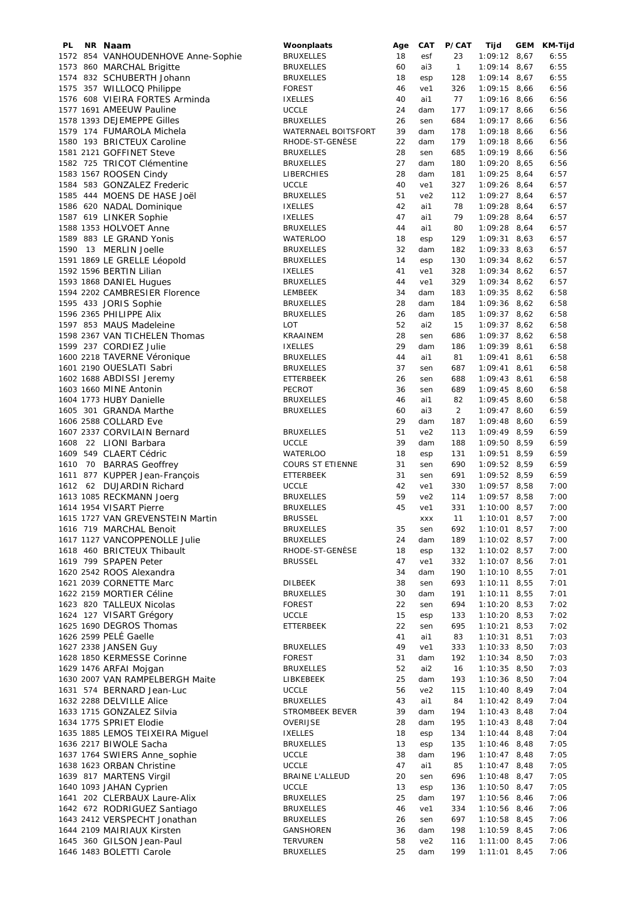| PL | NR | Naam | Woonplaats | Age | CAT | P/CAT | Tijd | GEM | KM-Tijd |
|---|---|---|---|---|---|---|---|---|---|
| 1572 | 854 | VANHOUDENHOVE Anne-Sophie | BRUXELLES | 18 | esf | 23 | 1:09:12 | 8,67 | 6:55 |
| 1573 | 860 | MARCHAL Brigitte | BRUXELLES | 60 | ai3 | 1 | 1:09:14 | 8,67 | 6:55 |
| 1574 | 832 | SCHUBERTH Johann | BRUXELLES | 18 | esp | 128 | 1:09:14 | 8,67 | 6:55 |
| 1575 | 357 | WILLOCQ Philippe | FOREST | 46 | ve1 | 326 | 1:09:15 | 8,66 | 6:56 |
| 1576 | 608 | VIEIRA FORTES Arminda | IXELLES | 40 | ai1 | 77 | 1:09:16 | 8,66 | 6:56 |
| 1577 | 1691 | AMEEUW Pauline | UCCLE | 24 | dam | 177 | 1:09:17 | 8,66 | 6:56 |
| 1578 | 1393 | DEJEMEPPE Gilles | BRUXELLES | 26 | sen | 684 | 1:09:17 | 8,66 | 6:56 |
| 1579 | 174 | FUMAROLA Michela | WATERNAEL BOITSFORT | 39 | dam | 178 | 1:09:18 | 8,66 | 6:56 |
| 1580 | 193 | BRICTEUX Caroline | RHODE-ST-GENÈSE | 22 | dam | 179 | 1:09:18 | 8,66 | 6:56 |
| 1581 | 2121 | GOFFINET Steve | BRUXELLES | 28 | sen | 685 | 1:09:19 | 8,66 | 6:56 |
| 1582 | 725 | TRICOT Clémentine | BRUXELLES | 27 | dam | 180 | 1:09:20 | 8,65 | 6:56 |
| 1583 | 1567 | ROOSEN Cindy | LIBERCHIES | 28 | dam | 181 | 1:09:25 | 8,64 | 6:57 |
| 1584 | 583 | GONZALEZ Frederic | UCCLE | 40 | ve1 | 327 | 1:09:26 | 8,64 | 6:57 |
| 1585 | 444 | MOENS DE HASE Joël | BRUXELLES | 51 | ve2 | 112 | 1:09:27 | 8,64 | 6:57 |
| 1586 | 620 | NADAL Dominique | IXELLES | 42 | ai1 | 78 | 1:09:28 | 8,64 | 6:57 |
| 1587 | 619 | LINKER Sophie | IXELLES | 47 | ai1 | 79 | 1:09:28 | 8,64 | 6:57 |
| 1588 | 1353 | HOLVOET Anne | BRUXELLES | 44 | ai1 | 80 | 1:09:28 | 8,64 | 6:57 |
| 1589 | 883 | LE GRAND Yonis | WATERLOO | 18 | esp | 129 | 1:09:31 | 8,63 | 6:57 |
| 1590 | 13 | MERLIN Joelle | BRUXELLES | 32 | dam | 182 | 1:09:33 | 8,63 | 6:57 |
| 1591 | 1869 | LE GRELLE Léopold | BRUXELLES | 14 | esp | 130 | 1:09:34 | 8,62 | 6:57 |
| 1592 | 1596 | BERTIN Lilian | IXELLES | 41 | ve1 | 328 | 1:09:34 | 8,62 | 6:57 |
| 1593 | 1868 | DANIEL Hugues | BRUXELLES | 44 | ve1 | 329 | 1:09:34 | 8,62 | 6:57 |
| 1594 | 2202 | CAMBRESIER Florence | LEMBEEK | 34 | dam | 183 | 1:09:35 | 8,62 | 6:58 |
| 1595 | 433 | JORIS Sophie | BRUXELLES | 28 | dam | 184 | 1:09:36 | 8,62 | 6:58 |
| 1596 | 2365 | PHILIPPE Alix | BRUXELLES | 26 | dam | 185 | 1:09:37 | 8,62 | 6:58 |
| 1597 | 853 | MAUS Madeleine | LOT | 52 | ai2 | 15 | 1:09:37 | 8,62 | 6:58 |
| 1598 | 2367 | VAN TICHELEN Thomas | KRAAINEM | 28 | sen | 686 | 1:09:37 | 8,62 | 6:58 |
| 1599 | 237 | CORDIEZ Julie | IXELLES | 29 | dam | 186 | 1:09:39 | 8,61 | 6:58 |
| 1600 | 2218 | TAVERNE Véronique | BRUXELLES | 44 | ai1 | 81 | 1:09:41 | 8,61 | 6:58 |
| 1601 | 2190 | OUESLATI Sabri | BRUXELLES | 37 | sen | 687 | 1:09:41 | 8,61 | 6:58 |
| 1602 | 1688 | ABDISSI Jeremy | ETTERBEEK | 26 | sen | 688 | 1:09:43 | 8,61 | 6:58 |
| 1603 | 1660 | MINE Antonin | PECROT | 36 | sen | 689 | 1:09:45 | 8,60 | 6:58 |
| 1604 | 1773 | HUBY Danielle | BRUXELLES | 46 | ai1 | 82 | 1:09:45 | 8,60 | 6:58 |
| 1605 | 301 | GRANDA Marthe | BRUXELLES | 60 | ai3 | 2 | 1:09:47 | 8,60 | 6:59 |
| 1606 | 2588 | COLLARD Eve | | 29 | dam | 187 | 1:09:48 | 8,60 | 6:59 |
| 1607 | 2337 | CORVILAIN Bernard | BRUXELLES | 51 | ve2 | 113 | 1:09:49 | 8,59 | 6:59 |
| 1608 | 22 | LIONI Barbara | UCCLE | 39 | dam | 188 | 1:09:50 | 8,59 | 6:59 |
| 1609 | 549 | CLAERT Cédric | WATERLOO | 18 | esp | 131 | 1:09:51 | 8,59 | 6:59 |
| 1610 | 70 | BARRAS Geoffrey | COURS ST ETIENNE | 31 | sen | 690 | 1:09:52 | 8,59 | 6:59 |
| 1611 | 877 | KUPPER Jean-François | ETTERBEEK | 31 | sen | 691 | 1:09:52 | 8,59 | 6:59 |
| 1612 | 62 | DUJARDIN Richard | UCCLE | 42 | ve1 | 330 | 1:09:57 | 8,58 | 7:00 |
| 1613 | 1085 | RECKMANN Joerg | BRUXELLES | 59 | ve2 | 114 | 1:09:57 | 8,58 | 7:00 |
| 1614 | 1954 | VISART Pierre | BRUXELLES | 45 | ve1 | 331 | 1:10:00 | 8,57 | 7:00 |
| 1615 | 1727 | VAN GREVENSTEIN Martin | BRUSSEL | | xxx | 11 | 1:10:01 | 8,57 | 7:00 |
| 1616 | 719 | MARCHAL Benoit | BRUXELLES | 35 | sen | 692 | 1:10:01 | 8,57 | 7:00 |
| 1617 | 1127 | VANCOPPENOLLE Julie | BRUXELLES | 24 | dam | 189 | 1:10:02 | 8,57 | 7:00 |
| 1618 | 460 | BRICTEUX Thibault | RHODE-ST-GENÈSE | 18 | esp | 132 | 1:10:02 | 8,57 | 7:00 |
| 1619 | 799 | SPAPEN Peter | BRUSSEL | 47 | ve1 | 332 | 1:10:07 | 8,56 | 7:01 |
| 1620 | 2542 | ROOS Alexandra | | 34 | dam | 190 | 1:10:10 | 8,55 | 7:01 |
| 1621 | 2039 | CORNETTE Marc | DILBEEK | 38 | sen | 693 | 1:10:11 | 8,55 | 7:01 |
| 1622 | 2159 | MORTIER Céline | BRUXELLES | 30 | dam | 191 | 1:10:11 | 8,55 | 7:01 |
| 1623 | 820 | TALLEUX Nicolas | FOREST | 22 | sen | 694 | 1:10:20 | 8,53 | 7:02 |
| 1624 | 127 | VISART Grégory | UCCLE | 15 | esp | 133 | 1:10:20 | 8,53 | 7:02 |
| 1625 | 1690 | DEGROS Thomas | ETTERBEEK | 22 | sen | 695 | 1:10:21 | 8,53 | 7:02 |
| 1626 | 2599 | PELÉ Gaelle | | 41 | ai1 | 83 | 1:10:31 | 8,51 | 7:03 |
| 1627 | 2338 | JANSEN Guy | BRUXELLES | 49 | ve1 | 333 | 1:10:33 | 8,50 | 7:03 |
| 1628 | 1850 | KERMESSE Corinne | FOREST | 31 | dam | 192 | 1:10:34 | 8,50 | 7:03 |
| 1629 | 1476 | ARFAI Mojgan | BRUXELLES | 52 | ai2 | 16 | 1:10:35 | 8,50 | 7:03 |
| 1630 | 2007 | VAN RAMPELBERGH Maite | LIBKEBEEK | 25 | dam | 193 | 1:10:36 | 8,50 | 7:04 |
| 1631 | 574 | BERNARD Jean-Luc | UCCLE | 56 | ve2 | 115 | 1:10:40 | 8,49 | 7:04 |
| 1632 | 2288 | DELVILLE Alice | BRUXELLES | 43 | ai1 | 84 | 1:10:42 | 8,49 | 7:04 |
| 1633 | 1715 | GONZALEZ Silvia | STROMBEEK BEVER | 39 | dam | 194 | 1:10:43 | 8,48 | 7:04 |
| 1634 | 1775 | SPRIET Elodie | OVERIJSE | 28 | dam | 195 | 1:10:43 | 8,48 | 7:04 |
| 1635 | 1885 | LEMOS TEIXEIRA Miguel | IXELLES | 18 | esp | 134 | 1:10:44 | 8,48 | 7:04 |
| 1636 | 2217 | BIWOLE Sacha | BRUXELLES | 13 | esp | 135 | 1:10:46 | 8,48 | 7:05 |
| 1637 | 1764 | SWIERS Anne_sophie | UCCLE | 38 | dam | 196 | 1:10:47 | 8,48 | 7:05 |
| 1638 | 1623 | ORBAN Christine | UCCLE | 47 | ai1 | 85 | 1:10:47 | 8,48 | 7:05 |
| 1639 | 817 | MARTENS Virgil | BRAINE L'ALLEUD | 20 | sen | 696 | 1:10:48 | 8,47 | 7:05 |
| 1640 | 1093 | JAHAN Cyprien | UCCLE | 13 | esp | 136 | 1:10:50 | 8,47 | 7:05 |
| 1641 | 202 | CLERBAUX Laure-Alix | BRUXELLES | 25 | dam | 197 | 1:10:56 | 8,46 | 7:06 |
| 1642 | 672 | RODRIGUEZ Santiago | BRUXELLES | 46 | ve1 | 334 | 1:10:56 | 8,46 | 7:06 |
| 1643 | 2412 | VERSPECHT Jonathan | BRUXELLES | 26 | sen | 697 | 1:10:58 | 8,45 | 7:06 |
| 1644 | 2109 | MAIRIAUX Kirsten | GANSHOREN | 36 | dam | 198 | 1:10:59 | 8,45 | 7:06 |
| 1645 | 360 | GILSON Jean-Paul | TERVUREN | 58 | ve2 | 116 | 1:11:00 | 8,45 | 7:06 |
| 1646 | 1483 | BOLETTI Carole | BRUXELLES | 25 | dam | 199 | 1:11:01 | 8,45 | 7:06 |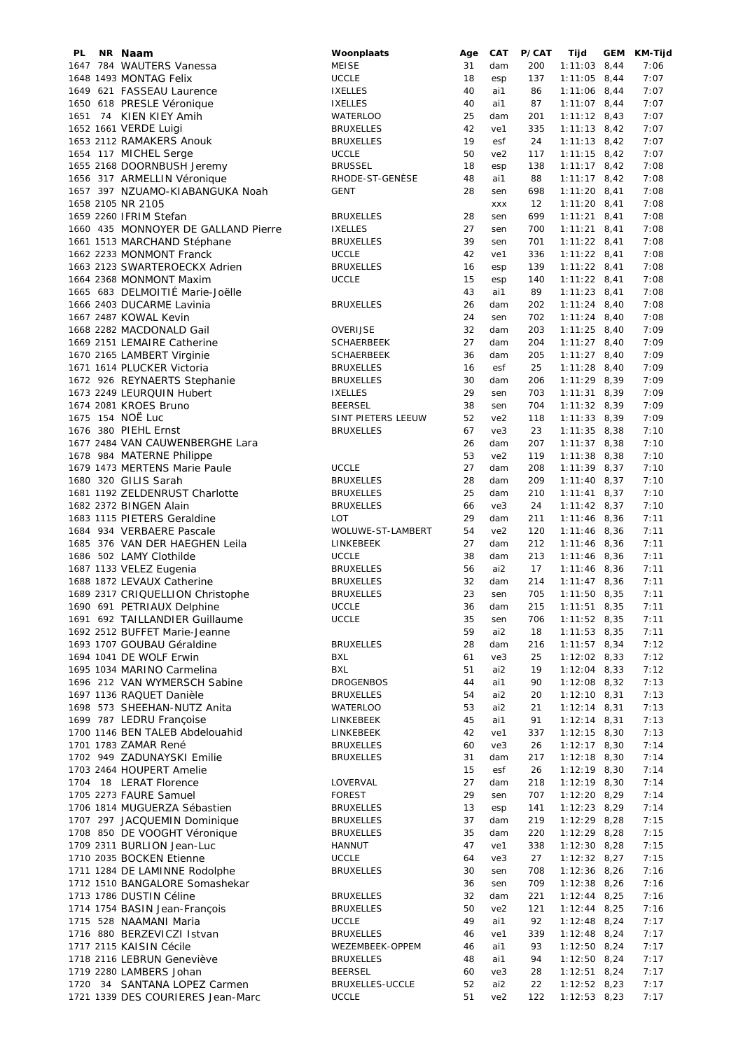| PL | NR | Naam | Woonplaats | Age | CAT | P/CAT | Tijd | GEM | KM-Tijd |
|---|---|---|---|---|---|---|---|---|---|
| 1647 | 784 | WAUTERS Vanessa | MEISE | 31 | dam | 200 | 1:11:03 | 8,44 | 7:06 |
| 1648 | 1493 | MONTAG Felix | UCCLE | 18 | esp | 137 | 1:11:05 | 8,44 | 7:07 |
| 1649 | 621 | FASSEAU Laurence | IXELLES | 40 | ai1 | 86 | 1:11:06 | 8,44 | 7:07 |
| 1650 | 618 | PRESLE Véronique | IXELLES | 40 | ai1 | 87 | 1:11:07 | 8,44 | 7:07 |
| 1651 | 74 | KIEN KIEY Amih | WATERLOO | 25 | dam | 201 | 1:11:12 | 8,43 | 7:07 |
| 1652 | 1661 | VERDE Luigi | BRUXELLES | 42 | ve1 | 335 | 1:11:13 | 8,42 | 7:07 |
| 1653 | 2112 | RAMAKERS Anouk | BRUXELLES | 19 | esf | 24 | 1:11:13 | 8,42 | 7:07 |
| 1654 | 117 | MICHEL Serge | UCCLE | 50 | ve2 | 117 | 1:11:15 | 8,42 | 7:07 |
| 1655 | 2168 | DOORNBUSH Jeremy | BRUSSEL | 18 | esp | 138 | 1:11:17 | 8,42 | 7:08 |
| 1656 | 317 | ARMELLIN Véronique | RHODE-ST-GENÈSE | 48 | ai1 | 88 | 1:11:17 | 8,42 | 7:08 |
| 1657 | 397 | NZUAMO-KIABANGUKA Noah | GENT | 28 | sen | 698 | 1:11:20 | 8,41 | 7:08 |
| 1658 | 2105 | NR 2105 | | | xxx | 12 | 1:11:20 | 8,41 | 7:08 |
| 1659 | 2260 | IFRIM Stefan | BRUXELLES | 28 | sen | 699 | 1:11:21 | 8,41 | 7:08 |
| 1660 | 435 | MONNOYER DE GALLAND Pierre | IXELLES | 27 | sen | 700 | 1:11:21 | 8,41 | 7:08 |
| 1661 | 1513 | MARCHAND Stéphane | BRUXELLES | 39 | sen | 701 | 1:11:22 | 8,41 | 7:08 |
| 1662 | 2233 | MONMONT Franck | UCCLE | 42 | ve1 | 336 | 1:11:22 | 8,41 | 7:08 |
| 1663 | 2123 | SWARTEROECKX Adrien | BRUXELLES | 16 | esp | 139 | 1:11:22 | 8,41 | 7:08 |
| 1664 | 2368 | MONMONT Maxim | UCCLE | 15 | esp | 140 | 1:11:22 | 8,41 | 7:08 |
| 1665 | 683 | DELMOITIÉ Marie-Joëlle | | 43 | ai1 | 89 | 1:11:23 | 8,41 | 7:08 |
| 1666 | 2403 | DUCARME Lavinia | BRUXELLES | 26 | dam | 202 | 1:11:24 | 8,40 | 7:08 |
| 1667 | 2487 | KOWAL Kevin | | 24 | sen | 702 | 1:11:24 | 8,40 | 7:08 |
| 1668 | 2282 | MACDONALD Gail | OVERIJSE | 32 | dam | 203 | 1:11:25 | 8,40 | 7:09 |
| 1669 | 2151 | LEMAIRE Catherine | SCHAERBEEK | 27 | dam | 204 | 1:11:27 | 8,40 | 7:09 |
| 1670 | 2165 | LAMBERT Virginie | SCHAERBEEK | 36 | dam | 205 | 1:11:27 | 8,40 | 7:09 |
| 1671 | 1614 | PLUCKER Victoria | BRUXELLES | 16 | esf | 25 | 1:11:28 | 8,40 | 7:09 |
| 1672 | 926 | REYNAERTS Stephanie | BRUXELLES | 30 | dam | 206 | 1:11:29 | 8,39 | 7:09 |
| 1673 | 2249 | LEURQUIN Hubert | IXELLES | 29 | sen | 703 | 1:11:31 | 8,39 | 7:09 |
| 1674 | 2081 | KROES Bruno | BEERSEL | 38 | sen | 704 | 1:11:32 | 8,39 | 7:09 |
| 1675 | 154 | NOË Luc | SINT PIETERS LEEUW | 52 | ve2 | 118 | 1:11:33 | 8,39 | 7:09 |
| 1676 | 380 | PIEHL Ernst | BRUXELLES | 67 | ve3 | 23 | 1:11:35 | 8,38 | 7:10 |
| 1677 | 2484 | VAN CAUWENBERGHE Lara | | 26 | dam | 207 | 1:11:37 | 8,38 | 7:10 |
| 1678 | 984 | MATERNE Philippe | | 53 | ve2 | 119 | 1:11:38 | 8,38 | 7:10 |
| 1679 | 1473 | MERTENS Marie Paule | UCCLE | 27 | dam | 208 | 1:11:39 | 8,37 | 7:10 |
| 1680 | 320 | GILIS Sarah | BRUXELLES | 28 | dam | 209 | 1:11:40 | 8,37 | 7:10 |
| 1681 | 1192 | ZELDENRUST Charlotte | BRUXELLES | 25 | dam | 210 | 1:11:41 | 8,37 | 7:10 |
| 1682 | 2372 | BINGEN Alain | BRUXELLES | 66 | ve3 | 24 | 1:11:42 | 8,37 | 7:10 |
| 1683 | 1115 | PIETERS Geraldine | LOT | 29 | dam | 211 | 1:11:46 | 8,36 | 7:11 |
| 1684 | 934 | VERBAERE Pascale | WOLUWE-ST-LAMBERT | 54 | ve2 | 120 | 1:11:46 | 8,36 | 7:11 |
| 1685 | 376 | VAN DER HAEGHEN Leila | LINKEBEEK | 27 | dam | 212 | 1:11:46 | 8,36 | 7:11 |
| 1686 | 502 | LAMY Clothilde | UCCLE | 38 | dam | 213 | 1:11:46 | 8,36 | 7:11 |
| 1687 | 1133 | VELEZ Eugenia | BRUXELLES | 56 | ai2 | 17 | 1:11:46 | 8,36 | 7:11 |
| 1688 | 1872 | LEVAUX Catherine | BRUXELLES | 32 | dam | 214 | 1:11:47 | 8,36 | 7:11 |
| 1689 | 2317 | CRIQUELLION Christophe | BRUXELLES | 23 | sen | 705 | 1:11:50 | 8,35 | 7:11 |
| 1690 | 691 | PETRIAUX Delphine | UCCLE | 36 | dam | 215 | 1:11:51 | 8,35 | 7:11 |
| 1691 | 692 | TAILLANDIER Guillaume | UCCLE | 35 | sen | 706 | 1:11:52 | 8,35 | 7:11 |
| 1692 | 2512 | BUFFET Marie-Jeanne | | 59 | ai2 | 18 | 1:11:53 | 8,35 | 7:11 |
| 1693 | 1707 | GOUBAU Géraldine | BRUXELLES | 28 | dam | 216 | 1:11:57 | 8,34 | 7:12 |
| 1694 | 1041 | DE WOLF Erwin | BXL | 61 | ve3 | 25 | 1:12:02 | 8,33 | 7:12 |
| 1695 | 1034 | MARINO Carmelina | BXL | 51 | ai2 | 19 | 1:12:04 | 8,33 | 7:12 |
| 1696 | 212 | VAN WYMERSCH Sabine | DROGENBOS | 44 | ai1 | 90 | 1:12:08 | 8,32 | 7:13 |
| 1697 | 1136 | RAQUET Danièle | BRUXELLES | 54 | ai2 | 20 | 1:12:10 | 8,31 | 7:13 |
| 1698 | 573 | SHEEHAN-NUTZ Anita | WATERLOO | 53 | ai2 | 21 | 1:12:14 | 8,31 | 7:13 |
| 1699 | 787 | LEDRU Françoise | LINKEBEEK | 45 | ai1 | 91 | 1:12:14 | 8,31 | 7:13 |
| 1700 | 1146 | BEN TALEB Abdelouahid | LINKEBEEK | 42 | ve1 | 337 | 1:12:15 | 8,30 | 7:13 |
| 1701 | 1783 | ZAMAR René | BRUXELLES | 60 | ve3 | 26 | 1:12:17 | 8,30 | 7:14 |
| 1702 | 949 | ZADUNAYSKI Emilie | BRUXELLES | 31 | dam | 217 | 1:12:18 | 8,30 | 7:14 |
| 1703 | 2464 | HOUPERT Amelie | | 15 | esf | 26 | 1:12:19 | 8,30 | 7:14 |
| 1704 | 18 | LERAT Florence | LOVERVAL | 27 | dam | 218 | 1:12:19 | 8,30 | 7:14 |
| 1705 | 2273 | FAURE Samuel | FOREST | 29 | sen | 707 | 1:12:20 | 8,29 | 7:14 |
| 1706 | 1814 | MUGUERZA Sébastien | BRUXELLES | 13 | esp | 141 | 1:12:23 | 8,29 | 7:14 |
| 1707 | 297 | JACQUEMIN Dominique | BRUXELLES | 37 | dam | 219 | 1:12:29 | 8,28 | 7:15 |
| 1708 | 850 | DE VOOGHT Véronique | BRUXELLES | 35 | dam | 220 | 1:12:29 | 8,28 | 7:15 |
| 1709 | 2311 | BURLION Jean-Luc | HANNUT | 47 | ve1 | 338 | 1:12:30 | 8,28 | 7:15 |
| 1710 | 2035 | BOCKEN Etienne | UCCLE | 64 | ve3 | 27 | 1:12:32 | 8,27 | 7:15 |
| 1711 | 1284 | DE LAMINNE Rodolphe | BRUXELLES | 30 | sen | 708 | 1:12:36 | 8,26 | 7:16 |
| 1712 | 1510 | BANGALORE Somashekar | | 36 | sen | 709 | 1:12:38 | 8,26 | 7:16 |
| 1713 | 1786 | DUSTIN Céline | BRUXELLES | 32 | dam | 221 | 1:12:44 | 8,25 | 7:16 |
| 1714 | 1754 | BASIN Jean-François | BRUXELLES | 50 | ve2 | 121 | 1:12:44 | 8,25 | 7:16 |
| 1715 | 528 | NAAMANI Maria | UCCLE | 49 | ai1 | 92 | 1:12:48 | 8,24 | 7:17 |
| 1716 | 880 | BERZEVICZI Istvan | BRUXELLES | 46 | ve1 | 339 | 1:12:48 | 8,24 | 7:17 |
| 1717 | 2115 | KAISIN Cécile | WEZEMBEEK-OPPEM | 46 | ai1 | 93 | 1:12:50 | 8,24 | 7:17 |
| 1718 | 2116 | LEBRUN Geneviève | BRUXELLES | 48 | ai1 | 94 | 1:12:50 | 8,24 | 7:17 |
| 1719 | 2280 | LAMBERS Johan | BEERSEL | 60 | ve3 | 28 | 1:12:51 | 8,24 | 7:17 |
| 1720 | 34 | SANTANA LOPEZ Carmen | BRUXELLES-UCCLE | 52 | ai2 | 22 | 1:12:52 | 8,23 | 7:17 |
| 1721 | 1339 | DES COURIERES Jean-Marc | UCCLE | 51 | ve2 | 122 | 1:12:53 | 8,23 | 7:17 |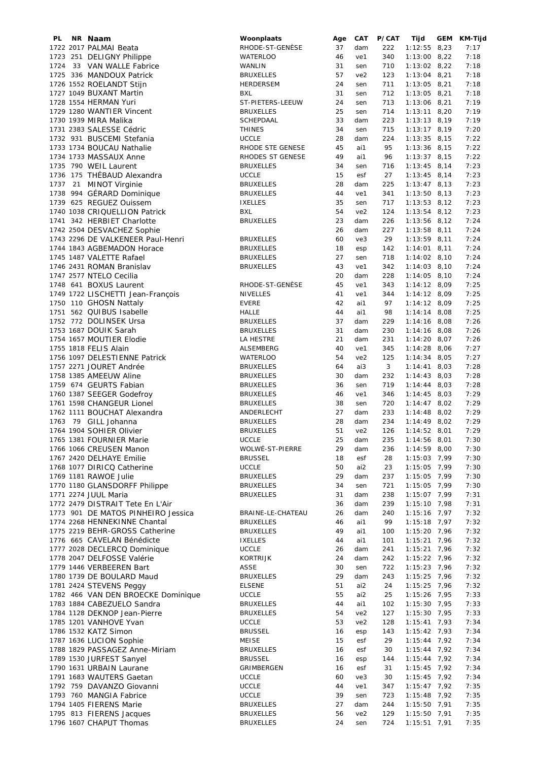| PL | NR | Naam | Woonplaats | Age | CAT | P/CAT | Tijd | GEM | KM-Tijd |
|---|---|---|---|---|---|---|---|---|---|
| 1722 | 2017 | PALMAI Beata | RHODE-ST-GENÈSE | 37 | dam | 222 | 1:12:55 | 8,23 | 7:17 |
| 1723 | 251 | DELIGNY Philippe | WATERLOO | 46 | ve1 | 340 | 1:13:00 | 8,22 | 7:18 |
| 1724 | 33 | VAN WALLE Fabrice | WANLIN | 31 | sen | 710 | 1:13:02 | 8,22 | 7:18 |
| 1725 | 336 | MANDOUX Patrick | BRUXELLES | 57 | ve2 | 123 | 1:13:04 | 8,21 | 7:18 |
| 1726 | 1552 | ROELANDT Stijn | HERDERSEM | 24 | sen | 711 | 1:13:05 | 8,21 | 7:18 |
| 1727 | 1049 | BUXANT Martin | BXL | 31 | sen | 712 | 1:13:05 | 8,21 | 7:18 |
| 1728 | 1554 | HERMAN Yuri | ST-PIETERS-LEEUW | 24 | sen | 713 | 1:13:06 | 8,21 | 7:19 |
| 1729 | 1280 | WANTIER Vincent | BRUXELLES | 25 | sen | 714 | 1:13:11 | 8,20 | 7:19 |
| 1730 | 1939 | MIRA Malika | SCHEPDAAL | 33 | dam | 223 | 1:13:13 | 8,19 | 7:19 |
| 1731 | 2383 | SALESSE Cédric | THINES | 34 | sen | 715 | 1:13:17 | 8,19 | 7:20 |
| 1732 | 931 | BUSCEMI Stefania | UCCLE | 28 | dam | 224 | 1:13:35 | 8,15 | 7:22 |
| 1733 | 1734 | BOUCAU Nathalie | RHODE STE GENESE | 45 | ai1 | 95 | 1:13:36 | 8,15 | 7:22 |
| 1734 | 1733 | MASSAUX Anne | RHODES ST GENESE | 49 | ai1 | 96 | 1:13:37 | 8,15 | 7:22 |
| 1735 | 790 | WEIL Laurent | BRUXELLES | 34 | sen | 716 | 1:13:45 | 8,14 | 7:23 |
| 1736 | 175 | THÉBAUD Alexandra | UCCLE | 15 | esf | 27 | 1:13:45 | 8,14 | 7:23 |
| 1737 | 21 | MINOT Virginie | BRUXELLES | 28 | dam | 225 | 1:13:47 | 8,13 | 7:23 |
| 1738 | 994 | GÉRARD Dominique | BRUXELLES | 44 | ve1 | 341 | 1:13:50 | 8,13 | 7:23 |
| 1739 | 625 | REGUEZ Ouissem | IXELLES | 35 | sen | 717 | 1:13:53 | 8,12 | 7:23 |
| 1740 | 1038 | CRIQUELLION Patrick | BXL | 54 | ve2 | 124 | 1:13:54 | 8,12 | 7:23 |
| 1741 | 342 | HERBIET Charlotte | BRUXELLES | 23 | dam | 226 | 1:13:56 | 8,12 | 7:24 |
| 1742 | 2504 | DESVACHEZ Sophie | | 26 | dam | 227 | 1:13:58 | 8,11 | 7:24 |
| 1743 | 2296 | DE VALKENEER Paul-Henri | BRUXELLES | 60 | ve3 | 29 | 1:13:59 | 8,11 | 7:24 |
| 1744 | 1843 | AGBEMADON Horace | BRUXELLES | 18 | esp | 142 | 1:14:01 | 8,11 | 7:24 |
| 1745 | 1487 | VALETTE Rafael | BRUXELLES | 27 | sen | 718 | 1:14:02 | 8,10 | 7:24 |
| 1746 | 2431 | ROMAN Branislav | BRUXELLES | 43 | ve1 | 342 | 1:14:03 | 8,10 | 7:24 |
| 1747 | 2577 | NTELO Cecilia | | 20 | dam | 228 | 1:14:05 | 8,10 | 7:24 |
| 1748 | 641 | BOXUS Laurent | RHODE-ST-GENÈSE | 45 | ve1 | 343 | 1:14:12 | 8,09 | 7:25 |
| 1749 | 1722 | LISCHETTI Jean-François | NIVELLES | 41 | ve1 | 344 | 1:14:12 | 8,09 | 7:25 |
| 1750 | 110 | GHOSN Nattaly | EVERE | 42 | ai1 | 97 | 1:14:12 | 8,09 | 7:25 |
| 1751 | 562 | QUIBUS Isabelle | HALLE | 44 | ai1 | 98 | 1:14:14 | 8,08 | 7:25 |
| 1752 | 772 | DOLINSEK Ursa | BRUXELLES | 37 | dam | 229 | 1:14:16 | 8,08 | 7:26 |
| 1753 | 1687 | DOUIK Sarah | BRUXELLES | 31 | dam | 230 | 1:14:16 | 8,08 | 7:26 |
| 1754 | 1657 | MOUTIER Elodie | LA HESTRE | 21 | dam | 231 | 1:14:20 | 8,07 | 7:26 |
| 1755 | 1818 | FELIS Alain | ALSEMBERG | 40 | ve1 | 345 | 1:14:28 | 8,06 | 7:27 |
| 1756 | 1097 | DELESTIENNE Patrick | WATERLOO | 54 | ve2 | 125 | 1:14:34 | 8,05 | 7:27 |
| 1757 | 2271 | JOURET Andrée | BRUXELLES | 64 | ai3 | 3 | 1:14:41 | 8,03 | 7:28 |
| 1758 | 1385 | AMEEUW Aline | BRUXELLES | 30 | dam | 232 | 1:14:43 | 8,03 | 7:28 |
| 1759 | 674 | GEURTS Fabian | BRUXELLES | 36 | sen | 719 | 1:14:44 | 8,03 | 7:28 |
| 1760 | 1387 | SEEGER Godefroy | BRUXELLES | 46 | ve1 | 346 | 1:14:45 | 8,03 | 7:29 |
| 1761 | 1598 | CHANGEUR Lionel | BRUXELLES | 38 | sen | 720 | 1:14:47 | 8,02 | 7:29 |
| 1762 | 1111 | BOUCHAT Alexandra | ANDERLECHT | 27 | dam | 233 | 1:14:48 | 8,02 | 7:29 |
| 1763 | 79 | GILL Johanna | BRUXELLES | 28 | dam | 234 | 1:14:49 | 8,02 | 7:29 |
| 1764 | 1904 | SOHIER Olivier | BRUXELLES | 51 | ve2 | 126 | 1:14:52 | 8,01 | 7:29 |
| 1765 | 1381 | FOURNIER Marie | UCCLE | 25 | dam | 235 | 1:14:56 | 8,01 | 7:30 |
| 1766 | 1066 | CREUSEN Manon | WOLWÉ-ST-PIERRE | 29 | dam | 236 | 1:14:59 | 8,00 | 7:30 |
| 1767 | 2420 | DELHAYE Emilie | BRUSSEL | 18 | esf | 28 | 1:15:03 | 7,99 | 7:30 |
| 1768 | 1077 | DIRICQ Catherine | UCCLE | 50 | ai2 | 23 | 1:15:05 | 7,99 | 7:30 |
| 1769 | 1181 | RAWOE Julie | BRUXELLES | 29 | dam | 237 | 1:15:05 | 7,99 | 7:30 |
| 1770 | 1180 | GLANSDORFF Philippe | BRUXELLES | 34 | sen | 721 | 1:15:05 | 7,99 | 7:30 |
| 1771 | 2274 | JUUL Maria | BRUXELLES | 31 | dam | 238 | 1:15:07 | 7,99 | 7:31 |
| 1772 | 2479 | DISTRAIT Tete En L'Air | | 36 | dam | 239 | 1:15:10 | 7,98 | 7:31 |
| 1773 | 901 | DE MATOS PINHEIRO Jessica | BRAINE-LE-CHATEAU | 26 | dam | 240 | 1:15:16 | 7,97 | 7:32 |
| 1774 | 2268 | HENNEKINNE Chantal | BRUXELLES | 46 | ai1 | 99 | 1:15:18 | 7,97 | 7:32 |
| 1775 | 2219 | BEHR-GROSS Catherine | BRUXELLES | 49 | ai1 | 100 | 1:15:20 | 7,96 | 7:32 |
| 1776 | 665 | CAVELAN Bénédicte | IXELLES | 44 | ai1 | 101 | 1:15:21 | 7,96 | 7:32 |
| 1777 | 2028 | DECLERCQ Dominique | UCCLE | 26 | dam | 241 | 1:15:21 | 7,96 | 7:32 |
| 1778 | 2047 | DELFOSSE Valérie | KORTRIJK | 24 | dam | 242 | 1:15:22 | 7,96 | 7:32 |
| 1779 | 1446 | VERBEEREN Bart | ASSE | 30 | sen | 722 | 1:15:23 | 7,96 | 7:32 |
| 1780 | 1739 | DE BOULARD Maud | BRUXELLES | 29 | dam | 243 | 1:15:25 | 7,96 | 7:32 |
| 1781 | 2424 | STEVENS Peggy | ELSENE | 51 | ai2 | 24 | 1:15:25 | 7,96 | 7:32 |
| 1782 | 466 | VAN DEN BROECKE Dominique | UCCLE | 55 | ai2 | 25 | 1:15:26 | 7,95 | 7:33 |
| 1783 | 1884 | CABEZUELO Sandra | BRUXELLES | 44 | ai1 | 102 | 1:15:30 | 7,95 | 7:33 |
| 1784 | 1128 | DEKNOP Jean-Pierre | BRUXELLES | 54 | ve2 | 127 | 1:15:30 | 7,95 | 7:33 |
| 1785 | 1201 | VANHOVE Yvan | UCCLE | 53 | ve2 | 128 | 1:15:41 | 7,93 | 7:34 |
| 1786 | 1532 | KATZ Simon | BRUSSEL | 16 | esp | 143 | 1:15:42 | 7,93 | 7:34 |
| 1787 | 1636 | LUCION Sophie | MEISE | 15 | esf | 29 | 1:15:44 | 7,92 | 7:34 |
| 1788 | 1829 | PASSAGEZ Anne-Miriam | BRUXELLES | 16 | esf | 30 | 1:15:44 | 7,92 | 7:34 |
| 1789 | 1530 | JURFEST Sanyel | BRUSSEL | 16 | esp | 144 | 1:15:44 | 7,92 | 7:34 |
| 1790 | 1631 | URBAIN Laurane | GRIMBERGEN | 16 | esf | 31 | 1:15:45 | 7,92 | 7:34 |
| 1791 | 1683 | WAUTERS Gaetan | UCCLE | 60 | ve3 | 30 | 1:15:45 | 7,92 | 7:34 |
| 1792 | 759 | DAVANZO Giovanni | UCCLE | 44 | ve1 | 347 | 1:15:47 | 7,92 | 7:35 |
| 1793 | 760 | MANGIA Fabrice | UCCLE | 39 | sen | 723 | 1:15:48 | 7,92 | 7:35 |
| 1794 | 1405 | FIERENS Marie | BRUXELLES | 27 | dam | 244 | 1:15:50 | 7,91 | 7:35 |
| 1795 | 813 | FIERENS Jacques | BRUXELLES | 56 | ve2 | 129 | 1:15:50 | 7,91 | 7:35 |
| 1796 | 1607 | CHAPUT Thomas | BRUXELLES | 24 | sen | 724 | 1:15:51 | 7,91 | 7:35 |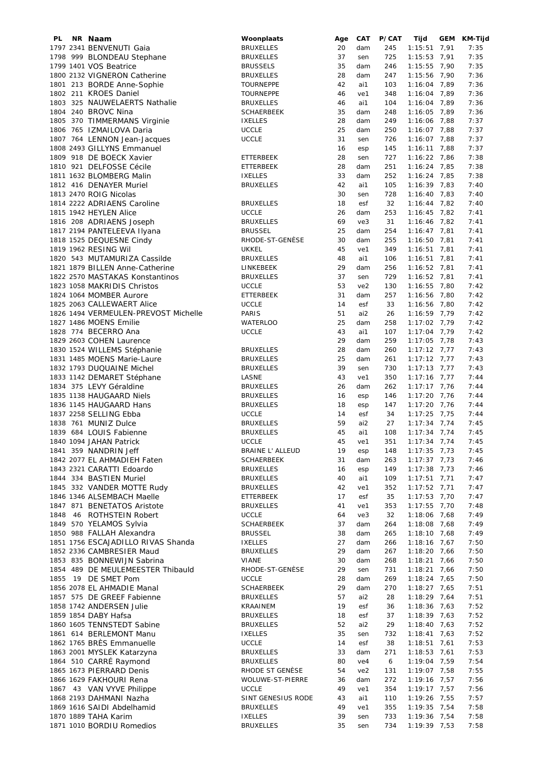| PL | NR | Naam | Woonplaats | Age | CAT | P/CAT | Tijd | GEM | KM-Tijd |
|---|---|---|---|---|---|---|---|---|---|
| 1797 | 2341 | BENVENUTI Gaia | BRUXELLES | 20 | dam | 245 | 1:15:51 | 7,91 | 7:35 |
| 1798 | 999 | BLONDEAU Stephane | BRUXELLES | 37 | sen | 725 | 1:15:53 | 7,91 | 7:35 |
| 1799 | 1401 | VOS Beatrice | BRUSSELS | 35 | dam | 246 | 1:15:55 | 7,90 | 7:35 |
| 1800 | 2132 | VIGNERON Catherine | BRUXELLES | 28 | dam | 247 | 1:15:56 | 7,90 | 7:36 |
| 1801 | 213 | BORDE Anne-Sophie | TOURNEPPE | 42 | ai1 | 103 | 1:16:04 | 7,89 | 7:36 |
| 1802 | 211 | KROES Daniel | TOURNEPPE | 46 | ve1 | 348 | 1:16:04 | 7,89 | 7:36 |
| 1803 | 325 | NAUWELAERTS Nathalie | BRUXELLES | 46 | ai1 | 104 | 1:16:04 | 7,89 | 7:36 |
| 1804 | 240 | BROVC Nina | SCHAERBEEK | 35 | dam | 248 | 1:16:05 | 7,89 | 7:36 |
| 1805 | 370 | TIMMERMANS Virginie | IXELLES | 28 | dam | 249 | 1:16:06 | 7,88 | 7:37 |
| 1806 | 765 | IZMAILOVA Daria | UCCLE | 25 | dam | 250 | 1:16:07 | 7,88 | 7:37 |
| 1807 | 764 | LENNON Jean-Jacques | UCCLE | 31 | sen | 726 | 1:16:07 | 7,88 | 7:37 |
| 1808 | 2493 | GILLYNS Emmanuel | | 16 | esp | 145 | 1:16:11 | 7,88 | 7:37 |
| 1809 | 918 | DE BOECK Xavier | ETTERBEEK | 28 | sen | 727 | 1:16:22 | 7,86 | 7:38 |
| 1810 | 921 | DELFOSSE Cécile | ETTERBEEK | 28 | dam | 251 | 1:16:24 | 7,85 | 7:38 |
| 1811 | 1632 | BLOMBERG Malin | IXELLES | 33 | dam | 252 | 1:16:24 | 7,85 | 7:38 |
| 1812 | 416 | DENAYER Muriel | BRUXELLES | 42 | ai1 | 105 | 1:16:39 | 7,83 | 7:40 |
| 1813 | 2470 | ROIG Nicolas | | 30 | sen | 728 | 1:16:40 | 7,83 | 7:40 |
| 1814 | 2222 | ADRIAENS Caroline | BRUXELLES | 18 | esf | 32 | 1:16:44 | 7,82 | 7:40 |
| 1815 | 1942 | HEYLEN Alice | UCCLE | 26 | dam | 253 | 1:16:45 | 7,82 | 7:41 |
| 1816 | 208 | ADRIAENS Joseph | BRUXELLES | 69 | ve3 | 31 | 1:16:46 | 7,82 | 7:41 |
| 1817 | 2194 | PANTELEEVA Ilyana | BRUSSEL | 25 | dam | 254 | 1:16:47 | 7,81 | 7:41 |
| 1818 | 1525 | DEQUESNE Cindy | RHODE-ST-GENÈSE | 30 | dam | 255 | 1:16:50 | 7,81 | 7:41 |
| 1819 | 1962 | RESING Wil | UKKEL | 45 | ve1 | 349 | 1:16:51 | 7,81 | 7:41 |
| 1820 | 543 | MUTAMURIZA Cassilde | BRUXELLES | 48 | ai1 | 106 | 1:16:51 | 7,81 | 7:41 |
| 1821 | 1879 | BILLEN Anne-Catherine | LINKEBEEK | 29 | dam | 256 | 1:16:52 | 7,81 | 7:41 |
| 1822 | 2570 | MASTAKAS Konstantinos | BRUXELLES | 37 | sen | 729 | 1:16:52 | 7,81 | 7:41 |
| 1823 | 1058 | MAKRIDIS Christos | UCCLE | 53 | ve2 | 130 | 1:16:55 | 7,80 | 7:42 |
| 1824 | 1064 | MOMBER Aurore | ETTERBEEK | 31 | dam | 257 | 1:16:56 | 7,80 | 7:42 |
| 1825 | 2063 | CALLEWAERT Alice | UCCLE | 14 | esf | 33 | 1:16:56 | 7,80 | 7:42 |
| 1826 | 1494 | VERMEULEN-PREVOST Michelle | PARIS | 51 | ai2 | 26 | 1:16:59 | 7,79 | 7:42 |
| 1827 | 1486 | MOENS Emilie | WATERLOO | 25 | dam | 258 | 1:17:02 | 7,79 | 7:42 |
| 1828 | 774 | BECERRO Ana | UCCLE | 43 | ai1 | 107 | 1:17:04 | 7,79 | 7:42 |
| 1829 | 2603 | COHEN Laurence | | 29 | dam | 259 | 1:17:05 | 7,78 | 7:43 |
| 1830 | 1524 | WILLEMS Stéphanie | BRUXELLES | 28 | dam | 260 | 1:17:12 | 7,77 | 7:43 |
| 1831 | 1485 | MOENS Marie-Laure | BRUXELLES | 25 | dam | 261 | 1:17:12 | 7,77 | 7:43 |
| 1832 | 1793 | DUQUAINE Michel | BRUXELLES | 39 | sen | 730 | 1:17:13 | 7,77 | 7:43 |
| 1833 | 1142 | DEMARET Stéphane | LASNE | 43 | ve1 | 350 | 1:17:16 | 7,77 | 7:44 |
| 1834 | 375 | LEVY Géraldine | BRUXELLES | 26 | dam | 262 | 1:17:17 | 7,76 | 7:44 |
| 1835 | 1138 | HAUGAARD Niels | BRUXELLES | 16 | esp | 146 | 1:17:20 | 7,76 | 7:44 |
| 1836 | 1145 | HAUGAARD Hans | BRUXELLES | 18 | esp | 147 | 1:17:20 | 7,76 | 7:44 |
| 1837 | 2258 | SELLING Ebba | UCCLE | 14 | esf | 34 | 1:17:25 | 7,75 | 7:44 |
| 1838 | 761 | MUNIZ Dulce | BRUXELLES | 59 | ai2 | 27 | 1:17:34 | 7,74 | 7:45 |
| 1839 | 684 | LOUIS Fabienne | BRUXELLES | 45 | ai1 | 108 | 1:17:34 | 7,74 | 7:45 |
| 1840 | 1094 | JAHAN Patrick | UCCLE | 45 | ve1 | 351 | 1:17:34 | 7,74 | 7:45 |
| 1841 | 359 | NANDRIN Jeff | BRAINE L' ALLEUD | 19 | esp | 148 | 1:17:35 | 7,73 | 7:45 |
| 1842 | 2077 | EL AHMADIEH Faten | SCHAERBEEK | 31 | dam | 263 | 1:17:37 | 7,73 | 7:46 |
| 1843 | 2321 | CARATTI Edoardo | BRUXELLES | 16 | esp | 149 | 1:17:38 | 7,73 | 7:46 |
| 1844 | 334 | BASTIEN Muriel | BRUXELLES | 40 | ai1 | 109 | 1:17:51 | 7,71 | 7:47 |
| 1845 | 332 | VANDER MOTTE Rudy | BRUXELLES | 42 | ve1 | 352 | 1:17:52 | 7,71 | 7:47 |
| 1846 | 1346 | ALSEMBACH Maelle | ETTERBEEK | 17 | esf | 35 | 1:17:53 | 7,70 | 7:47 |
| 1847 | 871 | BENETATOS Aristote | BRUXELLES | 41 | ve1 | 353 | 1:17:55 | 7,70 | 7:48 |
| 1848 | 46 | ROTHSTEIN Robert | UCCLE | 64 | ve3 | 32 | 1:18:06 | 7,68 | 7:49 |
| 1849 | 570 | YELAMOS Sylvia | SCHAERBEEK | 37 | dam | 264 | 1:18:08 | 7,68 | 7:49 |
| 1850 | 988 | FALLAH Alexandra | BRUSSEL | 38 | dam | 265 | 1:18:10 | 7,68 | 7:49 |
| 1851 | 1756 | ESCAJADILLO RIVAS Shanda | IXELLES | 27 | dam | 266 | 1:18:16 | 7,67 | 7:50 |
| 1852 | 2336 | CAMBRESIER Maud | BRUXELLES | 29 | dam | 267 | 1:18:20 | 7,66 | 7:50 |
| 1853 | 835 | BONNEWIJN Sabrina | VIANE | 30 | dam | 268 | 1:18:21 | 7,66 | 7:50 |
| 1854 | 489 | DE MEULEMEESTER Thibauld | RHODE-ST-GENÈSE | 29 | sen | 731 | 1:18:21 | 7,66 | 7:50 |
| 1855 | 19 | DE SMET Pom | UCCLE | 28 | dam | 269 | 1:18:24 | 7,65 | 7:50 |
| 1856 | 2078 | EL AHMADIE Manal | SCHAERBEEK | 29 | dam | 270 | 1:18:27 | 7,65 | 7:51 |
| 1857 | 575 | DE GREEF Fabienne | BRUXELLES | 57 | ai2 | 28 | 1:18:29 | 7,64 | 7:51 |
| 1858 | 1742 | ANDERSEN Julie | KRAAINEM | 19 | esf | 36 | 1:18:36 | 7,63 | 7:52 |
| 1859 | 1854 | DABY Hafsa | BRUXELLES | 18 | esf | 37 | 1:18:39 | 7,63 | 7:52 |
| 1860 | 1605 | TENNSTEDT Sabine | BRUXELLES | 52 | ai2 | 29 | 1:18:40 | 7,63 | 7:52 |
| 1861 | 614 | BERLEMONT Manu | IXELLES | 35 | sen | 732 | 1:18:41 | 7,63 | 7:52 |
| 1862 | 1765 | BRÈS Emmanuelle | UCCLE | 14 | esf | 38 | 1:18:51 | 7,61 | 7:53 |
| 1863 | 2001 | MYSLEK Katarzyna | BRUXELLES | 33 | dam | 271 | 1:18:53 | 7,61 | 7:53 |
| 1864 | 510 | CARRÉ Raymond | BRUXELLES | 80 | ve4 | 6 | 1:19:04 | 7,59 | 7:54 |
| 1865 | 1673 | PIERRARD Denis | RHODE ST GENÈSE | 54 | ve2 | 131 | 1:19:07 | 7,58 | 7:55 |
| 1866 | 1629 | FAKHOURI Rena | WOLUWE-ST-PIERRE | 36 | dam | 272 | 1:19:16 | 7,57 | 7:56 |
| 1867 | 43 | VAN VYVE Philippe | UCCLE | 49 | ve1 | 354 | 1:19:17 | 7,57 | 7:56 |
| 1868 | 2193 | DAHMANI Nazha | SINT GENESIUS RODE | 43 | ai1 | 110 | 1:19:26 | 7,55 | 7:57 |
| 1869 | 1616 | SAIDI Abdelhamid | BRUXELLES | 49 | ve1 | 355 | 1:19:35 | 7,54 | 7:58 |
| 1870 | 1889 | TAHA Karim | IXELLES | 39 | sen | 733 | 1:19:36 | 7,54 | 7:58 |
| 1871 | 1010 | BORDIU Romedios | BRUXELLES | 35 | sen | 734 | 1:19:39 | 7,53 | 7:58 |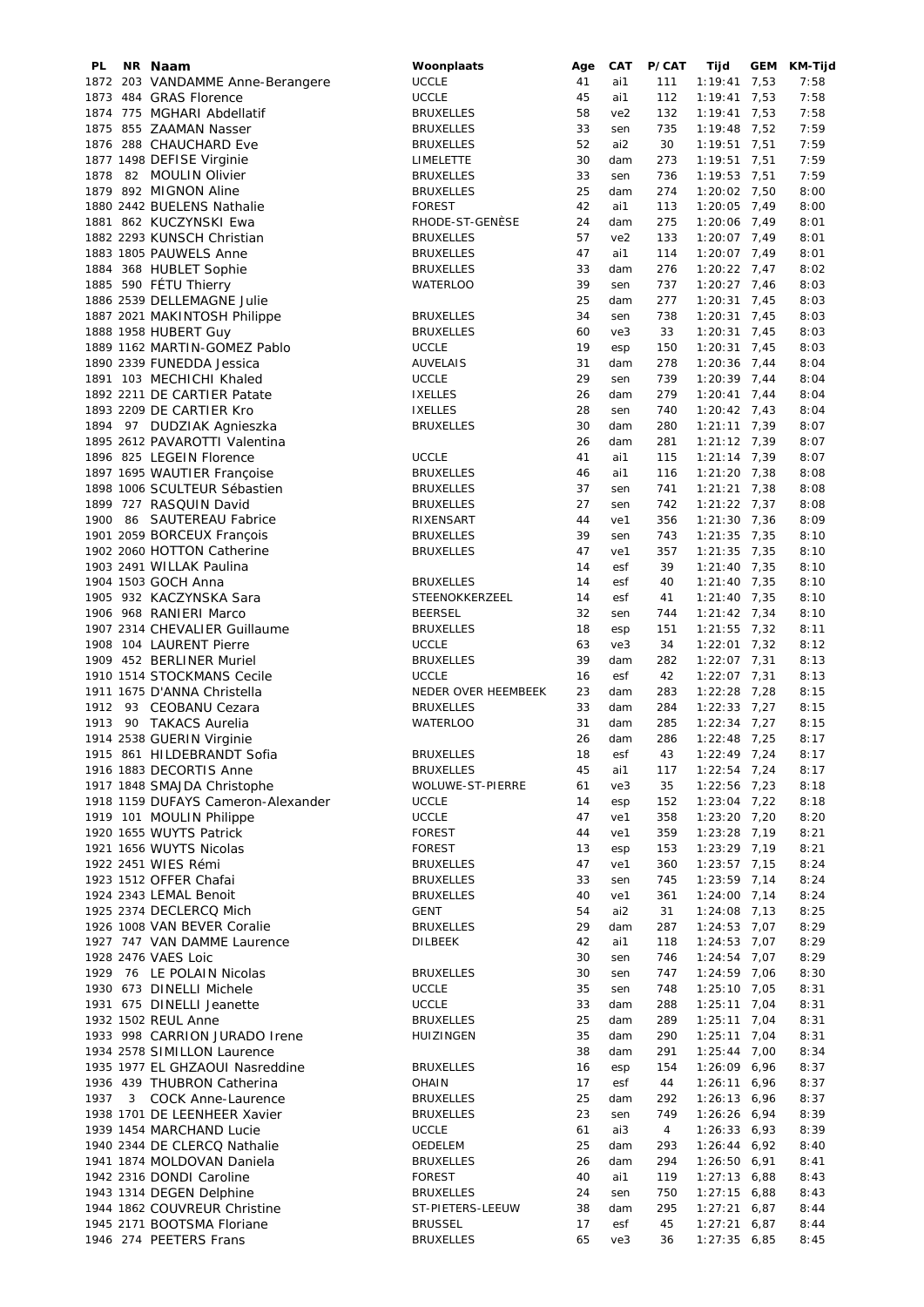| PL | NR | Naam | Woonplaats | Age | CAT | P/CAT | Tijd | GEM | KM-Tijd |
|---|---|---|---|---|---|---|---|---|---|
| 1872 | 203 | VANDAMME Anne-Berangere | UCCLE | 41 | ai1 | 111 | 1:19:41 | 7,53 | 7:58 |
| 1873 | 484 | GRAS Florence | UCCLE | 45 | ai1 | 112 | 1:19:41 | 7,53 | 7:58 |
| 1874 | 775 | MGHARI Abdellatif | BRUXELLES | 58 | ve2 | 132 | 1:19:41 | 7,53 | 7:58 |
| 1875 | 855 | ZAAMAN Nasser | BRUXELLES | 33 | sen | 735 | 1:19:48 | 7,52 | 7:59 |
| 1876 | 288 | CHAUCHARD Eve | BRUXELLES | 52 | ai2 | 30 | 1:19:51 | 7,51 | 7:59 |
| 1877 | 1498 | DEFISE Virginie | LIMELETTE | 30 | dam | 273 | 1:19:51 | 7,51 | 7:59 |
| 1878 | 82 | MOULIN Olivier | BRUXELLES | 33 | sen | 736 | 1:19:53 | 7,51 | 7:59 |
| 1879 | 892 | MIGNON Aline | BRUXELLES | 25 | dam | 274 | 1:20:02 | 7,50 | 8:00 |
| 1880 | 2442 | BUELENS Nathalie | FOREST | 42 | ai1 | 113 | 1:20:05 | 7,49 | 8:00 |
| 1881 | 862 | KUCZYNSKI Ewa | RHODE-ST-GENÈSE | 24 | dam | 275 | 1:20:06 | 7,49 | 8:01 |
| 1882 | 2293 | KUNSCH Christian | BRUXELLES | 57 | ve2 | 133 | 1:20:07 | 7,49 | 8:01 |
| 1883 | 1805 | PAUWELS Anne | BRUXELLES | 47 | ai1 | 114 | 1:20:07 | 7,49 | 8:01 |
| 1884 | 368 | HUBLET Sophie | BRUXELLES | 33 | dam | 276 | 1:20:22 | 7,47 | 8:02 |
| 1885 | 590 | FÉTU Thierry | WATERLOO | 39 | sen | 737 | 1:20:27 | 7,46 | 8:03 |
| 1886 | 2539 | DELLEMAGNE Julie | | 25 | dam | 277 | 1:20:31 | 7,45 | 8:03 |
| 1887 | 2021 | MAKINTOSH Philippe | BRUXELLES | 34 | sen | 738 | 1:20:31 | 7,45 | 8:03 |
| 1888 | 1958 | HUBERT Guy | BRUXELLES | 60 | ve3 | 33 | 1:20:31 | 7,45 | 8:03 |
| 1889 | 1162 | MARTIN-GOMEZ Pablo | UCCLE | 19 | esp | 150 | 1:20:31 | 7,45 | 8:03 |
| 1890 | 2339 | FUNEDDA Jessica | AUVELAIS | 31 | dam | 278 | 1:20:36 | 7,44 | 8:04 |
| 1891 | 103 | MECHICHI Khaled | UCCLE | 29 | sen | 739 | 1:20:39 | 7,44 | 8:04 |
| 1892 | 2211 | DE CARTIER Patate | IXELLES | 26 | dam | 279 | 1:20:41 | 7,44 | 8:04 |
| 1893 | 2209 | DE CARTIER Kro | IXELLES | 28 | sen | 740 | 1:20:42 | 7,43 | 8:04 |
| 1894 | 97 | DUDZIAK Agnieszka | BRUXELLES | 30 | dam | 280 | 1:21:11 | 7,39 | 8:07 |
| 1895 | 2612 | PAVAROTTI Valentina | | 26 | dam | 281 | 1:21:12 | 7,39 | 8:07 |
| 1896 | 825 | LEGEIN Florence | UCCLE | 41 | ai1 | 115 | 1:21:14 | 7,39 | 8:07 |
| 1897 | 1695 | WAUTIER Françoise | BRUXELLES | 46 | ai1 | 116 | 1:21:20 | 7,38 | 8:08 |
| 1898 | 1006 | SCULTEUR Sébastien | BRUXELLES | 37 | sen | 741 | 1:21:21 | 7,38 | 8:08 |
| 1899 | 727 | RASQUIN David | BRUXELLES | 27 | sen | 742 | 1:21:22 | 7,37 | 8:08 |
| 1900 | 86 | SAUTEREAU Fabrice | RIXENSART | 44 | ve1 | 356 | 1:21:30 | 7,36 | 8:09 |
| 1901 | 2059 | BORCEUX François | BRUXELLES | 39 | sen | 743 | 1:21:35 | 7,35 | 8:10 |
| 1902 | 2060 | HOTTON Catherine | BRUXELLES | 47 | ve1 | 357 | 1:21:35 | 7,35 | 8:10 |
| 1903 | 2491 | WILLAK Paulina | | 14 | esf | 39 | 1:21:40 | 7,35 | 8:10 |
| 1904 | 1503 | GOCH Anna | BRUXELLES | 14 | esf | 40 | 1:21:40 | 7,35 | 8:10 |
| 1905 | 932 | KACZYNSKA Sara | STEENOKKERZEEL | 14 | esf | 41 | 1:21:40 | 7,35 | 8:10 |
| 1906 | 968 | RANIERI Marco | BEERSEL | 32 | sen | 744 | 1:21:42 | 7,34 | 8:10 |
| 1907 | 2314 | CHEVALIER Guillaume | BRUXELLES | 18 | esp | 151 | 1:21:55 | 7,32 | 8:11 |
| 1908 | 104 | LAURENT Pierre | UCCLE | 63 | ve3 | 34 | 1:22:01 | 7,32 | 8:12 |
| 1909 | 452 | BERLINER Muriel | BRUXELLES | 39 | dam | 282 | 1:22:07 | 7,31 | 8:13 |
| 1910 | 1514 | STOCKMANS Cecile | UCCLE | 16 | esf | 42 | 1:22:07 | 7,31 | 8:13 |
| 1911 | 1675 | D'ANNA Christella | NEDER OVER HEEMBEEK | 23 | dam | 283 | 1:22:28 | 7,28 | 8:15 |
| 1912 | 93 | CEOBANU Cezara | BRUXELLES | 33 | dam | 284 | 1:22:33 | 7,27 | 8:15 |
| 1913 | 90 | TAKACS Aurelia | WATERLOO | 31 | dam | 285 | 1:22:34 | 7,27 | 8:15 |
| 1914 | 2538 | GUERIN Virginie | | 26 | dam | 286 | 1:22:48 | 7,25 | 8:17 |
| 1915 | 861 | HILDEBRANDT Sofia | BRUXELLES | 18 | esf | 43 | 1:22:49 | 7,24 | 8:17 |
| 1916 | 1883 | DECORTIS Anne | BRUXELLES | 45 | ai1 | 117 | 1:22:54 | 7,24 | 8:17 |
| 1917 | 1848 | SMAJDA Christophe | WOLUWE-ST-PIERRE | 61 | ve3 | 35 | 1:22:56 | 7,23 | 8:18 |
| 1918 | 1159 | DUFAYS Cameron-Alexander | UCCLE | 14 | esp | 152 | 1:23:04 | 7,22 | 8:18 |
| 1919 | 101 | MOULIN Philippe | UCCLE | 47 | ve1 | 358 | 1:23:20 | 7,20 | 8:20 |
| 1920 | 1655 | WUYTS Patrick | FOREST | 44 | ve1 | 359 | 1:23:28 | 7,19 | 8:21 |
| 1921 | 1656 | WUYTS Nicolas | FOREST | 13 | esp | 153 | 1:23:29 | 7,19 | 8:21 |
| 1922 | 2451 | WIES Rémi | BRUXELLES | 47 | ve1 | 360 | 1:23:57 | 7,15 | 8:24 |
| 1923 | 1512 | OFFER Chafai | BRUXELLES | 33 | sen | 745 | 1:23:59 | 7,14 | 8:24 |
| 1924 | 2343 | LEMAL Benoit | BRUXELLES | 40 | ve1 | 361 | 1:24:00 | 7,14 | 8:24 |
| 1925 | 2374 | DECLERCQ Mich | GENT | 54 | ai2 | 31 | 1:24:08 | 7,13 | 8:25 |
| 1926 | 1008 | VAN BEVER Coralie | BRUXELLES | 29 | dam | 287 | 1:24:53 | 7,07 | 8:29 |
| 1927 | 747 | VAN DAMME Laurence | DILBEEK | 42 | ai1 | 118 | 1:24:53 | 7,07 | 8:29 |
| 1928 | 2476 | VAES Loic | | 30 | sen | 746 | 1:24:54 | 7,07 | 8:29 |
| 1929 | 76 | LE POLAIN Nicolas | BRUXELLES | 30 | sen | 747 | 1:24:59 | 7,06 | 8:30 |
| 1930 | 673 | DINELLI Michele | UCCLE | 35 | sen | 748 | 1:25:10 | 7,05 | 8:31 |
| 1931 | 675 | DINELLI Jeanette | UCCLE | 33 | dam | 288 | 1:25:11 | 7,04 | 8:31 |
| 1932 | 1502 | REUL Anne | BRUXELLES | 25 | dam | 289 | 1:25:11 | 7,04 | 8:31 |
| 1933 | 998 | CARRION JURADO Irene | HUIZINGEN | 35 | dam | 290 | 1:25:11 | 7,04 | 8:31 |
| 1934 | 2578 | SIMILLON Laurence | | 38 | dam | 291 | 1:25:44 | 7,00 | 8:34 |
| 1935 | 1977 | EL GHZAOUI Nasreddine | BRUXELLES | 16 | esp | 154 | 1:26:09 | 6,96 | 8:37 |
| 1936 | 439 | THUBRON Catherina | OHAIN | 17 | esf | 44 | 1:26:11 | 6,96 | 8:37 |
| 1937 | 3 | COCK Anne-Laurence | BRUXELLES | 25 | dam | 292 | 1:26:13 | 6,96 | 8:37 |
| 1938 | 1701 | DE LEENHEER Xavier | BRUXELLES | 23 | sen | 749 | 1:26:26 | 6,94 | 8:39 |
| 1939 | 1454 | MARCHAND Lucie | UCCLE | 61 | ai3 | 4 | 1:26:33 | 6,93 | 8:39 |
| 1940 | 2344 | DE CLERCQ Nathalie | OEDELEM | 25 | dam | 293 | 1:26:44 | 6,92 | 8:40 |
| 1941 | 1874 | MOLDOVAN Daniela | BRUXELLES | 26 | dam | 294 | 1:26:50 | 6,91 | 8:41 |
| 1942 | 2316 | DONDI Caroline | FOREST | 40 | ai1 | 119 | 1:27:13 | 6,88 | 8:43 |
| 1943 | 1314 | DEGEN Delphine | BRUXELLES | 24 | sen | 750 | 1:27:15 | 6,88 | 8:43 |
| 1944 | 1862 | COUVREUR Christine | ST-PIETERS-LEEUW | 38 | dam | 295 | 1:27:21 | 6,87 | 8:44 |
| 1945 | 2171 | BOOTSMA Floriane | BRUSSEL | 17 | esf | 45 | 1:27:21 | 6,87 | 8:44 |
| 1946 | 274 | PEETERS Frans | BRUXELLES | 65 | ve3 | 36 | 1:27:35 | 6,85 | 8:45 |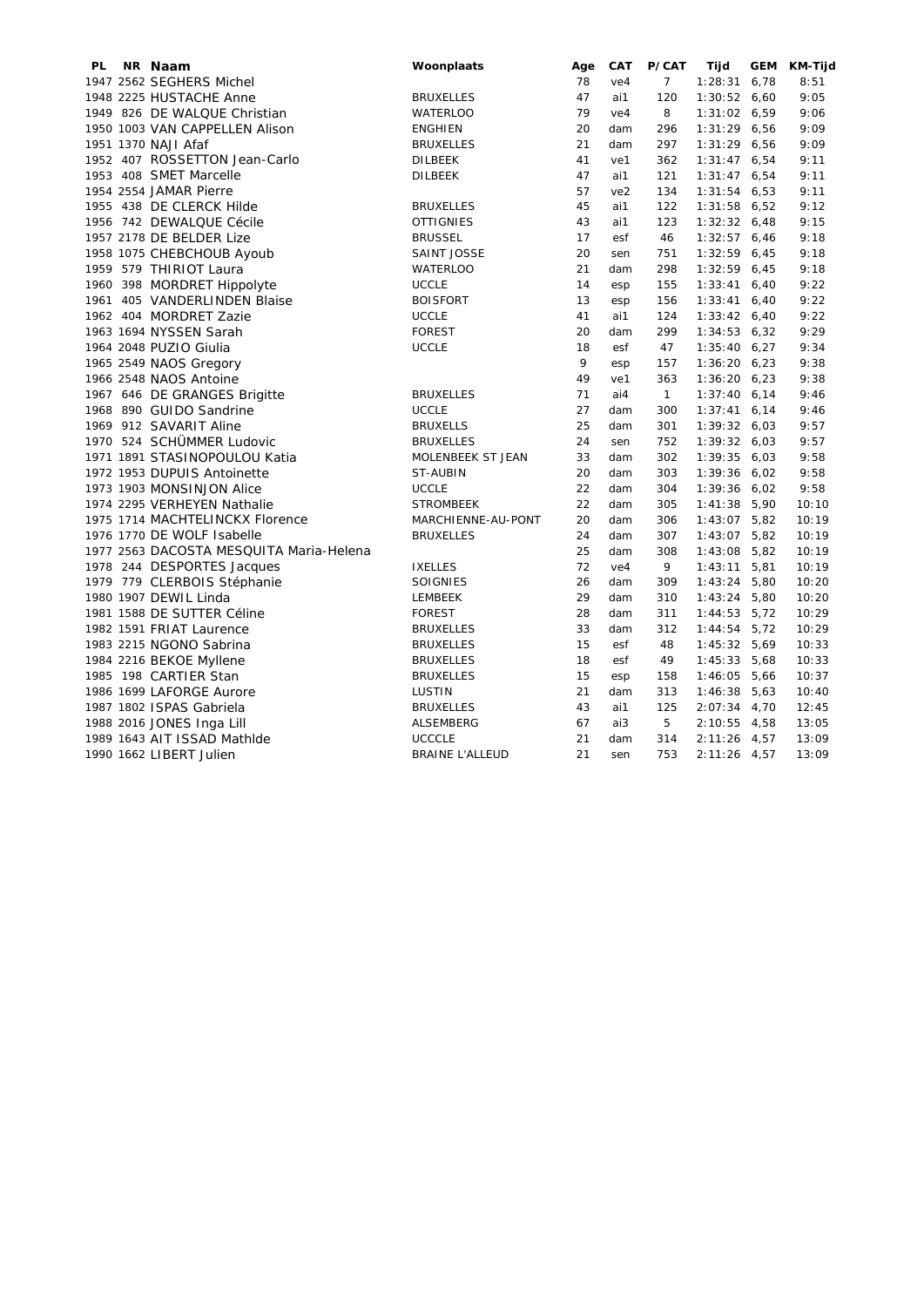| PL | NR | Naam | Woonplaats | Age | CAT | P/CAT | Tijd | GEM | KM-Tijd |
|---|---|---|---|---|---|---|---|---|---|
| 1947 | 2562 | SEGHERS Michel | | 78 | ve4 | 7 | 1:28:31 | 6,78 | 8:51 |
| 1948 | 2225 | HUSTACHE Anne | BRUXELLES | 47 | ai1 | 120 | 1:30:52 | 6,60 | 9:05 |
| 1949 | 826 | DE WALQUE Christian | WATERLOO | 79 | ve4 | 8 | 1:31:02 | 6,59 | 9:06 |
| 1950 | 1003 | VAN CAPPELLEN Alison | ENGHIEN | 20 | dam | 296 | 1:31:29 | 6,56 | 9:09 |
| 1951 | 1370 | NAJI Afaf | BRUXELLES | 21 | dam | 297 | 1:31:29 | 6,56 | 9:09 |
| 1952 | 407 | ROSSETTON Jean-Carlo | DILBEEK | 41 | ve1 | 362 | 1:31:47 | 6,54 | 9:11 |
| 1953 | 408 | SMET Marcelle | DILBEEK | 47 | ai1 | 121 | 1:31:47 | 6,54 | 9:11 |
| 1954 | 2554 | JAMAR Pierre | | 57 | ve2 | 134 | 1:31:54 | 6,53 | 9:11 |
| 1955 | 438 | DE CLERCK Hilde | BRUXELLES | 45 | ai1 | 122 | 1:31:58 | 6,52 | 9:12 |
| 1956 | 742 | DEWALQUE Cécile | OTTIGNIES | 43 | ai1 | 123 | 1:32:32 | 6,48 | 9:15 |
| 1957 | 2178 | DE BELDER Lize | BRUSSEL | 17 | esf | 46 | 1:32:57 | 6,46 | 9:18 |
| 1958 | 1075 | CHEBCHOUB Ayoub | SAINT JOSSE | 20 | sen | 751 | 1:32:59 | 6,45 | 9:18 |
| 1959 | 579 | THIRIOT Laura | WATERLOO | 21 | dam | 298 | 1:32:59 | 6,45 | 9:18 |
| 1960 | 398 | MORDRET Hippolyte | UCCLE | 14 | esp | 155 | 1:33:41 | 6,40 | 9:22 |
| 1961 | 405 | VANDERLINDEN Blaise | BOISFORT | 13 | esp | 156 | 1:33:41 | 6,40 | 9:22 |
| 1962 | 404 | MORDRET Zazie | UCCLE | 41 | ai1 | 124 | 1:33:42 | 6,40 | 9:22 |
| 1963 | 1694 | NYSSEN Sarah | FOREST | 20 | dam | 299 | 1:34:53 | 6,32 | 9:29 |
| 1964 | 2048 | PUZIO Giulia | UCCLE | 18 | esf | 47 | 1:35:40 | 6,27 | 9:34 |
| 1965 | 2549 | NAOS Gregory | | 9 | esp | 157 | 1:36:20 | 6,23 | 9:38 |
| 1966 | 2548 | NAOS Antoine | | 49 | ve1 | 363 | 1:36:20 | 6,23 | 9:38 |
| 1967 | 646 | DE GRANGES Brigitte | BRUXELLES | 71 | ai4 | 1 | 1:37:40 | 6,14 | 9:46 |
| 1968 | 890 | GUIDO Sandrine | UCCLE | 27 | dam | 300 | 1:37:41 | 6,14 | 9:46 |
| 1969 | 912 | SAVARIT Aline | BRUXELLS | 25 | dam | 301 | 1:39:32 | 6,03 | 9:57 |
| 1970 | 524 | SCHÜMMER Ludovic | BRUXELLES | 24 | sen | 752 | 1:39:32 | 6,03 | 9:57 |
| 1971 | 1891 | STASINOPOULOU Katia | MOLENBEEK ST JEAN | 33 | dam | 302 | 1:39:35 | 6,03 | 9:58 |
| 1972 | 1953 | DUPUIS Antoinette | ST-AUBIN | 20 | dam | 303 | 1:39:36 | 6,02 | 9:58 |
| 1973 | 1903 | MONSINJON Alice | UCCLE | 22 | dam | 304 | 1:39:36 | 6,02 | 9:58 |
| 1974 | 2295 | VERHEYEN Nathalie | STROMBEEK | 22 | dam | 305 | 1:41:38 | 5,90 | 10:10 |
| 1975 | 1714 | MACHTELINCKX Florence | MARCHIENNE-AU-PONT | 20 | dam | 306 | 1:43:07 | 5,82 | 10:19 |
| 1976 | 1770 | DE WOLF Isabelle | BRUXELLES | 24 | dam | 307 | 1:43:07 | 5,82 | 10:19 |
| 1977 | 2563 | DACOSTA MESQUITA Maria-Helena | | 25 | dam | 308 | 1:43:08 | 5,82 | 10:19 |
| 1978 | 244 | DESPORTES Jacques | IXELLES | 72 | ve4 | 9 | 1:43:11 | 5,81 | 10:19 |
| 1979 | 779 | CLERBOIS Stéphanie | SOIGNIES | 26 | dam | 309 | 1:43:24 | 5,80 | 10:20 |
| 1980 | 1907 | DEWIL Linda | LEMBEEK | 29 | dam | 310 | 1:43:24 | 5,80 | 10:20 |
| 1981 | 1588 | DE SUTTER Céline | FOREST | 28 | dam | 311 | 1:44:53 | 5,72 | 10:29 |
| 1982 | 1591 | FRIAT Laurence | BRUXELLES | 33 | dam | 312 | 1:44:54 | 5,72 | 10:29 |
| 1983 | 2215 | NGONO Sabrina | BRUXELLES | 15 | esf | 48 | 1:45:32 | 5,69 | 10:33 |
| 1984 | 2216 | BEKOE Myllene | BRUXELLES | 18 | esf | 49 | 1:45:33 | 5,68 | 10:33 |
| 1985 | 198 | CARTIER Stan | BRUXELLES | 15 | esp | 158 | 1:46:05 | 5,66 | 10:37 |
| 1986 | 1699 | LAFORGE Aurore | LUSTIN | 21 | dam | 313 | 1:46:38 | 5,63 | 10:40 |
| 1987 | 1802 | ISPAS Gabriela | BRUXELLES | 43 | ai1 | 125 | 2:07:34 | 4,70 | 12:45 |
| 1988 | 2016 | JONES Inga Lill | ALSEMBERG | 67 | ai3 | 5 | 2:10:55 | 4,58 | 13:05 |
| 1989 | 1643 | AIT ISSAD Mathlde | UCCCLE | 21 | dam | 314 | 2:11:26 | 4,57 | 13:09 |
| 1990 | 1662 | LIBERT Julien | BRAINE L'ALLEUD | 21 | sen | 753 | 2:11:26 | 4,57 | 13:09 |